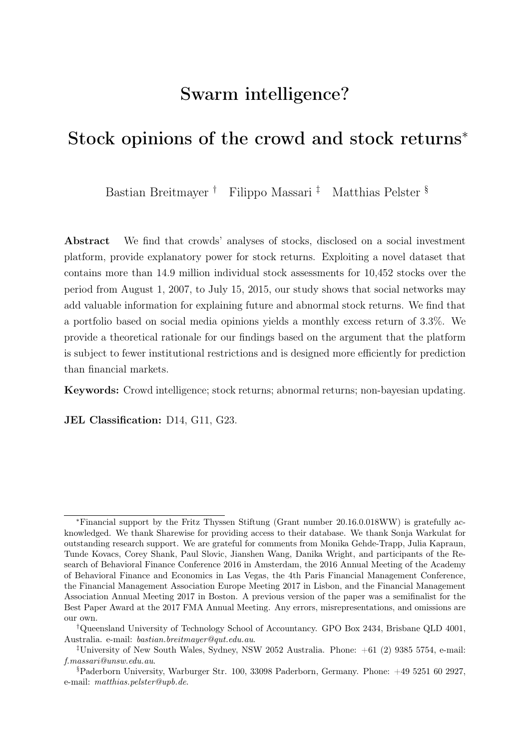# Swarm intelligence?

# Stock opinions of the crowd and stock returns*

Bastian Breitmayer † Filippo Massari ‡ Matthias Pelster §

**Abstract** We find that crowds' analyses of stocks, disclosed on a social investment platform, provide explanatory power for stock returns. Exploiting a novel dataset that contains more than 14.9 million individual stock assessments for 10,452 stocks over the period from August 1, 2007, to July 15, 2015, our study shows that social networks may add valuable information for explaining future and abnormal stock returns. We find that a portfolio based on social media opinions yields a monthly excess return of 3.3%. We provide a theoretical rationale for our findings based on the argument that the platform is subject to fewer institutional restrictions and is designed more efficiently for prediction than financial markets.

**Keywords:** Crowd intelligence; stock returns; abnormal returns; non-bayesian updating.

**JEL Classification:** D14, G11, G23.

---

*Financial support by the Fritz Thyssen Stiftung (Grant number 20.16.0.018WW) is gratefully acknowledged. We thank Sharewise for providing access to their database. We thank Sonja Warkulat for outstanding research support. We are grateful for comments from Monika Gehde-Trapp, Julia Kapraun, Tunde Kovacs, Corey Shank, Paul Slovic, Jianshen Wang, Danika Wright, and participants of the Research of Behavioral Finance Conference 2016 in Amsterdam, the 2016 Annual Meeting of the Academy of Behavioral Finance and Economics in Las Vegas, the 4th Paris Financial Management Conference, the Financial Management Association Europe Meeting 2017 in Lisbon, and the Financial Management Association Annual Meeting 2017 in Boston. A previous version of the paper was a semifinalist for the Best Paper Award at the 2017 FMA Annual Meeting. Any errors, misrepresentations, and omissions are our own.

†Queensland University of Technology School of Accountancy. GPO Box 2434, Brisbane QLD 4001, Australia. e-mail: *bastian.breitmayer@qut.edu.au*.

‡University of New South Wales, Sydney, NSW 2052 Australia. Phone: +61 (2) 9385 5754, e-mail: *f.massari@unsw.edu.au*.

§Paderborn University, Warburger Str. 100, 33098 Paderborn, Germany. Phone: +49 5251 60 2927, e-mail: *matthias.pelster@upb.de*.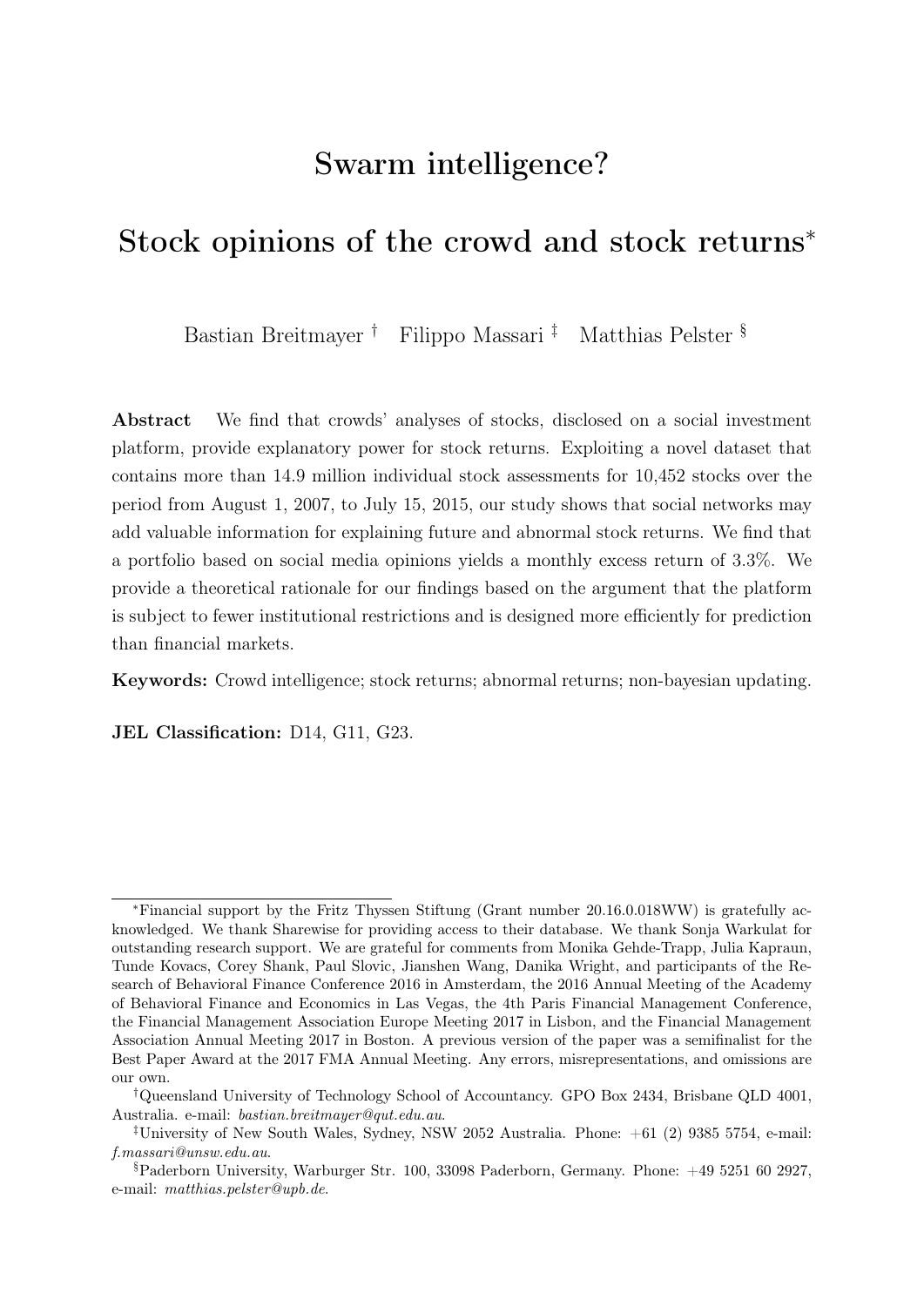# Swarm intelligence?

# Stock opinions of the crowd and stock returns*

Bastian Breitmayer † Filippo Massari ‡ Matthias Pelster §

**Abstract** We find that crowds' analyses of stocks, disclosed on a social investment platform, provide explanatory power for stock returns. Exploiting a novel dataset that contains more than 14.9 million individual stock assessments for 10,452 stocks over the period from August 1, 2007, to July 15, 2015, our study shows that social networks may add valuable information for explaining future and abnormal stock returns. We find that a portfolio based on social media opinions yields a monthly excess return of 3.3%. We provide a theoretical rationale for our findings based on the argument that the platform is subject to fewer institutional restrictions and is designed more efficiently for prediction than financial markets.

**Keywords:** Crowd intelligence; stock returns; abnormal returns; non-bayesian updating.

**JEL Classification:** D14, G11, G23.

---

*Financial support by the Fritz Thyssen Stiftung (Grant number 20.16.0.018WW) is gratefully acknowledged. We thank Sharewise for providing access to their database. We thank Sonja Warkulat for outstanding research support. We are grateful for comments from Monika Gehde-Trapp, Julia Kapraun, Tunde Kovacs, Corey Shank, Paul Slovic, Jianshen Wang, Danika Wright, and participants of the Research of Behavioral Finance Conference 2016 in Amsterdam, the 2016 Annual Meeting of the Academy of Behavioral Finance and Economics in Las Vegas, the 4th Paris Financial Management Conference, the Financial Management Association Europe Meeting 2017 in Lisbon, and the Financial Management Association Annual Meeting 2017 in Boston. A previous version of the paper was a semifinalist for the Best Paper Award at the 2017 FMA Annual Meeting. Any errors, misrepresentations, and omissions are our own.

†Queensland University of Technology School of Accountancy. GPO Box 2434, Brisbane QLD 4001, Australia. e-mail: *bastian.breitmayer@qut.edu.au*.

‡University of New South Wales, Sydney, NSW 2052 Australia. Phone: +61 (2) 9385 5754, e-mail: *f.massari@unsw.edu.au*.

§Paderborn University, Warburger Str. 100, 33098 Paderborn, Germany. Phone: +49 5251 60 2927, e-mail: *matthias.pelster@upb.de*.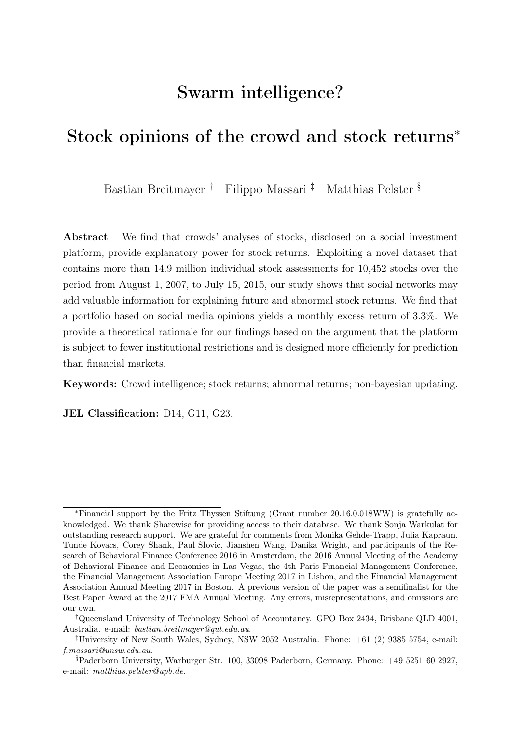# Swarm intelligence?

# Stock opinions of the crowd and stock returns*

Bastian Breitmayer † Filippo Massari ‡ Matthias Pelster §

**Abstract** We find that crowds' analyses of stocks, disclosed on a social investment platform, provide explanatory power for stock returns. Exploiting a novel dataset that contains more than 14.9 million individual stock assessments for 10,452 stocks over the period from August 1, 2007, to July 15, 2015, our study shows that social networks may add valuable information for explaining future and abnormal stock returns. We find that a portfolio based on social media opinions yields a monthly excess return of 3.3%. We provide a theoretical rationale for our findings based on the argument that the platform is subject to fewer institutional restrictions and is designed more efficiently for prediction than financial markets.

**Keywords:** Crowd intelligence; stock returns; abnormal returns; non-bayesian updating.

**JEL Classification:** D14, G11, G23.

---

*Financial support by the Fritz Thyssen Stiftung (Grant number 20.16.0.018WW) is gratefully acknowledged. We thank Sharewise for providing access to their database. We thank Sonja Warkulat for outstanding research support. We are grateful for comments from Monika Gehde-Trapp, Julia Kapraun, Tunde Kovacs, Corey Shank, Paul Slovic, Jianshen Wang, Danika Wright, and participants of the Research of Behavioral Finance Conference 2016 in Amsterdam, the 2016 Annual Meeting of the Academy of Behavioral Finance and Economics in Las Vegas, the 4th Paris Financial Management Conference, the Financial Management Association Europe Meeting 2017 in Lisbon, and the Financial Management Association Annual Meeting 2017 in Boston. A previous version of the paper was a semifinalist for the Best Paper Award at the 2017 FMA Annual Meeting. Any errors, misrepresentations, and omissions are our own.

†Queensland University of Technology School of Accountancy. GPO Box 2434, Brisbane QLD 4001, Australia. e-mail: *bastian.breitmayer@qut.edu.au*.

‡University of New South Wales, Sydney, NSW 2052 Australia. Phone: +61 (2) 9385 5754, e-mail: *f.massari@unsw.edu.au*.

§Paderborn University, Warburger Str. 100, 33098 Paderborn, Germany. Phone: +49 5251 60 2927, e-mail: *matthias.pelster@upb.de*.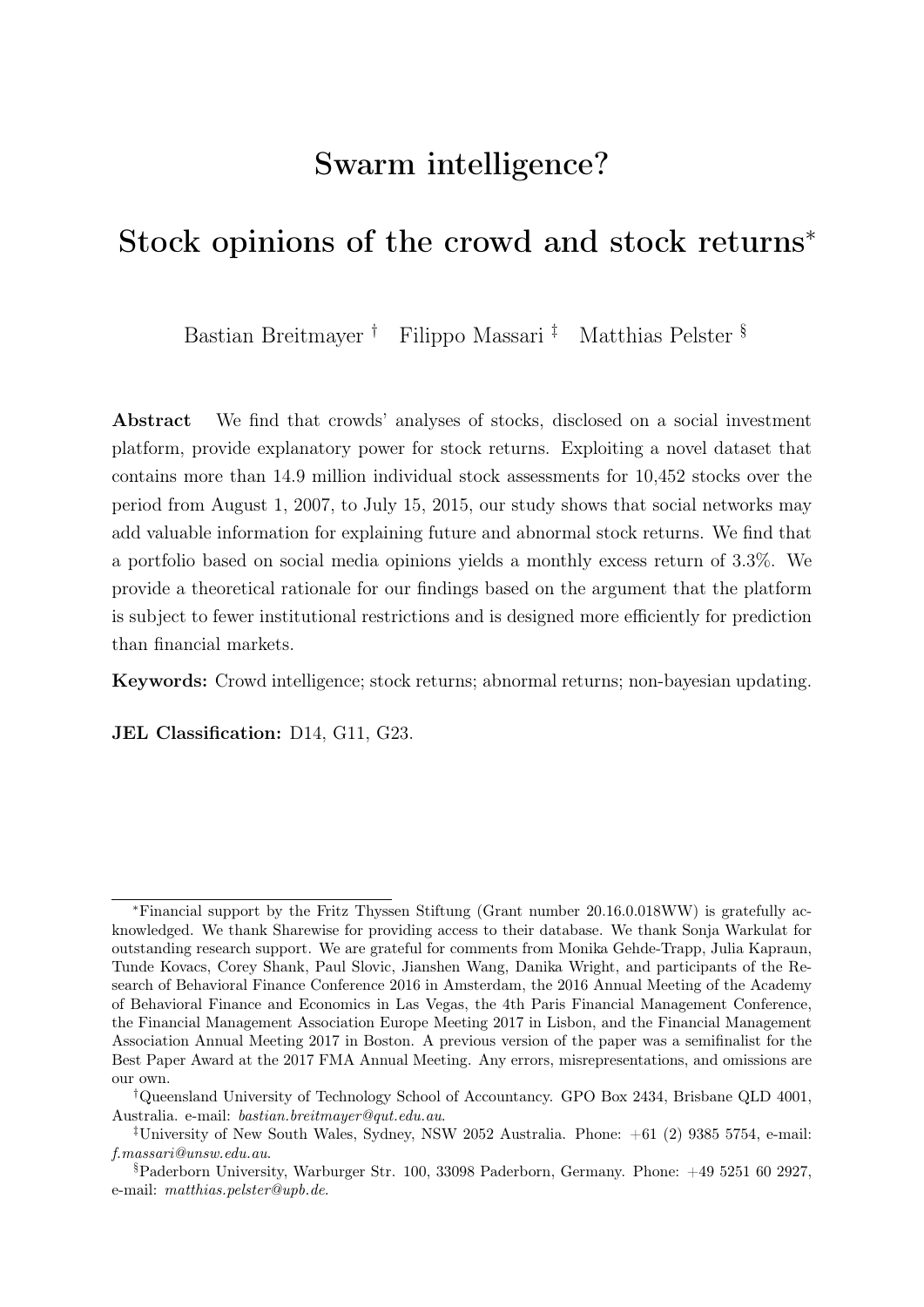# Swarm intelligence?

# Stock opinions of the crowd and stock returns*

Bastian Breitmayer † Filippo Massari ‡ Matthias Pelster §

**Abstract** We find that crowds' analyses of stocks, disclosed on a social investment platform, provide explanatory power for stock returns. Exploiting a novel dataset that contains more than 14.9 million individual stock assessments for 10,452 stocks over the period from August 1, 2007, to July 15, 2015, our study shows that social networks may add valuable information for explaining future and abnormal stock returns. We find that a portfolio based on social media opinions yields a monthly excess return of 3.3%. We provide a theoretical rationale for our findings based on the argument that the platform is subject to fewer institutional restrictions and is designed more efficiently for prediction than financial markets.

**Keywords:** Crowd intelligence; stock returns; abnormal returns; non-bayesian updating.

**JEL Classification:** D14, G11, G23.

---

*Financial support by the Fritz Thyssen Stiftung (Grant number 20.16.0.018WW) is gratefully acknowledged. We thank Sharewise for providing access to their database. We thank Sonja Warkulat for outstanding research support. We are grateful for comments from Monika Gehde-Trapp, Julia Kapraun, Tunde Kovacs, Corey Shank, Paul Slovic, Jianshen Wang, Danika Wright, and participants of the Research of Behavioral Finance Conference 2016 in Amsterdam, the 2016 Annual Meeting of the Academy of Behavioral Finance and Economics in Las Vegas, the 4th Paris Financial Management Conference, the Financial Management Association Europe Meeting 2017 in Lisbon, and the Financial Management Association Annual Meeting 2017 in Boston. A previous version of the paper was a semifinalist for the Best Paper Award at the 2017 FMA Annual Meeting. Any errors, misrepresentations, and omissions are our own.

†Queensland University of Technology School of Accountancy. GPO Box 2434, Brisbane QLD 4001, Australia. e-mail: *bastian.breitmayer@qut.edu.au*.

‡University of New South Wales, Sydney, NSW 2052 Australia. Phone: +61 (2) 9385 5754, e-mail: *f.massari@unsw.edu.au*.

§Paderborn University, Warburger Str. 100, 33098 Paderborn, Germany. Phone: +49 5251 60 2927, e-mail: *matthias.pelster@upb.de*.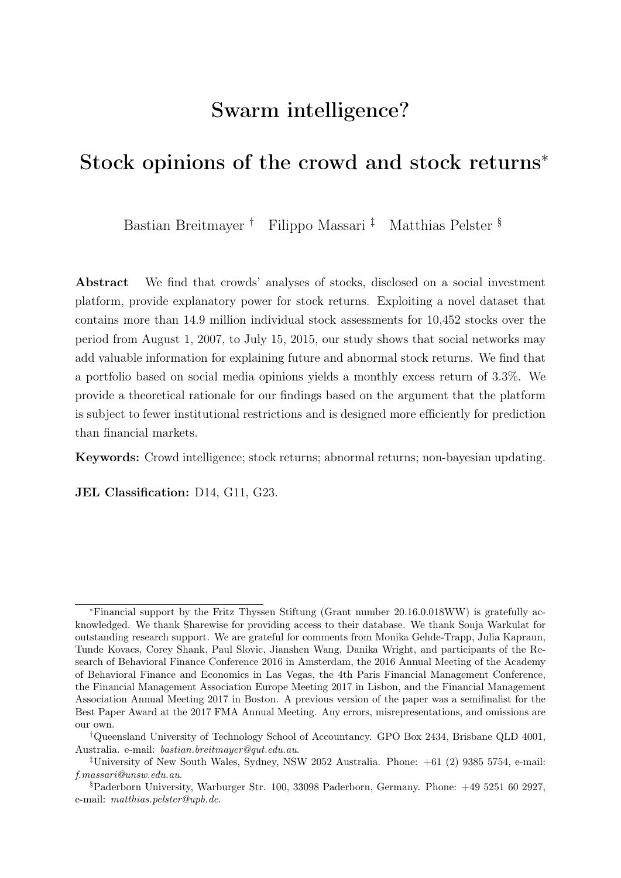# Swarm intelligence?

# Stock opinions of the crowd and stock returns*

Bastian Breitmayer † Filippo Massari ‡ Matthias Pelster §

**Abstract** We find that crowds' analyses of stocks, disclosed on a social investment platform, provide explanatory power for stock returns. Exploiting a novel dataset that contains more than 14.9 million individual stock assessments for 10,452 stocks over the period from August 1, 2007, to July 15, 2015, our study shows that social networks may add valuable information for explaining future and abnormal stock returns. We find that a portfolio based on social media opinions yields a monthly excess return of 3.3%. We provide a theoretical rationale for our findings based on the argument that the platform is subject to fewer institutional restrictions and is designed more efficiently for prediction than financial markets.

**Keywords:** Crowd intelligence; stock returns; abnormal returns; non-bayesian updating.

**JEL Classification:** D14, G11, G23.

---

*Financial support by the Fritz Thyssen Stiftung (Grant number 20.16.0.018WW) is gratefully acknowledged. We thank Sharewise for providing access to their database. We thank Sonja Warkulat for outstanding research support. We are grateful for comments from Monika Gehde-Trapp, Julia Kapraun, Tunde Kovacs, Corey Shank, Paul Slovic, Jianshen Wang, Danika Wright, and participants of the Research of Behavioral Finance Conference 2016 in Amsterdam, the 2016 Annual Meeting of the Academy of Behavioral Finance and Economics in Las Vegas, the 4th Paris Financial Management Conference, the Financial Management Association Europe Meeting 2017 in Lisbon, and the Financial Management Association Annual Meeting 2017 in Boston. A previous version of the paper was a semifinalist for the Best Paper Award at the 2017 FMA Annual Meeting. Any errors, misrepresentations, and omissions are our own.

†Queensland University of Technology School of Accountancy. GPO Box 2434, Brisbane QLD 4001, Australia. e-mail: *bastian.breitmayer@qut.edu.au*.

‡University of New South Wales, Sydney, NSW 2052 Australia. Phone: +61 (2) 9385 5754, e-mail: *f.massari@unsw.edu.au*.

§Paderborn University, Warburger Str. 100, 33098 Paderborn, Germany. Phone: +49 5251 60 2927, e-mail: *matthias.pelster@upb.de*.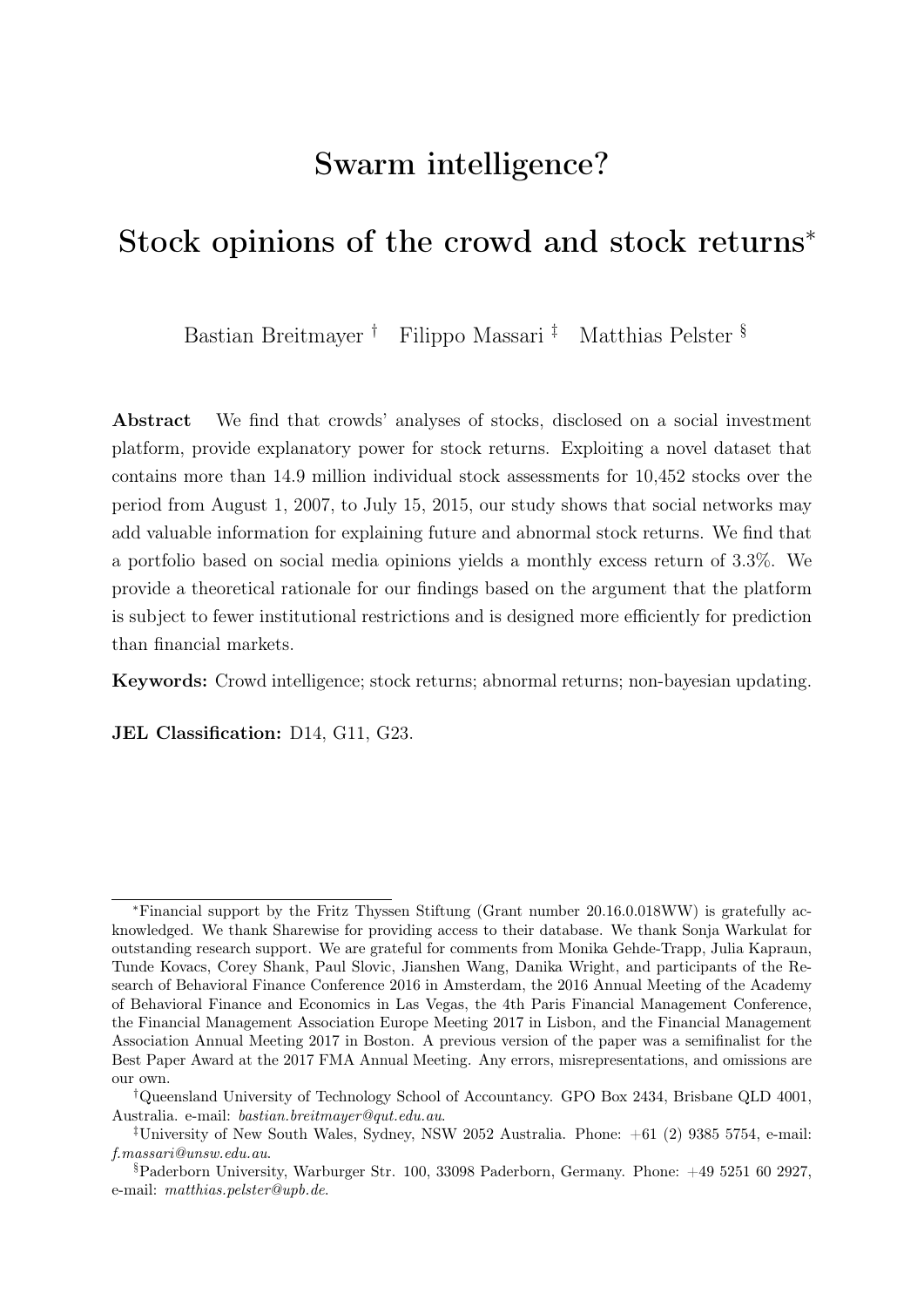# Swarm intelligence?

# Stock opinions of the crowd and stock returns*

Bastian Breitmayer † Filippo Massari ‡ Matthias Pelster §

**Abstract** We find that crowds' analyses of stocks, disclosed on a social investment platform, provide explanatory power for stock returns. Exploiting a novel dataset that contains more than 14.9 million individual stock assessments for 10,452 stocks over the period from August 1, 2007, to July 15, 2015, our study shows that social networks may add valuable information for explaining future and abnormal stock returns. We find that a portfolio based on social media opinions yields a monthly excess return of 3.3%. We provide a theoretical rationale for our findings based on the argument that the platform is subject to fewer institutional restrictions and is designed more efficiently for prediction than financial markets.

**Keywords:** Crowd intelligence; stock returns; abnormal returns; non-bayesian updating.

**JEL Classification:** D14, G11, G23.

---

*Financial support by the Fritz Thyssen Stiftung (Grant number 20.16.0.018WW) is gratefully acknowledged. We thank Sharewise for providing access to their database. We thank Sonja Warkulat for outstanding research support. We are grateful for comments from Monika Gehde-Trapp, Julia Kapraun, Tunde Kovacs, Corey Shank, Paul Slovic, Jianshen Wang, Danika Wright, and participants of the Research of Behavioral Finance Conference 2016 in Amsterdam, the 2016 Annual Meeting of the Academy of Behavioral Finance and Economics in Las Vegas, the 4th Paris Financial Management Conference, the Financial Management Association Europe Meeting 2017 in Lisbon, and the Financial Management Association Annual Meeting 2017 in Boston. A previous version of the paper was a semifinalist for the Best Paper Award at the 2017 FMA Annual Meeting. Any errors, misrepresentations, and omissions are our own.

†Queensland University of Technology School of Accountancy. GPO Box 2434, Brisbane QLD 4001, Australia. e-mail: *bastian.breitmayer@qut.edu.au*.

‡University of New South Wales, Sydney, NSW 2052 Australia. Phone: +61 (2) 9385 5754, e-mail: *f.massari@unsw.edu.au*.

§Paderborn University, Warburger Str. 100, 33098 Paderborn, Germany. Phone: +49 5251 60 2927, e-mail: *matthias.pelster@upb.de*.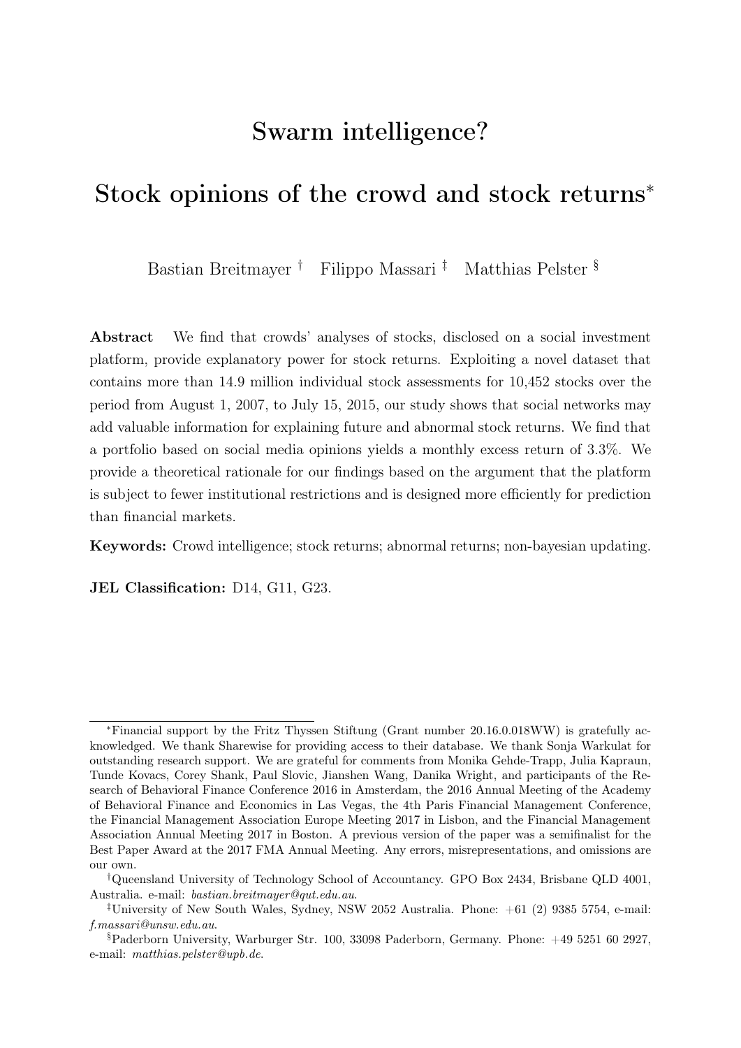# Swarm intelligence?

# Stock opinions of the crowd and stock returns*

Bastian Breitmayer † Filippo Massari ‡ Matthias Pelster §

**Abstract** We find that crowds' analyses of stocks, disclosed on a social investment platform, provide explanatory power for stock returns. Exploiting a novel dataset that contains more than 14.9 million individual stock assessments for 10,452 stocks over the period from August 1, 2007, to July 15, 2015, our study shows that social networks may add valuable information for explaining future and abnormal stock returns. We find that a portfolio based on social media opinions yields a monthly excess return of 3.3%. We provide a theoretical rationale for our findings based on the argument that the platform is subject to fewer institutional restrictions and is designed more efficiently for prediction than financial markets.

**Keywords:** Crowd intelligence; stock returns; abnormal returns; non-bayesian updating.

**JEL Classification:** D14, G11, G23.

---

*Financial support by the Fritz Thyssen Stiftung (Grant number 20.16.0.018WW) is gratefully acknowledged. We thank Sharewise for providing access to their database. We thank Sonja Warkulat for outstanding research support. We are grateful for comments from Monika Gehde-Trapp, Julia Kapraun, Tunde Kovacs, Corey Shank, Paul Slovic, Jianshen Wang, Danika Wright, and participants of the Research of Behavioral Finance Conference 2016 in Amsterdam, the 2016 Annual Meeting of the Academy of Behavioral Finance and Economics in Las Vegas, the 4th Paris Financial Management Conference, the Financial Management Association Europe Meeting 2017 in Lisbon, and the Financial Management Association Annual Meeting 2017 in Boston. A previous version of the paper was a semifinalist for the Best Paper Award at the 2017 FMA Annual Meeting. Any errors, misrepresentations, and omissions are our own.

†Queensland University of Technology School of Accountancy. GPO Box 2434, Brisbane QLD 4001, Australia. e-mail: *bastian.breitmayer@qut.edu.au*.

‡University of New South Wales, Sydney, NSW 2052 Australia. Phone: +61 (2) 9385 5754, e-mail: *f.massari@unsw.edu.au*.

§Paderborn University, Warburger Str. 100, 33098 Paderborn, Germany. Phone: +49 5251 60 2927, e-mail: *matthias.pelster@upb.de*.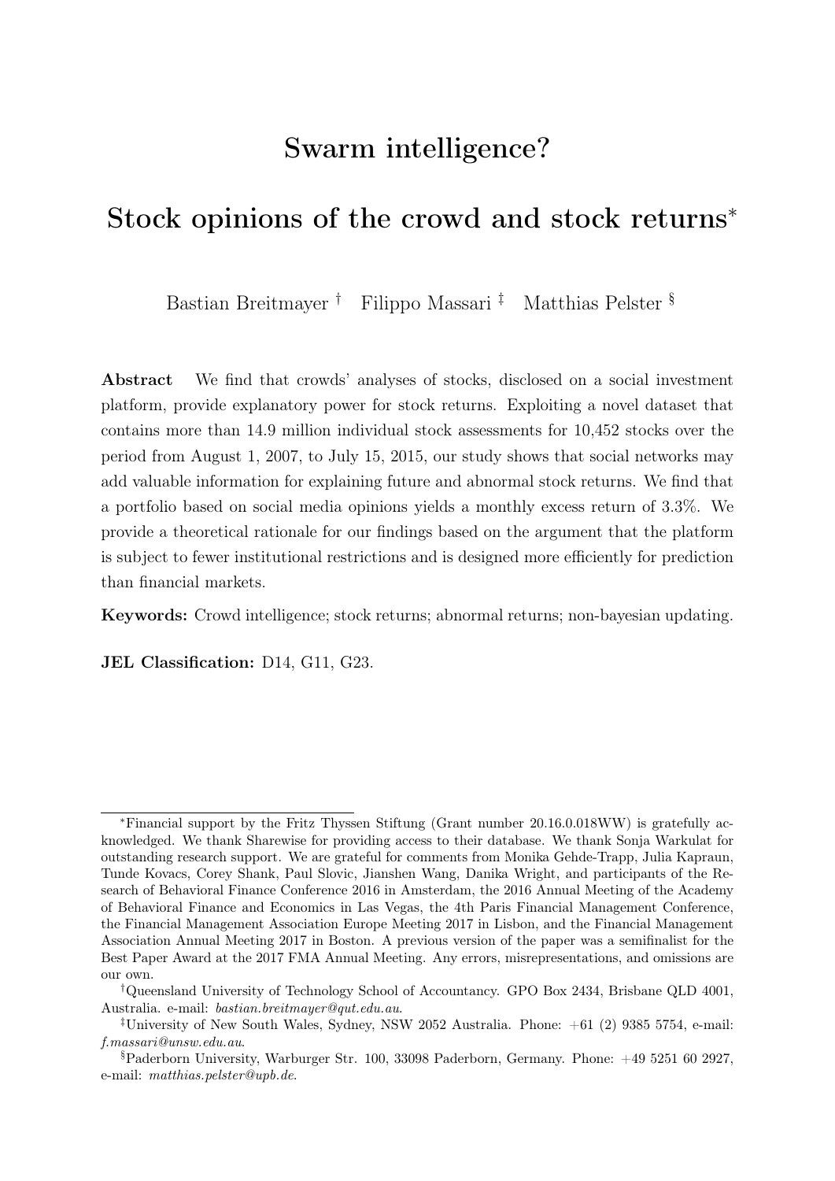# Swarm intelligence?

# Stock opinions of the crowd and stock returns*

Bastian Breitmayer † Filippo Massari ‡ Matthias Pelster §

**Abstract** We find that crowds' analyses of stocks, disclosed on a social investment platform, provide explanatory power for stock returns. Exploiting a novel dataset that contains more than 14.9 million individual stock assessments for 10,452 stocks over the period from August 1, 2007, to July 15, 2015, our study shows that social networks may add valuable information for explaining future and abnormal stock returns. We find that a portfolio based on social media opinions yields a monthly excess return of 3.3%. We provide a theoretical rationale for our findings based on the argument that the platform is subject to fewer institutional restrictions and is designed more efficiently for prediction than financial markets.

**Keywords:** Crowd intelligence; stock returns; abnormal returns; non-bayesian updating.

**JEL Classification:** D14, G11, G23.

---

*Financial support by the Fritz Thyssen Stiftung (Grant number 20.16.0.018WW) is gratefully acknowledged. We thank Sharewise for providing access to their database. We thank Sonja Warkulat for outstanding research support. We are grateful for comments from Monika Gehde-Trapp, Julia Kapraun, Tunde Kovacs, Corey Shank, Paul Slovic, Jianshen Wang, Danika Wright, and participants of the Research of Behavioral Finance Conference 2016 in Amsterdam, the 2016 Annual Meeting of the Academy of Behavioral Finance and Economics in Las Vegas, the 4th Paris Financial Management Conference, the Financial Management Association Europe Meeting 2017 in Lisbon, and the Financial Management Association Annual Meeting 2017 in Boston. A previous version of the paper was a semifinalist for the Best Paper Award at the 2017 FMA Annual Meeting. Any errors, misrepresentations, and omissions are our own.

†Queensland University of Technology School of Accountancy. GPO Box 2434, Brisbane QLD 4001, Australia. e-mail: *bastian.breitmayer@qut.edu.au*.

‡University of New South Wales, Sydney, NSW 2052 Australia. Phone: +61 (2) 9385 5754, e-mail: *f.massari@unsw.edu.au*.

§Paderborn University, Warburger Str. 100, 33098 Paderborn, Germany. Phone: +49 5251 60 2927, e-mail: *matthias.pelster@upb.de*.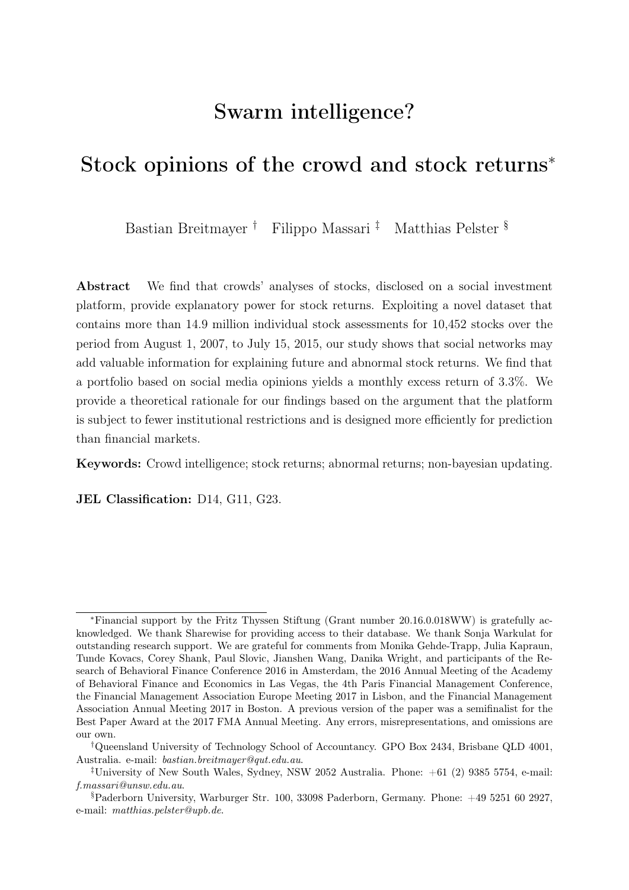# Swarm intelligence?

# Stock opinions of the crowd and stock returns*

Bastian Breitmayer † Filippo Massari ‡ Matthias Pelster §

**Abstract** We find that crowds' analyses of stocks, disclosed on a social investment platform, provide explanatory power for stock returns. Exploiting a novel dataset that contains more than 14.9 million individual stock assessments for 10,452 stocks over the period from August 1, 2007, to July 15, 2015, our study shows that social networks may add valuable information for explaining future and abnormal stock returns. We find that a portfolio based on social media opinions yields a monthly excess return of 3.3%. We provide a theoretical rationale for our findings based on the argument that the platform is subject to fewer institutional restrictions and is designed more efficiently for prediction than financial markets.

**Keywords:** Crowd intelligence; stock returns; abnormal returns; non-bayesian updating.

**JEL Classification:** D14, G11, G23.

---

*Financial support by the Fritz Thyssen Stiftung (Grant number 20.16.0.018WW) is gratefully acknowledged. We thank Sharewise for providing access to their database. We thank Sonja Warkulat for outstanding research support. We are grateful for comments from Monika Gehde-Trapp, Julia Kapraun, Tunde Kovacs, Corey Shank, Paul Slovic, Jianshen Wang, Danika Wright, and participants of the Research of Behavioral Finance Conference 2016 in Amsterdam, the 2016 Annual Meeting of the Academy of Behavioral Finance and Economics in Las Vegas, the 4th Paris Financial Management Conference, the Financial Management Association Europe Meeting 2017 in Lisbon, and the Financial Management Association Annual Meeting 2017 in Boston. A previous version of the paper was a semifinalist for the Best Paper Award at the 2017 FMA Annual Meeting. Any errors, misrepresentations, and omissions are our own.

†Queensland University of Technology School of Accountancy. GPO Box 2434, Brisbane QLD 4001, Australia. e-mail: *bastian.breitmayer@qut.edu.au*.

‡University of New South Wales, Sydney, NSW 2052 Australia. Phone: +61 (2) 9385 5754, e-mail: *f.massari@unsw.edu.au*.

§Paderborn University, Warburger Str. 100, 33098 Paderborn, Germany. Phone: +49 5251 60 2927, e-mail: *matthias.pelster@upb.de*.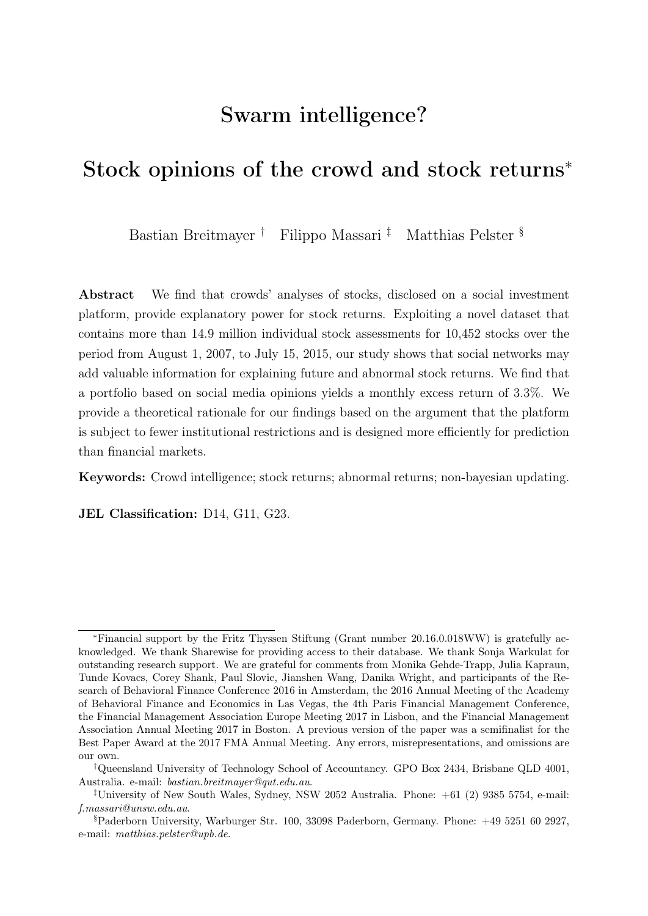# Swarm intelligence?

# Stock opinions of the crowd and stock returns*

Bastian Breitmayer † Filippo Massari ‡ Matthias Pelster §

**Abstract** We find that crowds' analyses of stocks, disclosed on a social investment platform, provide explanatory power for stock returns. Exploiting a novel dataset that contains more than 14.9 million individual stock assessments for 10,452 stocks over the period from August 1, 2007, to July 15, 2015, our study shows that social networks may add valuable information for explaining future and abnormal stock returns. We find that a portfolio based on social media opinions yields a monthly excess return of 3.3%. We provide a theoretical rationale for our findings based on the argument that the platform is subject to fewer institutional restrictions and is designed more efficiently for prediction than financial markets.

**Keywords:** Crowd intelligence; stock returns; abnormal returns; non-bayesian updating.

**JEL Classification:** D14, G11, G23.

---

*Financial support by the Fritz Thyssen Stiftung (Grant number 20.16.0.018WW) is gratefully acknowledged. We thank Sharewise for providing access to their database. We thank Sonja Warkulat for outstanding research support. We are grateful for comments from Monika Gehde-Trapp, Julia Kapraun, Tunde Kovacs, Corey Shank, Paul Slovic, Jianshen Wang, Danika Wright, and participants of the Research of Behavioral Finance Conference 2016 in Amsterdam, the 2016 Annual Meeting of the Academy of Behavioral Finance and Economics in Las Vegas, the 4th Paris Financial Management Conference, the Financial Management Association Europe Meeting 2017 in Lisbon, and the Financial Management Association Annual Meeting 2017 in Boston. A previous version of the paper was a semifinalist for the Best Paper Award at the 2017 FMA Annual Meeting. Any errors, misrepresentations, and omissions are our own.

†Queensland University of Technology School of Accountancy. GPO Box 2434, Brisbane QLD 4001, Australia. e-mail: *bastian.breitmayer@qut.edu.au*.

‡University of New South Wales, Sydney, NSW 2052 Australia. Phone: +61 (2) 9385 5754, e-mail: *f.massari@unsw.edu.au*.

§Paderborn University, Warburger Str. 100, 33098 Paderborn, Germany. Phone: +49 5251 60 2927, e-mail: *matthias.pelster@upb.de*.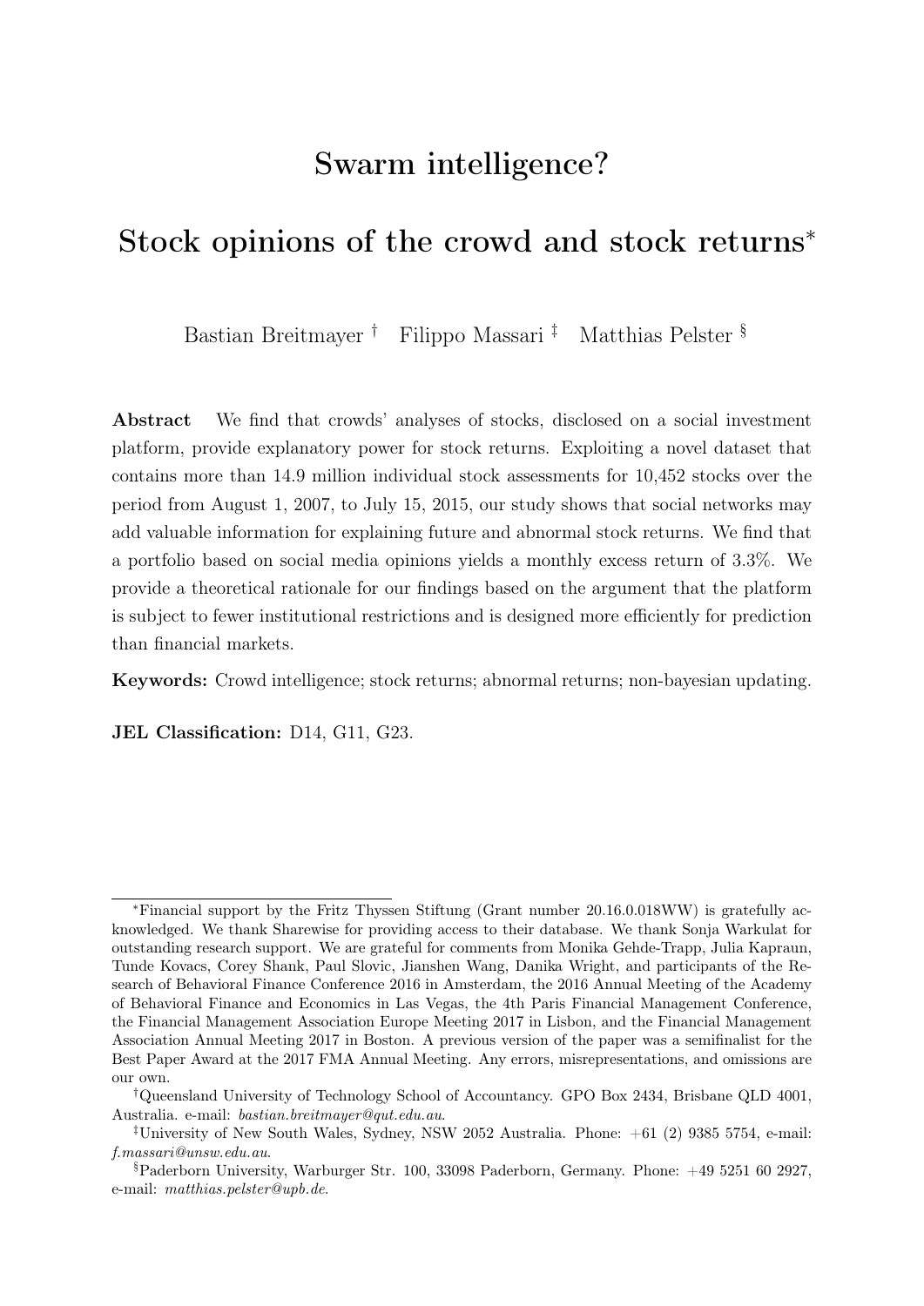# Swarm intelligence?

# Stock opinions of the crowd and stock returns*

Bastian Breitmayer † Filippo Massari ‡ Matthias Pelster §

**Abstract** We find that crowds' analyses of stocks, disclosed on a social investment platform, provide explanatory power for stock returns. Exploiting a novel dataset that contains more than 14.9 million individual stock assessments for 10,452 stocks over the period from August 1, 2007, to July 15, 2015, our study shows that social networks may add valuable information for explaining future and abnormal stock returns. We find that a portfolio based on social media opinions yields a monthly excess return of 3.3%. We provide a theoretical rationale for our findings based on the argument that the platform is subject to fewer institutional restrictions and is designed more efficiently for prediction than financial markets.

**Keywords:** Crowd intelligence; stock returns; abnormal returns; non-bayesian updating.

**JEL Classification:** D14, G11, G23.

---

*Financial support by the Fritz Thyssen Stiftung (Grant number 20.16.0.018WW) is gratefully acknowledged. We thank Sharewise for providing access to their database. We thank Sonja Warkulat for outstanding research support. We are grateful for comments from Monika Gehde-Trapp, Julia Kapraun, Tunde Kovacs, Corey Shank, Paul Slovic, Jianshen Wang, Danika Wright, and participants of the Research of Behavioral Finance Conference 2016 in Amsterdam, the 2016 Annual Meeting of the Academy of Behavioral Finance and Economics in Las Vegas, the 4th Paris Financial Management Conference, the Financial Management Association Europe Meeting 2017 in Lisbon, and the Financial Management Association Annual Meeting 2017 in Boston. A previous version of the paper was a semifinalist for the Best Paper Award at the 2017 FMA Annual Meeting. Any errors, misrepresentations, and omissions are our own.

†Queensland University of Technology School of Accountancy. GPO Box 2434, Brisbane QLD 4001, Australia. e-mail: *bastian.breitmayer@qut.edu.au*.

‡University of New South Wales, Sydney, NSW 2052 Australia. Phone: +61 (2) 9385 5754, e-mail: *f.massari@unsw.edu.au*.

§Paderborn University, Warburger Str. 100, 33098 Paderborn, Germany. Phone: +49 5251 60 2927, e-mail: *matthias.pelster@upb.de*.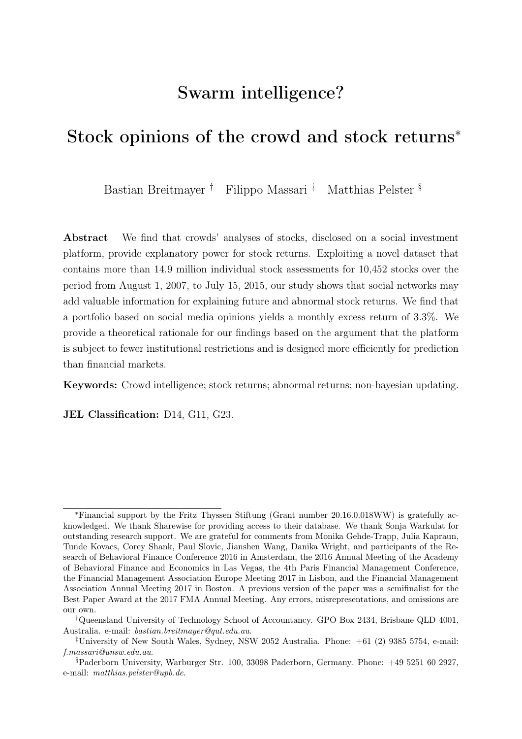# Swarm intelligence?

# Stock opinions of the crowd and stock returns*

Bastian Breitmayer † Filippo Massari ‡ Matthias Pelster §

**Abstract** We find that crowds' analyses of stocks, disclosed on a social investment platform, provide explanatory power for stock returns. Exploiting a novel dataset that contains more than 14.9 million individual stock assessments for 10,452 stocks over the period from August 1, 2007, to July 15, 2015, our study shows that social networks may add valuable information for explaining future and abnormal stock returns. We find that a portfolio based on social media opinions yields a monthly excess return of 3.3%. We provide a theoretical rationale for our findings based on the argument that the platform is subject to fewer institutional restrictions and is designed more efficiently for prediction than financial markets.

**Keywords:** Crowd intelligence; stock returns; abnormal returns; non-bayesian updating.

**JEL Classification:** D14, G11, G23.

---

*Financial support by the Fritz Thyssen Stiftung (Grant number 20.16.0.018WW) is gratefully acknowledged. We thank Sharewise for providing access to their database. We thank Sonja Warkulat for outstanding research support. We are grateful for comments from Monika Gehde-Trapp, Julia Kapraun, Tunde Kovacs, Corey Shank, Paul Slovic, Jianshen Wang, Danika Wright, and participants of the Research of Behavioral Finance Conference 2016 in Amsterdam, the 2016 Annual Meeting of the Academy of Behavioral Finance and Economics in Las Vegas, the 4th Paris Financial Management Conference, the Financial Management Association Europe Meeting 2017 in Lisbon, and the Financial Management Association Annual Meeting 2017 in Boston. A previous version of the paper was a semifinalist for the Best Paper Award at the 2017 FMA Annual Meeting. Any errors, misrepresentations, and omissions are our own.

†Queensland University of Technology School of Accountancy. GPO Box 2434, Brisbane QLD 4001, Australia. e-mail: *bastian.breitmayer@qut.edu.au*.

‡University of New South Wales, Sydney, NSW 2052 Australia. Phone: +61 (2) 9385 5754, e-mail: *f.massari@unsw.edu.au*.

§Paderborn University, Warburger Str. 100, 33098 Paderborn, Germany. Phone: +49 5251 60 2927, e-mail: *matthias.pelster@upb.de*.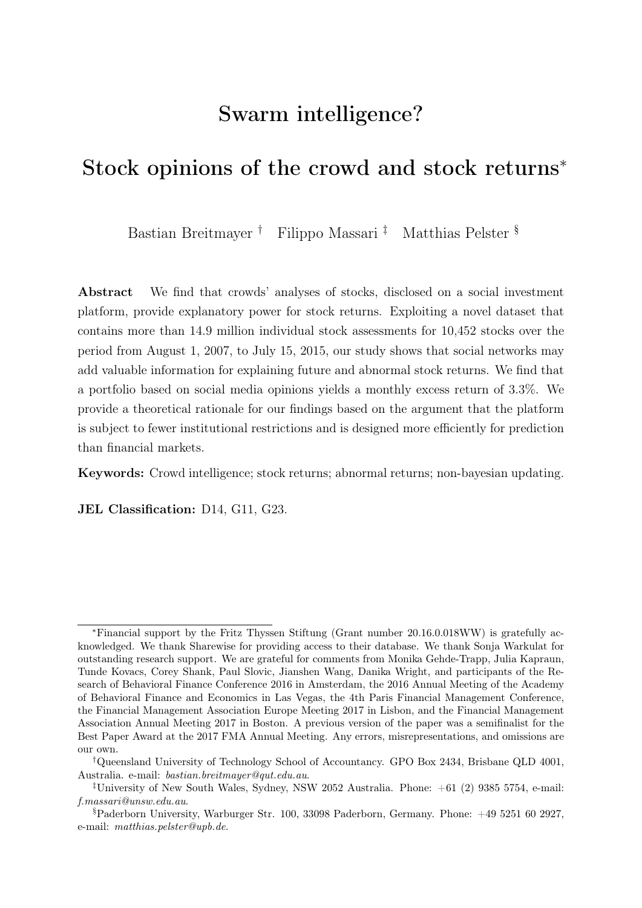# Swarm intelligence?

# Stock opinions of the crowd and stock returns*

Bastian Breitmayer † Filippo Massari ‡ Matthias Pelster §

**Abstract** We find that crowds' analyses of stocks, disclosed on a social investment platform, provide explanatory power for stock returns. Exploiting a novel dataset that contains more than 14.9 million individual stock assessments for 10,452 stocks over the period from August 1, 2007, to July 15, 2015, our study shows that social networks may add valuable information for explaining future and abnormal stock returns. We find that a portfolio based on social media opinions yields a monthly excess return of 3.3%. We provide a theoretical rationale for our findings based on the argument that the platform is subject to fewer institutional restrictions and is designed more efficiently for prediction than financial markets.

**Keywords:** Crowd intelligence; stock returns; abnormal returns; non-bayesian updating.

**JEL Classification:** D14, G11, G23.

---

*Financial support by the Fritz Thyssen Stiftung (Grant number 20.16.0.018WW) is gratefully acknowledged. We thank Sharewise for providing access to their database. We thank Sonja Warkulat for outstanding research support. We are grateful for comments from Monika Gehde-Trapp, Julia Kapraun, Tunde Kovacs, Corey Shank, Paul Slovic, Jianshen Wang, Danika Wright, and participants of the Research of Behavioral Finance Conference 2016 in Amsterdam, the 2016 Annual Meeting of the Academy of Behavioral Finance and Economics in Las Vegas, the 4th Paris Financial Management Conference, the Financial Management Association Europe Meeting 2017 in Lisbon, and the Financial Management Association Annual Meeting 2017 in Boston. A previous version of the paper was a semifinalist for the Best Paper Award at the 2017 FMA Annual Meeting. Any errors, misrepresentations, and omissions are our own.

†Queensland University of Technology School of Accountancy. GPO Box 2434, Brisbane QLD 4001, Australia. e-mail: *bastian.breitmayer@qut.edu.au*.

‡University of New South Wales, Sydney, NSW 2052 Australia. Phone: +61 (2) 9385 5754, e-mail: *f.massari@unsw.edu.au*.

§Paderborn University, Warburger Str. 100, 33098 Paderborn, Germany. Phone: +49 5251 60 2927, e-mail: *matthias.pelster@upb.de*.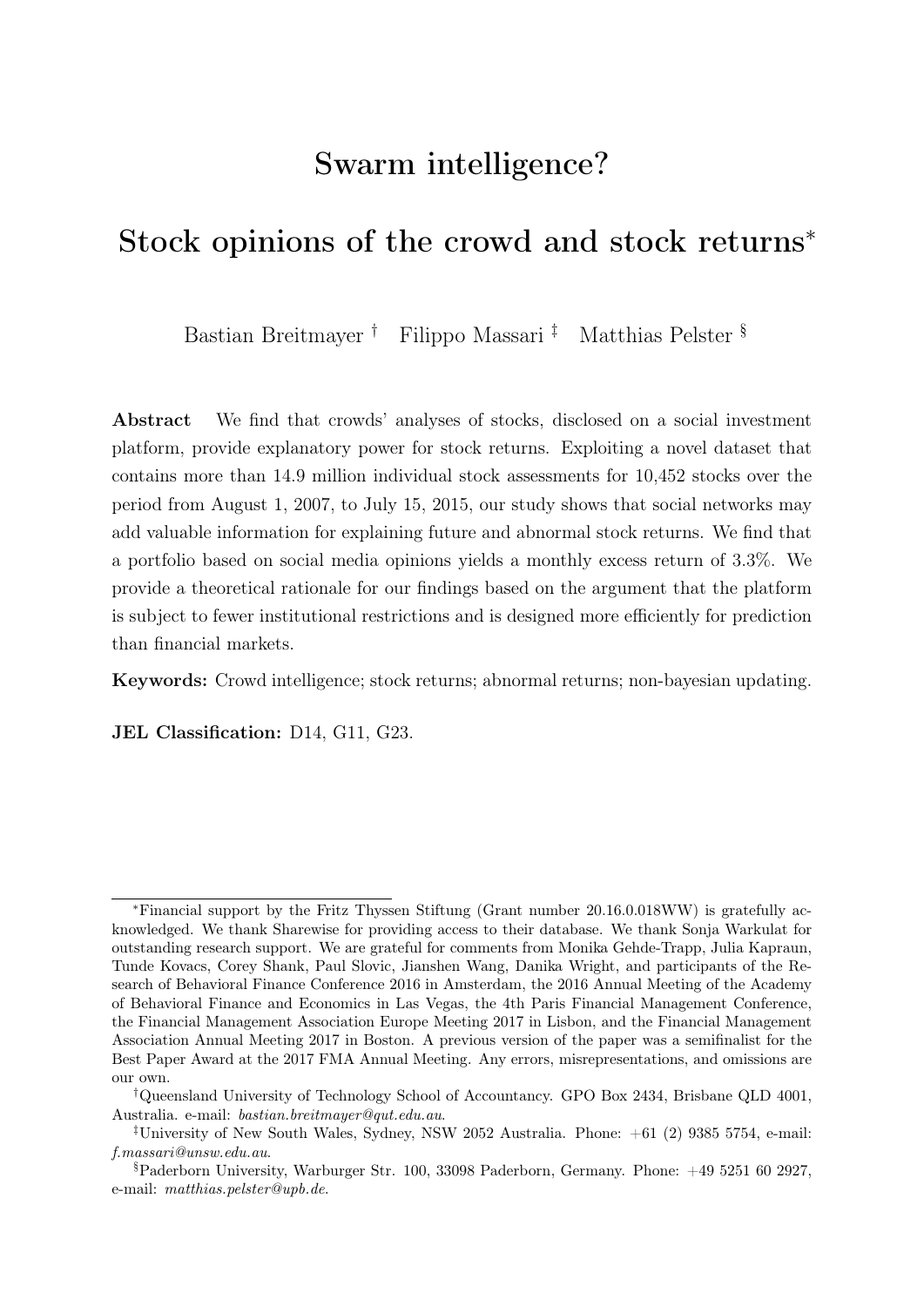# Swarm intelligence?

# Stock opinions of the crowd and stock returns*

Bastian Breitmayer † Filippo Massari ‡ Matthias Pelster §

**Abstract** We find that crowds' analyses of stocks, disclosed on a social investment platform, provide explanatory power for stock returns. Exploiting a novel dataset that contains more than 14.9 million individual stock assessments for 10,452 stocks over the period from August 1, 2007, to July 15, 2015, our study shows that social networks may add valuable information for explaining future and abnormal stock returns. We find that a portfolio based on social media opinions yields a monthly excess return of 3.3%. We provide a theoretical rationale for our findings based on the argument that the platform is subject to fewer institutional restrictions and is designed more efficiently for prediction than financial markets.

**Keywords:** Crowd intelligence; stock returns; abnormal returns; non-bayesian updating.

**JEL Classification:** D14, G11, G23.

---

*Financial support by the Fritz Thyssen Stiftung (Grant number 20.16.0.018WW) is gratefully acknowledged. We thank Sharewise for providing access to their database. We thank Sonja Warkulat for outstanding research support. We are grateful for comments from Monika Gehde-Trapp, Julia Kapraun, Tunde Kovacs, Corey Shank, Paul Slovic, Jianshen Wang, Danika Wright, and participants of the Research of Behavioral Finance Conference 2016 in Amsterdam, the 2016 Annual Meeting of the Academy of Behavioral Finance and Economics in Las Vegas, the 4th Paris Financial Management Conference, the Financial Management Association Europe Meeting 2017 in Lisbon, and the Financial Management Association Annual Meeting 2017 in Boston. A previous version of the paper was a semifinalist for the Best Paper Award at the 2017 FMA Annual Meeting. Any errors, misrepresentations, and omissions are our own.

†Queensland University of Technology School of Accountancy. GPO Box 2434, Brisbane QLD 4001, Australia. e-mail: *bastian.breitmayer@qut.edu.au*.

‡University of New South Wales, Sydney, NSW 2052 Australia. Phone: +61 (2) 9385 5754, e-mail: *f.massari@unsw.edu.au*.

§Paderborn University, Warburger Str. 100, 33098 Paderborn, Germany. Phone: +49 5251 60 2927, e-mail: *matthias.pelster@upb.de*.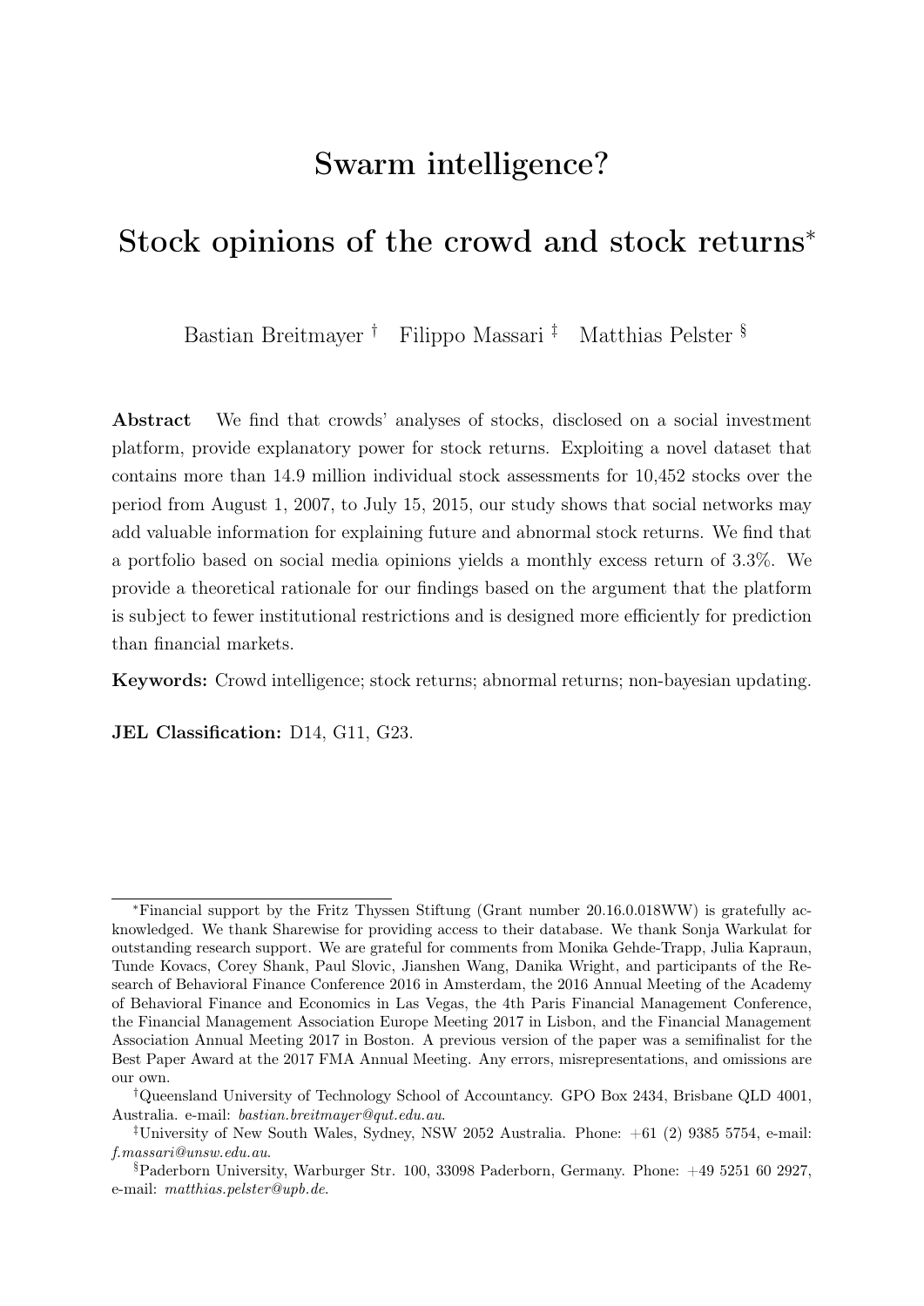# Swarm intelligence?

# Stock opinions of the crowd and stock returns*

Bastian Breitmayer † Filippo Massari ‡ Matthias Pelster §

**Abstract** We find that crowds' analyses of stocks, disclosed on a social investment platform, provide explanatory power for stock returns. Exploiting a novel dataset that contains more than 14.9 million individual stock assessments for 10,452 stocks over the period from August 1, 2007, to July 15, 2015, our study shows that social networks may add valuable information for explaining future and abnormal stock returns. We find that a portfolio based on social media opinions yields a monthly excess return of 3.3%. We provide a theoretical rationale for our findings based on the argument that the platform is subject to fewer institutional restrictions and is designed more efficiently for prediction than financial markets.

**Keywords:** Crowd intelligence; stock returns; abnormal returns; non-bayesian updating.

**JEL Classification:** D14, G11, G23.

---

*Financial support by the Fritz Thyssen Stiftung (Grant number 20.16.0.018WW) is gratefully acknowledged. We thank Sharewise for providing access to their database. We thank Sonja Warkulat for outstanding research support. We are grateful for comments from Monika Gehde-Trapp, Julia Kapraun, Tunde Kovacs, Corey Shank, Paul Slovic, Jianshen Wang, Danika Wright, and participants of the Research of Behavioral Finance Conference 2016 in Amsterdam, the 2016 Annual Meeting of the Academy of Behavioral Finance and Economics in Las Vegas, the 4th Paris Financial Management Conference, the Financial Management Association Europe Meeting 2017 in Lisbon, and the Financial Management Association Annual Meeting 2017 in Boston. A previous version of the paper was a semifinalist for the Best Paper Award at the 2017 FMA Annual Meeting. Any errors, misrepresentations, and omissions are our own.

†Queensland University of Technology School of Accountancy. GPO Box 2434, Brisbane QLD 4001, Australia. e-mail: *bastian.breitmayer@qut.edu.au*.

‡University of New South Wales, Sydney, NSW 2052 Australia. Phone: +61 (2) 9385 5754, e-mail: *f.massari@unsw.edu.au*.

§Paderborn University, Warburger Str. 100, 33098 Paderborn, Germany. Phone: +49 5251 60 2927, e-mail: *matthias.pelster@upb.de*.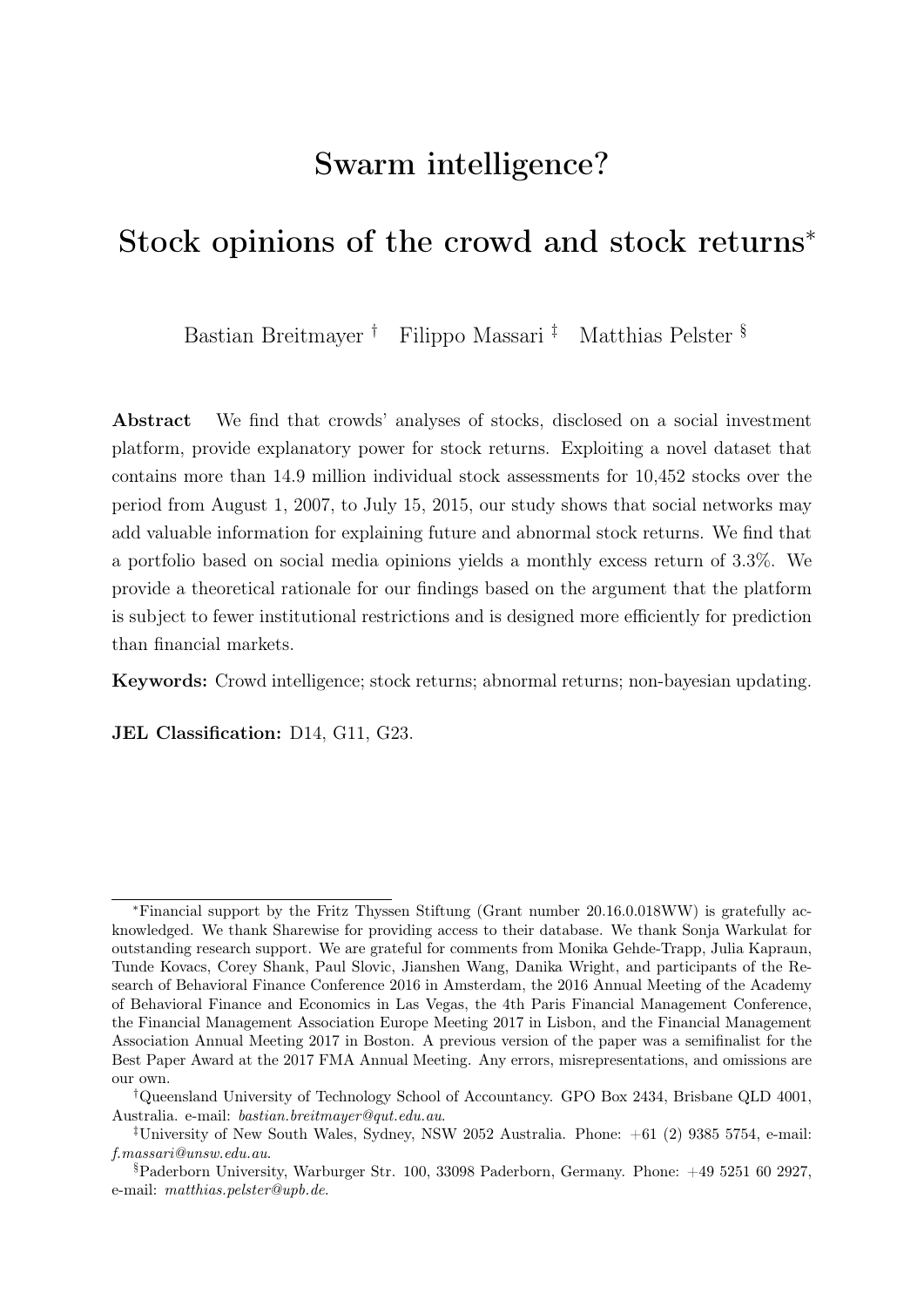# Swarm intelligence?

# Stock opinions of the crowd and stock returns*

Bastian Breitmayer † Filippo Massari ‡ Matthias Pelster §

**Abstract** We find that crowds' analyses of stocks, disclosed on a social investment platform, provide explanatory power for stock returns. Exploiting a novel dataset that contains more than 14.9 million individual stock assessments for 10,452 stocks over the period from August 1, 2007, to July 15, 2015, our study shows that social networks may add valuable information for explaining future and abnormal stock returns. We find that a portfolio based on social media opinions yields a monthly excess return of 3.3%. We provide a theoretical rationale for our findings based on the argument that the platform is subject to fewer institutional restrictions and is designed more efficiently for prediction than financial markets.

**Keywords:** Crowd intelligence; stock returns; abnormal returns; non-bayesian updating.

**JEL Classification:** D14, G11, G23.

---

*Financial support by the Fritz Thyssen Stiftung (Grant number 20.16.0.018WW) is gratefully acknowledged. We thank Sharewise for providing access to their database. We thank Sonja Warkulat for outstanding research support. We are grateful for comments from Monika Gehde-Trapp, Julia Kapraun, Tunde Kovacs, Corey Shank, Paul Slovic, Jianshen Wang, Danika Wright, and participants of the Research of Behavioral Finance Conference 2016 in Amsterdam, the 2016 Annual Meeting of the Academy of Behavioral Finance and Economics in Las Vegas, the 4th Paris Financial Management Conference, the Financial Management Association Europe Meeting 2017 in Lisbon, and the Financial Management Association Annual Meeting 2017 in Boston. A previous version of the paper was a semifinalist for the Best Paper Award at the 2017 FMA Annual Meeting. Any errors, misrepresentations, and omissions are our own.

†Queensland University of Technology School of Accountancy. GPO Box 2434, Brisbane QLD 4001, Australia. e-mail: *bastian.breitmayer@qut.edu.au*.

‡University of New South Wales, Sydney, NSW 2052 Australia. Phone: +61 (2) 9385 5754, e-mail: *f.massari@unsw.edu.au*.

§Paderborn University, Warburger Str. 100, 33098 Paderborn, Germany. Phone: +49 5251 60 2927, e-mail: *matthias.pelster@upb.de*.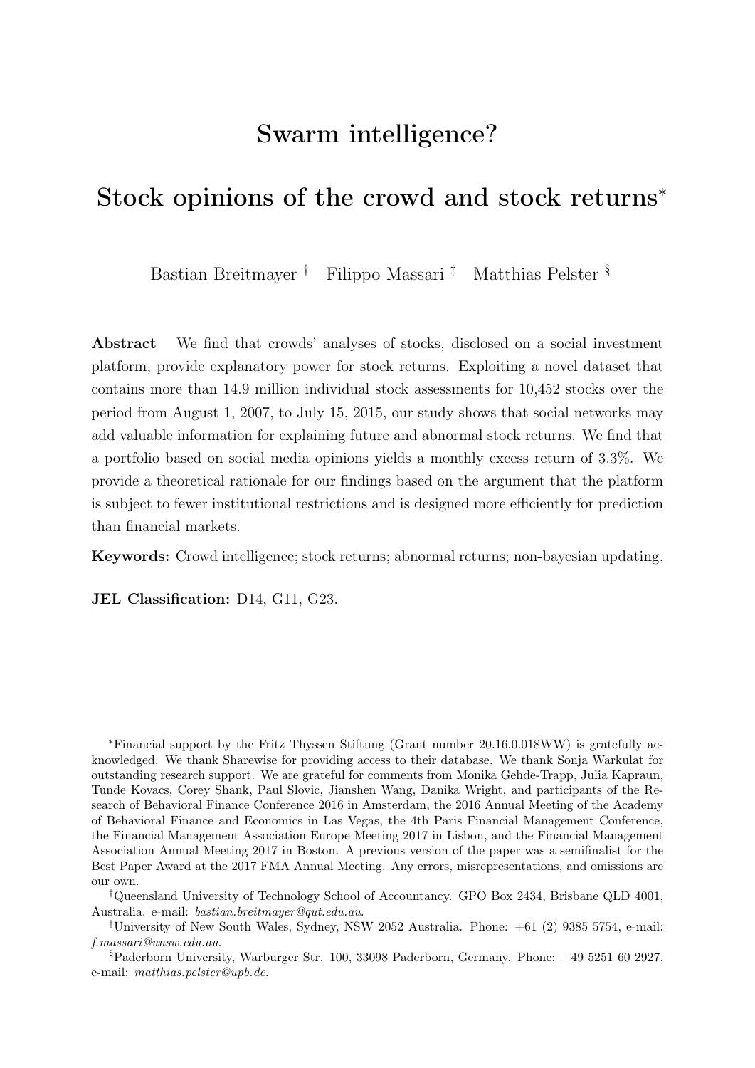# Swarm intelligence?

# Stock opinions of the crowd and stock returns*

Bastian Breitmayer † Filippo Massari ‡ Matthias Pelster §

**Abstract** We find that crowds' analyses of stocks, disclosed on a social investment platform, provide explanatory power for stock returns. Exploiting a novel dataset that contains more than 14.9 million individual stock assessments for 10,452 stocks over the period from August 1, 2007, to July 15, 2015, our study shows that social networks may add valuable information for explaining future and abnormal stock returns. We find that a portfolio based on social media opinions yields a monthly excess return of 3.3%. We provide a theoretical rationale for our findings based on the argument that the platform is subject to fewer institutional restrictions and is designed more efficiently for prediction than financial markets.

**Keywords:** Crowd intelligence; stock returns; abnormal returns; non-bayesian updating.

**JEL Classification:** D14, G11, G23.

---

*Financial support by the Fritz Thyssen Stiftung (Grant number 20.16.0.018WW) is gratefully acknowledged. We thank Sharewise for providing access to their database. We thank Sonja Warkulat for outstanding research support. We are grateful for comments from Monika Gehde-Trapp, Julia Kapraun, Tunde Kovacs, Corey Shank, Paul Slovic, Jianshen Wang, Danika Wright, and participants of the Research of Behavioral Finance Conference 2016 in Amsterdam, the 2016 Annual Meeting of the Academy of Behavioral Finance and Economics in Las Vegas, the 4th Paris Financial Management Conference, the Financial Management Association Europe Meeting 2017 in Lisbon, and the Financial Management Association Annual Meeting 2017 in Boston. A previous version of the paper was a semifinalist for the Best Paper Award at the 2017 FMA Annual Meeting. Any errors, misrepresentations, and omissions are our own.

†Queensland University of Technology School of Accountancy. GPO Box 2434, Brisbane QLD 4001, Australia. e-mail: *bastian.breitmayer@qut.edu.au*.

‡University of New South Wales, Sydney, NSW 2052 Australia. Phone: +61 (2) 9385 5754, e-mail: *f.massari@unsw.edu.au*.

§Paderborn University, Warburger Str. 100, 33098 Paderborn, Germany. Phone: +49 5251 60 2927, e-mail: *matthias.pelster@upb.de*.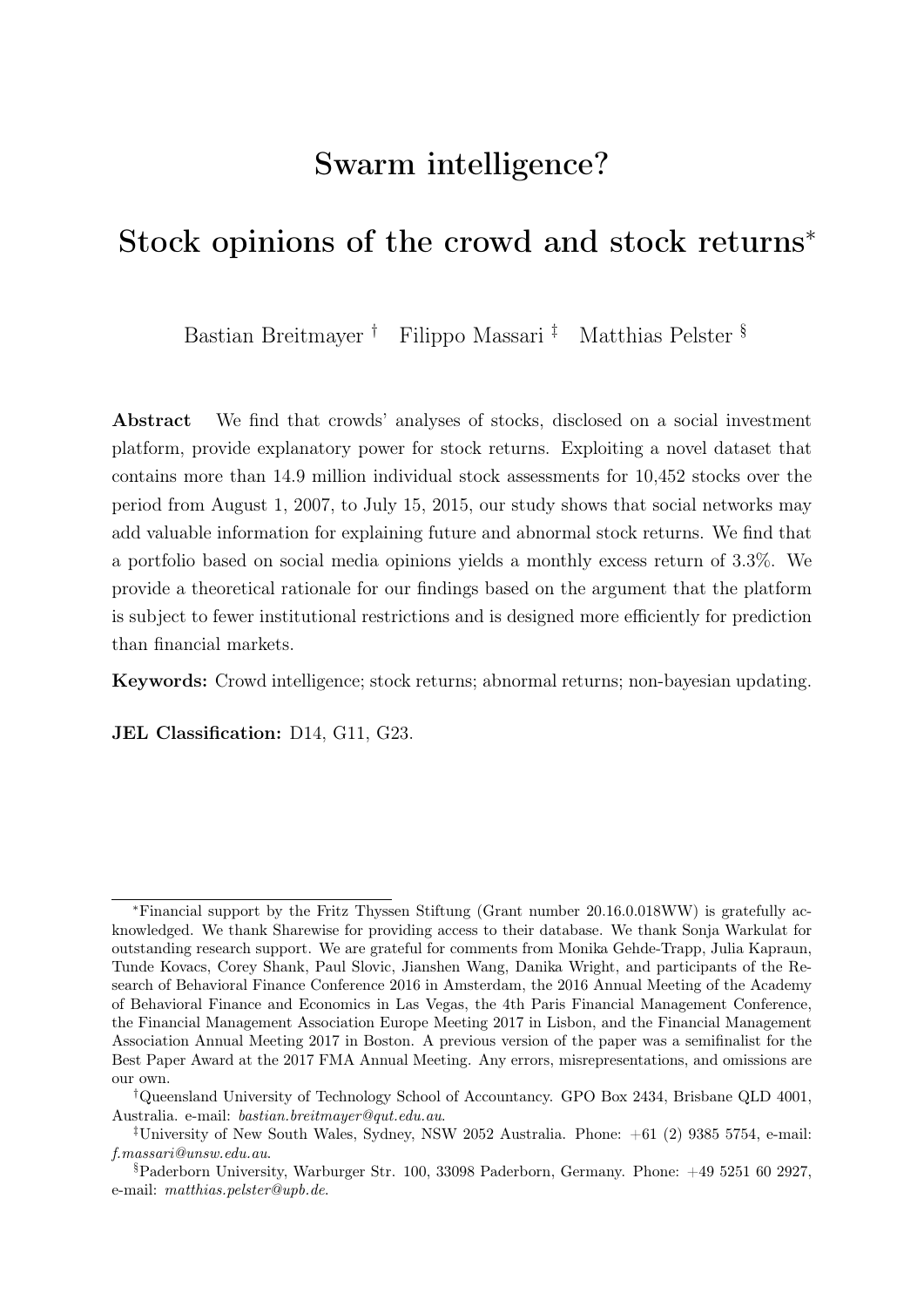# Swarm intelligence?

# Stock opinions of the crowd and stock returns*

Bastian Breitmayer † Filippo Massari ‡ Matthias Pelster §

**Abstract** We find that crowds' analyses of stocks, disclosed on a social investment platform, provide explanatory power for stock returns. Exploiting a novel dataset that contains more than 14.9 million individual stock assessments for 10,452 stocks over the period from August 1, 2007, to July 15, 2015, our study shows that social networks may add valuable information for explaining future and abnormal stock returns. We find that a portfolio based on social media opinions yields a monthly excess return of 3.3%. We provide a theoretical rationale for our findings based on the argument that the platform is subject to fewer institutional restrictions and is designed more efficiently for prediction than financial markets.

**Keywords:** Crowd intelligence; stock returns; abnormal returns; non-bayesian updating.

**JEL Classification:** D14, G11, G23.

---

*Financial support by the Fritz Thyssen Stiftung (Grant number 20.16.0.018WW) is gratefully acknowledged. We thank Sharewise for providing access to their database. We thank Sonja Warkulat for outstanding research support. We are grateful for comments from Monika Gehde-Trapp, Julia Kapraun, Tunde Kovacs, Corey Shank, Paul Slovic, Jianshen Wang, Danika Wright, and participants of the Research of Behavioral Finance Conference 2016 in Amsterdam, the 2016 Annual Meeting of the Academy of Behavioral Finance and Economics in Las Vegas, the 4th Paris Financial Management Conference, the Financial Management Association Europe Meeting 2017 in Lisbon, and the Financial Management Association Annual Meeting 2017 in Boston. A previous version of the paper was a semifinalist for the Best Paper Award at the 2017 FMA Annual Meeting. Any errors, misrepresentations, and omissions are our own.

†Queensland University of Technology School of Accountancy. GPO Box 2434, Brisbane QLD 4001, Australia. e-mail: *bastian.breitmayer@qut.edu.au*.

‡University of New South Wales, Sydney, NSW 2052 Australia. Phone: +61 (2) 9385 5754, e-mail: *f.massari@unsw.edu.au*.

§Paderborn University, Warburger Str. 100, 33098 Paderborn, Germany. Phone: +49 5251 60 2927, e-mail: *matthias.pelster@upb.de*.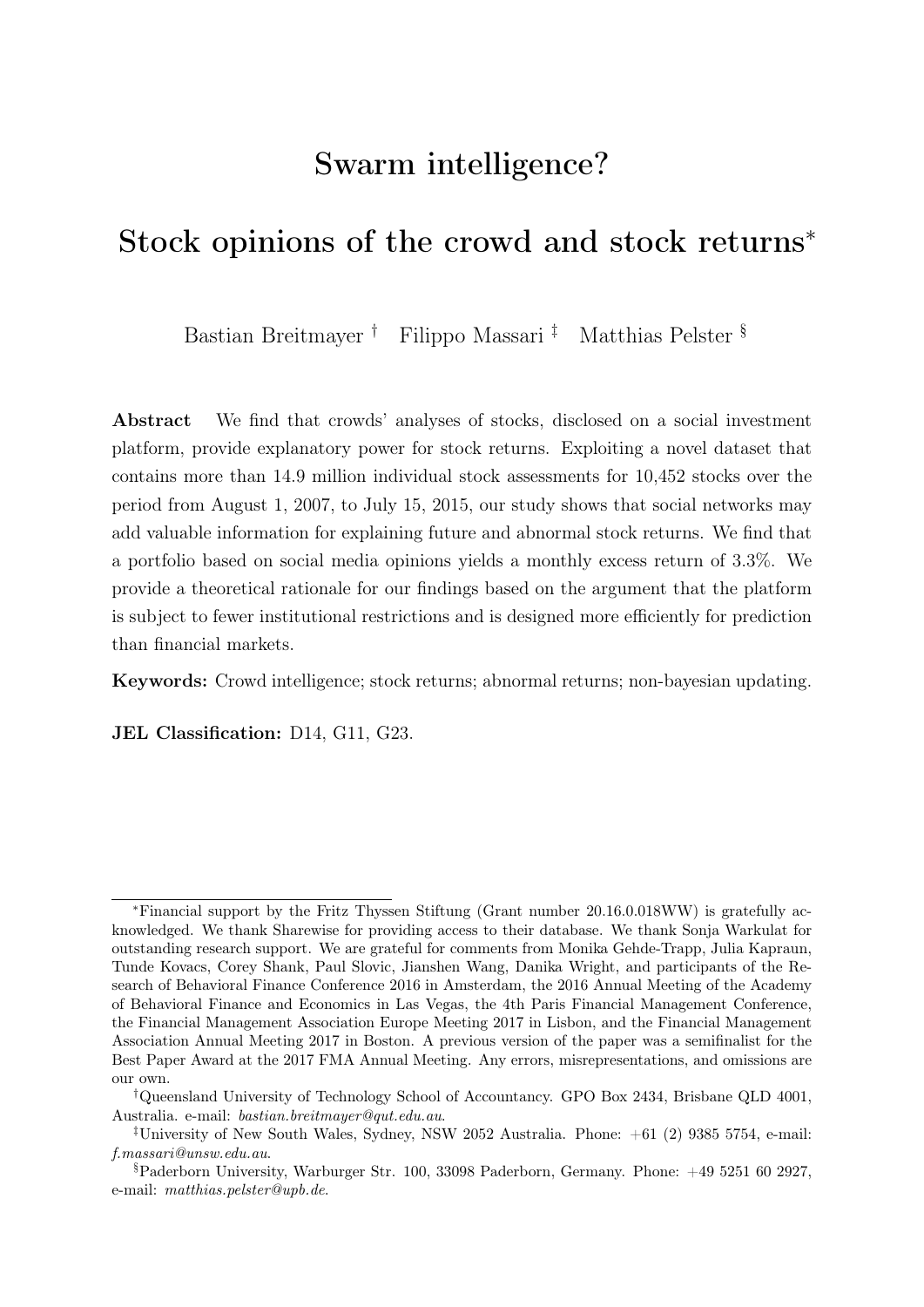# Swarm intelligence?

# Stock opinions of the crowd and stock returns*

Bastian Breitmayer † Filippo Massari ‡ Matthias Pelster §

**Abstract** We find that crowds' analyses of stocks, disclosed on a social investment platform, provide explanatory power for stock returns. Exploiting a novel dataset that contains more than 14.9 million individual stock assessments for 10,452 stocks over the period from August 1, 2007, to July 15, 2015, our study shows that social networks may add valuable information for explaining future and abnormal stock returns. We find that a portfolio based on social media opinions yields a monthly excess return of 3.3%. We provide a theoretical rationale for our findings based on the argument that the platform is subject to fewer institutional restrictions and is designed more efficiently for prediction than financial markets.

**Keywords:** Crowd intelligence; stock returns; abnormal returns; non-bayesian updating.

**JEL Classification:** D14, G11, G23.

---

*Financial support by the Fritz Thyssen Stiftung (Grant number 20.16.0.018WW) is gratefully acknowledged. We thank Sharewise for providing access to their database. We thank Sonja Warkulat for outstanding research support. We are grateful for comments from Monika Gehde-Trapp, Julia Kapraun, Tunde Kovacs, Corey Shank, Paul Slovic, Jianshen Wang, Danika Wright, and participants of the Research of Behavioral Finance Conference 2016 in Amsterdam, the 2016 Annual Meeting of the Academy of Behavioral Finance and Economics in Las Vegas, the 4th Paris Financial Management Conference, the Financial Management Association Europe Meeting 2017 in Lisbon, and the Financial Management Association Annual Meeting 2017 in Boston. A previous version of the paper was a semifinalist for the Best Paper Award at the 2017 FMA Annual Meeting. Any errors, misrepresentations, and omissions are our own.

†Queensland University of Technology School of Accountancy. GPO Box 2434, Brisbane QLD 4001, Australia. e-mail: *bastian.breitmayer@qut.edu.au*.

‡University of New South Wales, Sydney, NSW 2052 Australia. Phone: +61 (2) 9385 5754, e-mail: *f.massari@unsw.edu.au*.

§Paderborn University, Warburger Str. 100, 33098 Paderborn, Germany. Phone: +49 5251 60 2927, e-mail: *matthias.pelster@upb.de*.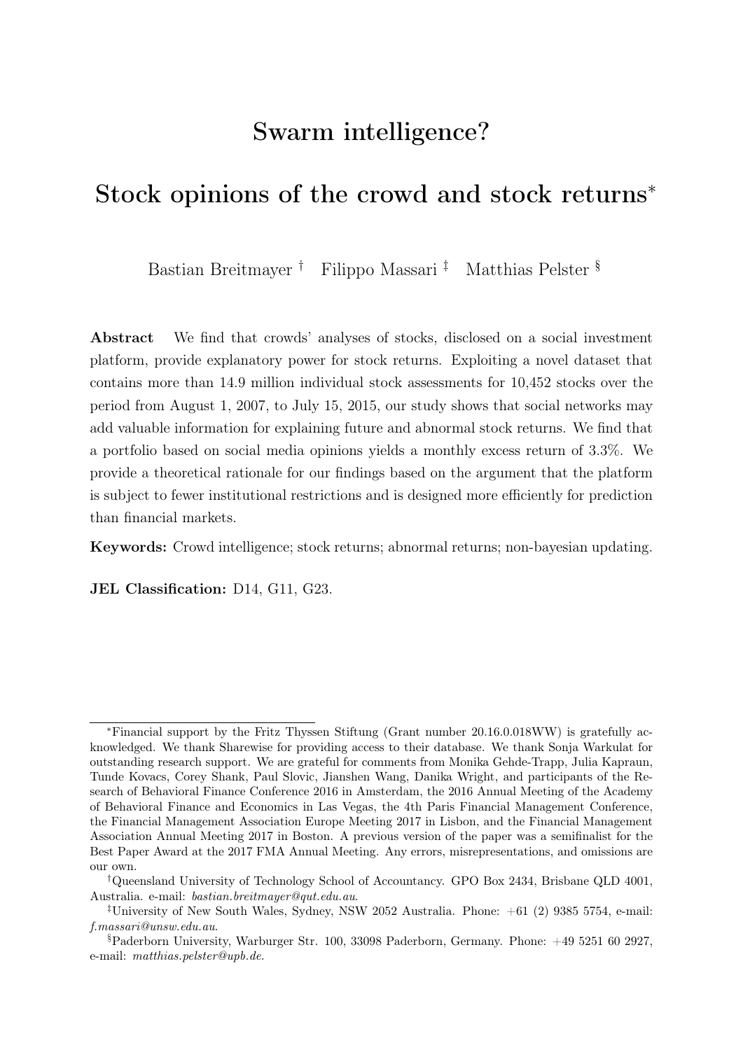# Swarm intelligence?

# Stock opinions of the crowd and stock returns*

Bastian Breitmayer † Filippo Massari ‡ Matthias Pelster §

**Abstract** We find that crowds' analyses of stocks, disclosed on a social investment platform, provide explanatory power for stock returns. Exploiting a novel dataset that contains more than 14.9 million individual stock assessments for 10,452 stocks over the period from August 1, 2007, to July 15, 2015, our study shows that social networks may add valuable information for explaining future and abnormal stock returns. We find that a portfolio based on social media opinions yields a monthly excess return of 3.3%. We provide a theoretical rationale for our findings based on the argument that the platform is subject to fewer institutional restrictions and is designed more efficiently for prediction than financial markets.

**Keywords:** Crowd intelligence; stock returns; abnormal returns; non-bayesian updating.

**JEL Classification:** D14, G11, G23.

---

*Financial support by the Fritz Thyssen Stiftung (Grant number 20.16.0.018WW) is gratefully acknowledged. We thank Sharewise for providing access to their database. We thank Sonja Warkulat for outstanding research support. We are grateful for comments from Monika Gehde-Trapp, Julia Kapraun, Tunde Kovacs, Corey Shank, Paul Slovic, Jianshen Wang, Danika Wright, and participants of the Research of Behavioral Finance Conference 2016 in Amsterdam, the 2016 Annual Meeting of the Academy of Behavioral Finance and Economics in Las Vegas, the 4th Paris Financial Management Conference, the Financial Management Association Europe Meeting 2017 in Lisbon, and the Financial Management Association Annual Meeting 2017 in Boston. A previous version of the paper was a semifinalist for the Best Paper Award at the 2017 FMA Annual Meeting. Any errors, misrepresentations, and omissions are our own.

†Queensland University of Technology School of Accountancy. GPO Box 2434, Brisbane QLD 4001, Australia. e-mail: *bastian.breitmayer@qut.edu.au*.

‡University of New South Wales, Sydney, NSW 2052 Australia. Phone: +61 (2) 9385 5754, e-mail: *f.massari@unsw.edu.au*.

§Paderborn University, Warburger Str. 100, 33098 Paderborn, Germany. Phone: +49 5251 60 2927, e-mail: *matthias.pelster@upb.de*.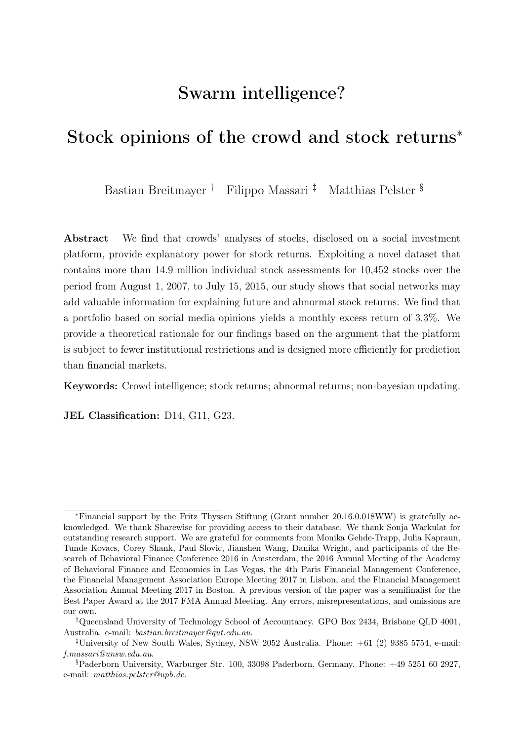# Swarm intelligence?

# Stock opinions of the crowd and stock returns*

Bastian Breitmayer † Filippo Massari ‡ Matthias Pelster §

**Abstract** We find that crowds' analyses of stocks, disclosed on a social investment platform, provide explanatory power for stock returns. Exploiting a novel dataset that contains more than 14.9 million individual stock assessments for 10,452 stocks over the period from August 1, 2007, to July 15, 2015, our study shows that social networks may add valuable information for explaining future and abnormal stock returns. We find that a portfolio based on social media opinions yields a monthly excess return of 3.3%. We provide a theoretical rationale for our findings based on the argument that the platform is subject to fewer institutional restrictions and is designed more efficiently for prediction than financial markets.

**Keywords:** Crowd intelligence; stock returns; abnormal returns; non-bayesian updating.

**JEL Classification:** D14, G11, G23.

---

*Financial support by the Fritz Thyssen Stiftung (Grant number 20.16.0.018WW) is gratefully acknowledged. We thank Sharewise for providing access to their database. We thank Sonja Warkulat for outstanding research support. We are grateful for comments from Monika Gehde-Trapp, Julia Kapraun, Tunde Kovacs, Corey Shank, Paul Slovic, Jianshen Wang, Danika Wright, and participants of the Research of Behavioral Finance Conference 2016 in Amsterdam, the 2016 Annual Meeting of the Academy of Behavioral Finance and Economics in Las Vegas, the 4th Paris Financial Management Conference, the Financial Management Association Europe Meeting 2017 in Lisbon, and the Financial Management Association Annual Meeting 2017 in Boston. A previous version of the paper was a semifinalist for the Best Paper Award at the 2017 FMA Annual Meeting. Any errors, misrepresentations, and omissions are our own.

†Queensland University of Technology School of Accountancy. GPO Box 2434, Brisbane QLD 4001, Australia. e-mail: *bastian.breitmayer@qut.edu.au*.

‡University of New South Wales, Sydney, NSW 2052 Australia. Phone: +61 (2) 9385 5754, e-mail: *f.massari@unsw.edu.au*.

§Paderborn University, Warburger Str. 100, 33098 Paderborn, Germany. Phone: +49 5251 60 2927, e-mail: *matthias.pelster@upb.de*.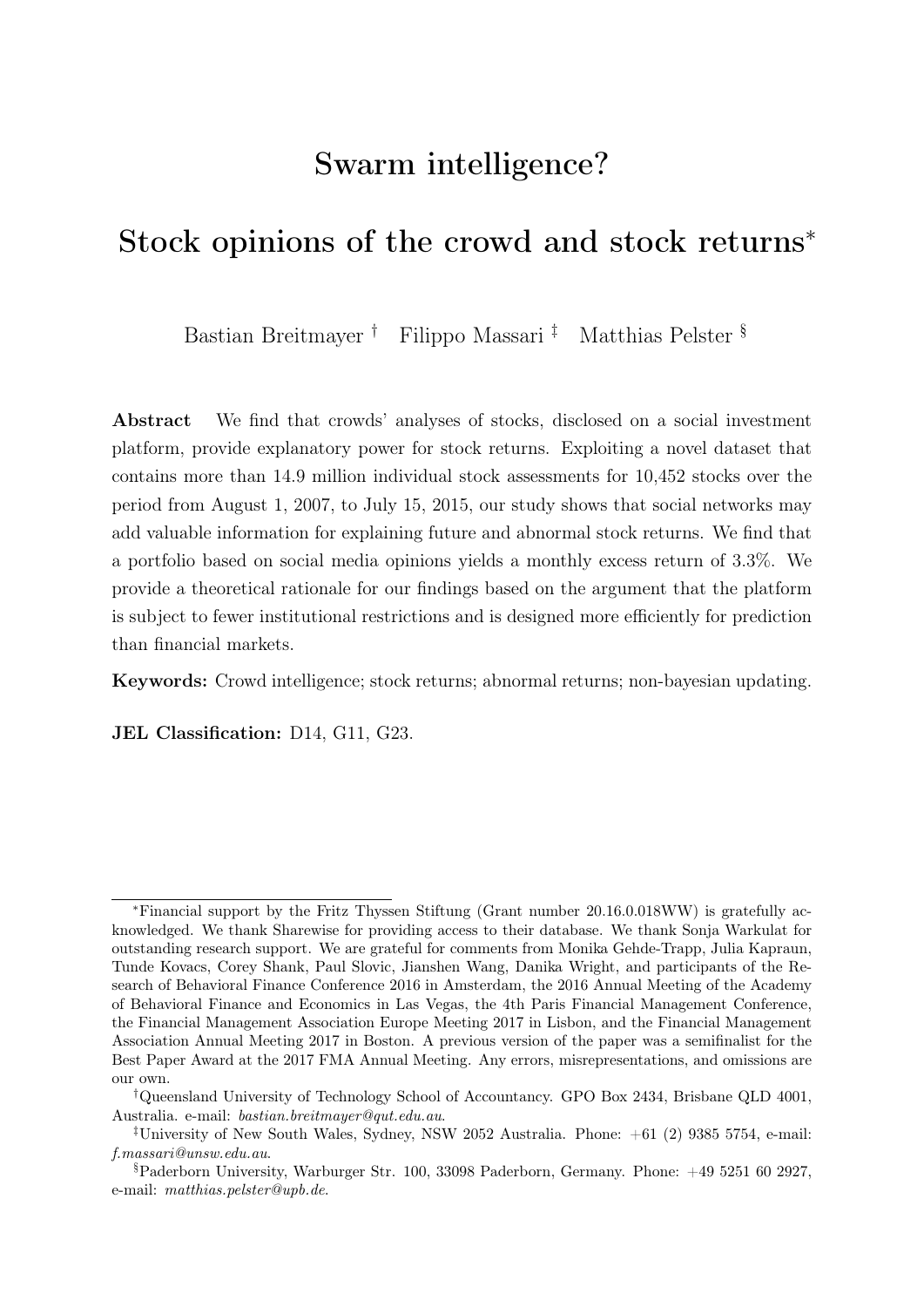# Swarm intelligence?

# Stock opinions of the crowd and stock returns*

Bastian Breitmayer † Filippo Massari ‡ Matthias Pelster §

**Abstract** We find that crowds' analyses of stocks, disclosed on a social investment platform, provide explanatory power for stock returns. Exploiting a novel dataset that contains more than 14.9 million individual stock assessments for 10,452 stocks over the period from August 1, 2007, to July 15, 2015, our study shows that social networks may add valuable information for explaining future and abnormal stock returns. We find that a portfolio based on social media opinions yields a monthly excess return of 3.3%. We provide a theoretical rationale for our findings based on the argument that the platform is subject to fewer institutional restrictions and is designed more efficiently for prediction than financial markets.

**Keywords:** Crowd intelligence; stock returns; abnormal returns; non-bayesian updating.

**JEL Classification:** D14, G11, G23.

---

*Financial support by the Fritz Thyssen Stiftung (Grant number 20.16.0.018WW) is gratefully acknowledged. We thank Sharewise for providing access to their database. We thank Sonja Warkulat for outstanding research support. We are grateful for comments from Monika Gehde-Trapp, Julia Kapraun, Tunde Kovacs, Corey Shank, Paul Slovic, Jianshen Wang, Danika Wright, and participants of the Research of Behavioral Finance Conference 2016 in Amsterdam, the 2016 Annual Meeting of the Academy of Behavioral Finance and Economics in Las Vegas, the 4th Paris Financial Management Conference, the Financial Management Association Europe Meeting 2017 in Lisbon, and the Financial Management Association Annual Meeting 2017 in Boston. A previous version of the paper was a semifinalist for the Best Paper Award at the 2017 FMA Annual Meeting. Any errors, misrepresentations, and omissions are our own.

†Queensland University of Technology School of Accountancy. GPO Box 2434, Brisbane QLD 4001, Australia. e-mail: *bastian.breitmayer@qut.edu.au*.

‡University of New South Wales, Sydney, NSW 2052 Australia. Phone: +61 (2) 9385 5754, e-mail: *f.massari@unsw.edu.au*.

§Paderborn University, Warburger Str. 100, 33098 Paderborn, Germany. Phone: +49 5251 60 2927, e-mail: *matthias.pelster@upb.de*.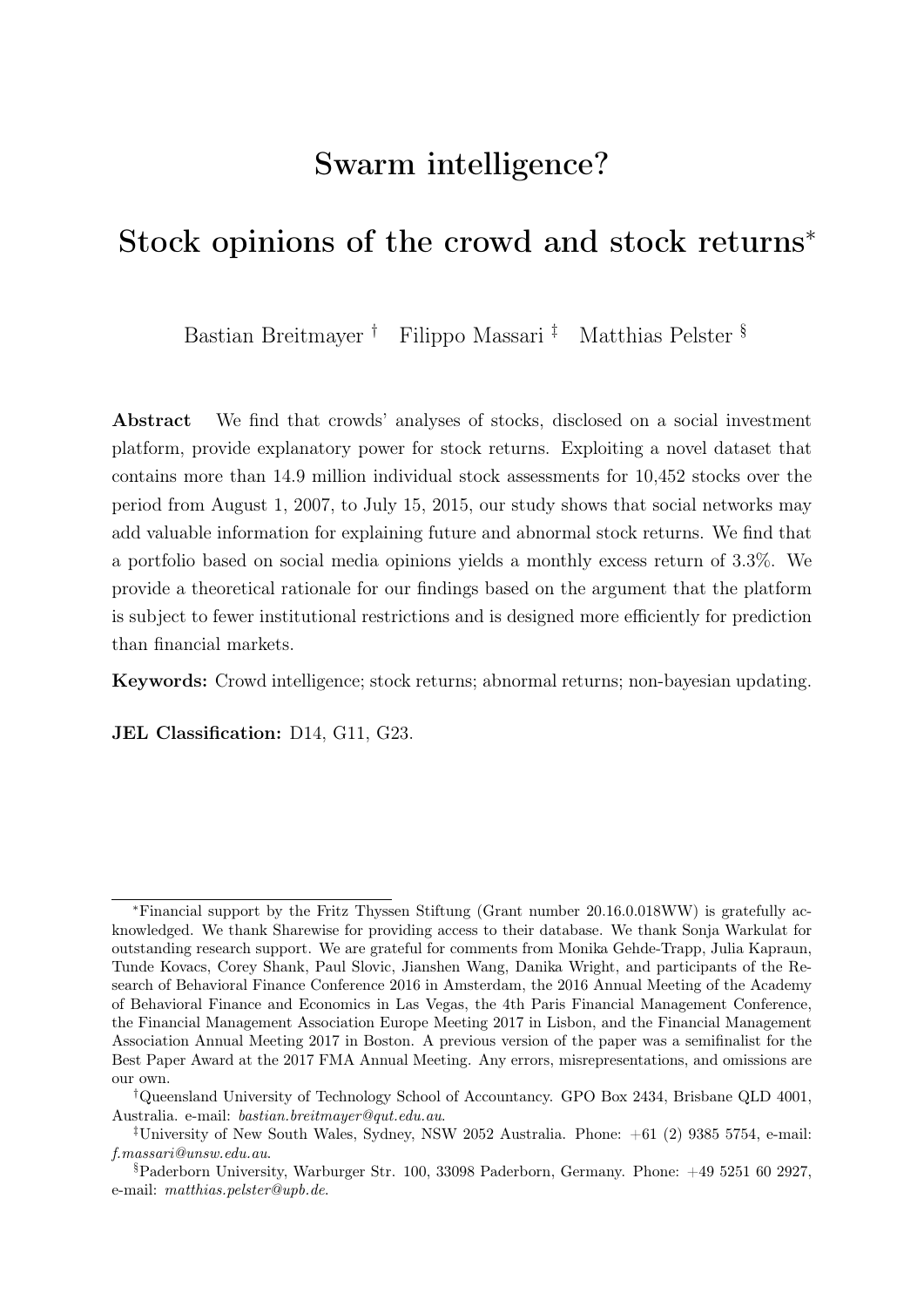# Swarm intelligence?

# Stock opinions of the crowd and stock returns*

Bastian Breitmayer † Filippo Massari ‡ Matthias Pelster §

**Abstract** We find that crowds' analyses of stocks, disclosed on a social investment platform, provide explanatory power for stock returns. Exploiting a novel dataset that contains more than 14.9 million individual stock assessments for 10,452 stocks over the period from August 1, 2007, to July 15, 2015, our study shows that social networks may add valuable information for explaining future and abnormal stock returns. We find that a portfolio based on social media opinions yields a monthly excess return of 3.3%. We provide a theoretical rationale for our findings based on the argument that the platform is subject to fewer institutional restrictions and is designed more efficiently for prediction than financial markets.

**Keywords:** Crowd intelligence; stock returns; abnormal returns; non-bayesian updating.

**JEL Classification:** D14, G11, G23.

---

*Financial support by the Fritz Thyssen Stiftung (Grant number 20.16.0.018WW) is gratefully acknowledged. We thank Sharewise for providing access to their database. We thank Sonja Warkulat for outstanding research support. We are grateful for comments from Monika Gehde-Trapp, Julia Kapraun, Tunde Kovacs, Corey Shank, Paul Slovic, Jianshen Wang, Danika Wright, and participants of the Research of Behavioral Finance Conference 2016 in Amsterdam, the 2016 Annual Meeting of the Academy of Behavioral Finance and Economics in Las Vegas, the 4th Paris Financial Management Conference, the Financial Management Association Europe Meeting 2017 in Lisbon, and the Financial Management Association Annual Meeting 2017 in Boston. A previous version of the paper was a semifinalist for the Best Paper Award at the 2017 FMA Annual Meeting. Any errors, misrepresentations, and omissions are our own.

†Queensland University of Technology School of Accountancy. GPO Box 2434, Brisbane QLD 4001, Australia. e-mail: *bastian.breitmayer@qut.edu.au*.

‡University of New South Wales, Sydney, NSW 2052 Australia. Phone: +61 (2) 9385 5754, e-mail: *f.massari@unsw.edu.au*.

§Paderborn University, Warburger Str. 100, 33098 Paderborn, Germany. Phone: +49 5251 60 2927, e-mail: *matthias.pelster@upb.de*.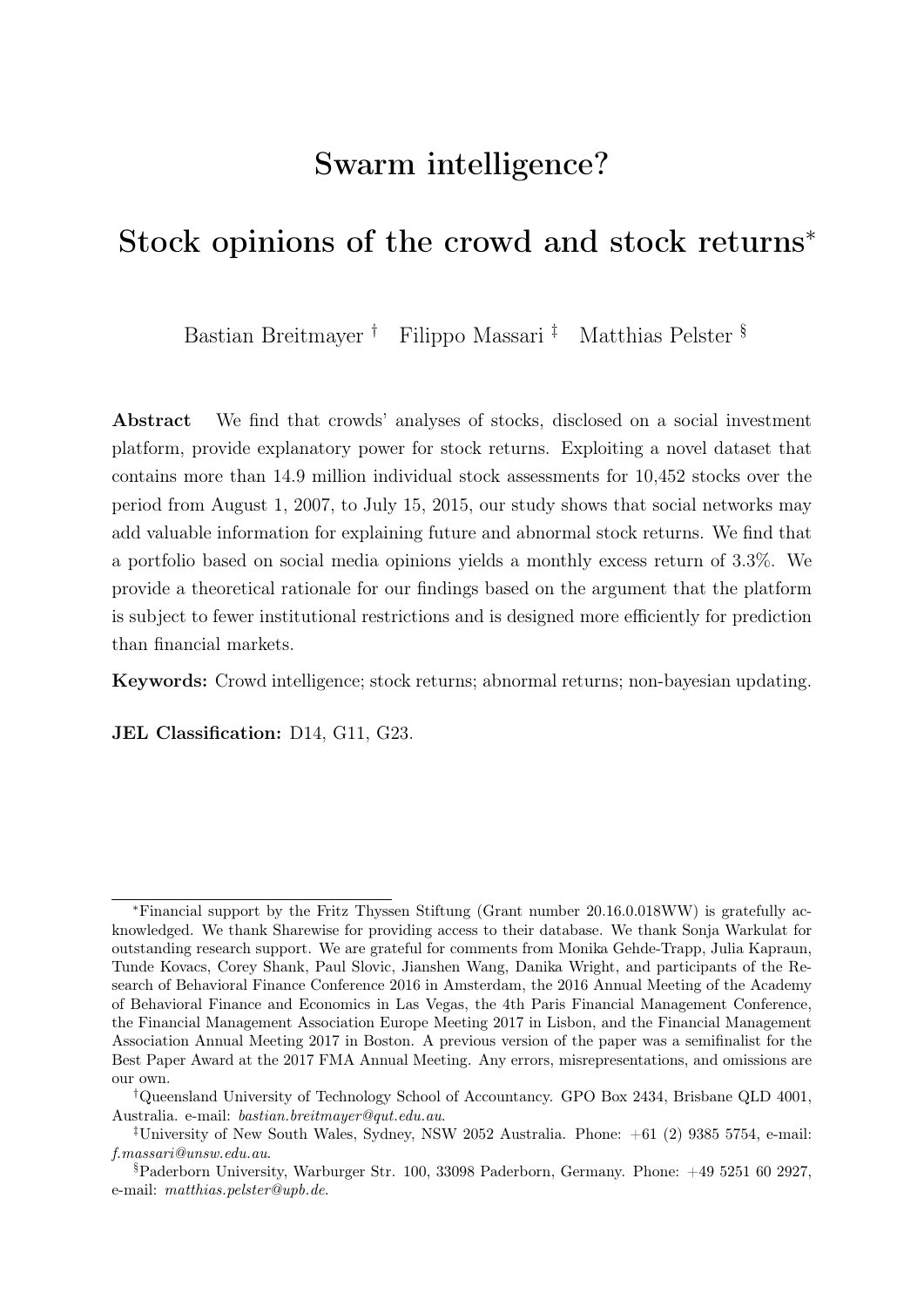# Swarm intelligence?

# Stock opinions of the crowd and stock returns*

Bastian Breitmayer † Filippo Massari ‡ Matthias Pelster §

**Abstract** We find that crowds' analyses of stocks, disclosed on a social investment platform, provide explanatory power for stock returns. Exploiting a novel dataset that contains more than 14.9 million individual stock assessments for 10,452 stocks over the period from August 1, 2007, to July 15, 2015, our study shows that social networks may add valuable information for explaining future and abnormal stock returns. We find that a portfolio based on social media opinions yields a monthly excess return of 3.3%. We provide a theoretical rationale for our findings based on the argument that the platform is subject to fewer institutional restrictions and is designed more efficiently for prediction than financial markets.

**Keywords:** Crowd intelligence; stock returns; abnormal returns; non-bayesian updating.

**JEL Classification:** D14, G11, G23.

---

*Financial support by the Fritz Thyssen Stiftung (Grant number 20.16.0.018WW) is gratefully acknowledged. We thank Sharewise for providing access to their database. We thank Sonja Warkulat for outstanding research support. We are grateful for comments from Monika Gehde-Trapp, Julia Kapraun, Tunde Kovacs, Corey Shank, Paul Slovic, Jianshen Wang, Danika Wright, and participants of the Research of Behavioral Finance Conference 2016 in Amsterdam, the 2016 Annual Meeting of the Academy of Behavioral Finance and Economics in Las Vegas, the 4th Paris Financial Management Conference, the Financial Management Association Europe Meeting 2017 in Lisbon, and the Financial Management Association Annual Meeting 2017 in Boston. A previous version of the paper was a semifinalist for the Best Paper Award at the 2017 FMA Annual Meeting. Any errors, misrepresentations, and omissions are our own.

†Queensland University of Technology School of Accountancy. GPO Box 2434, Brisbane QLD 4001, Australia. e-mail: *bastian.breitmayer@qut.edu.au*.

‡University of New South Wales, Sydney, NSW 2052 Australia. Phone: +61 (2) 9385 5754, e-mail: *f.massari@unsw.edu.au*.

§Paderborn University, Warburger Str. 100, 33098 Paderborn, Germany. Phone: +49 5251 60 2927, e-mail: *matthias.pelster@upb.de*.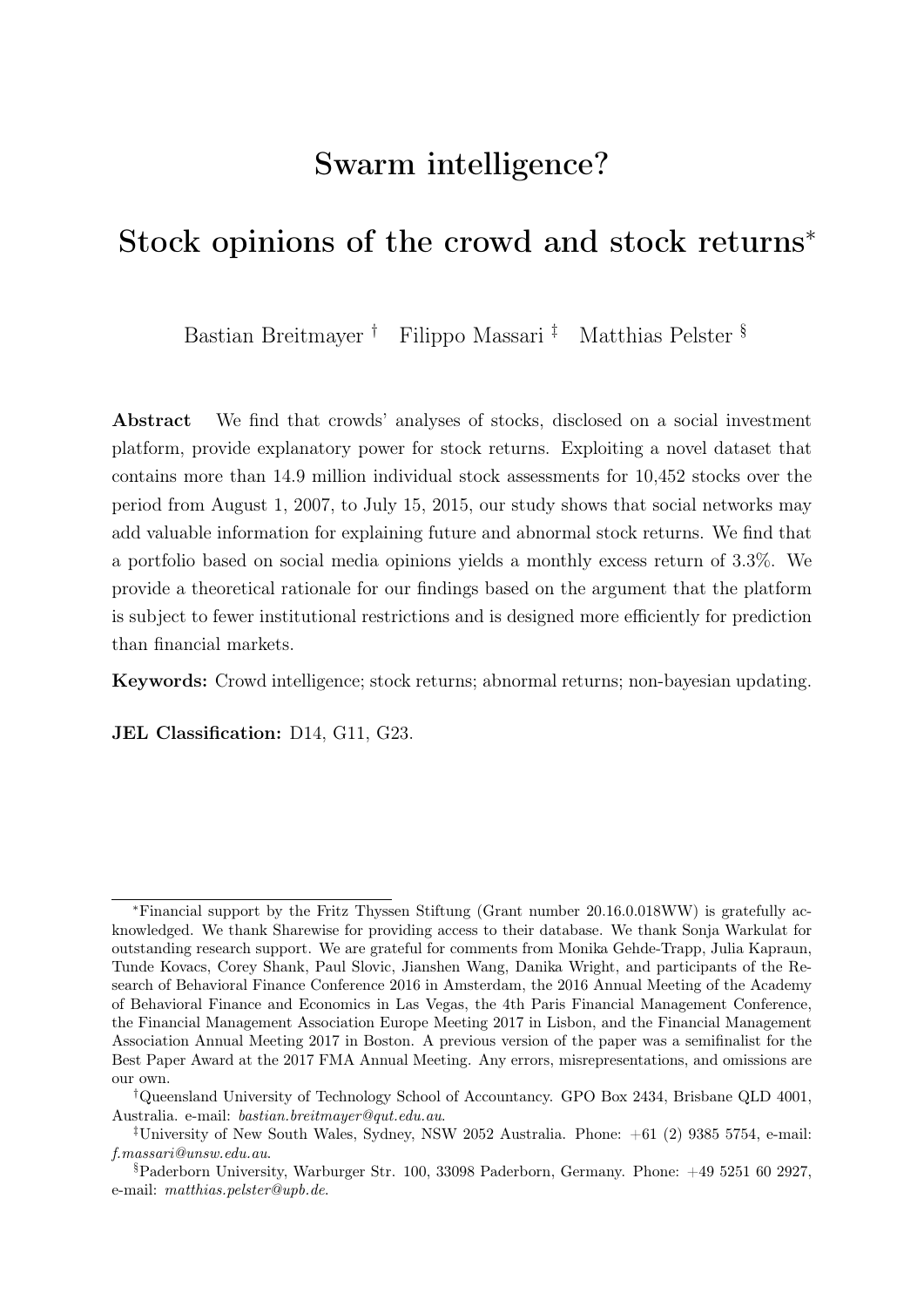# Swarm intelligence?

# Stock opinions of the crowd and stock returns*

Bastian Breitmayer † Filippo Massari ‡ Matthias Pelster §

**Abstract** We find that crowds' analyses of stocks, disclosed on a social investment platform, provide explanatory power for stock returns. Exploiting a novel dataset that contains more than 14.9 million individual stock assessments for 10,452 stocks over the period from August 1, 2007, to July 15, 2015, our study shows that social networks may add valuable information for explaining future and abnormal stock returns. We find that a portfolio based on social media opinions yields a monthly excess return of 3.3%. We provide a theoretical rationale for our findings based on the argument that the platform is subject to fewer institutional restrictions and is designed more efficiently for prediction than financial markets.

**Keywords:** Crowd intelligence; stock returns; abnormal returns; non-bayesian updating.

**JEL Classification:** D14, G11, G23.

---

*Financial support by the Fritz Thyssen Stiftung (Grant number 20.16.0.018WW) is gratefully acknowledged. We thank Sharewise for providing access to their database. We thank Sonja Warkulat for outstanding research support. We are grateful for comments from Monika Gehde-Trapp, Julia Kapraun, Tunde Kovacs, Corey Shank, Paul Slovic, Jianshen Wang, Danika Wright, and participants of the Research of Behavioral Finance Conference 2016 in Amsterdam, the 2016 Annual Meeting of the Academy of Behavioral Finance and Economics in Las Vegas, the 4th Paris Financial Management Conference, the Financial Management Association Europe Meeting 2017 in Lisbon, and the Financial Management Association Annual Meeting 2017 in Boston. A previous version of the paper was a semifinalist for the Best Paper Award at the 2017 FMA Annual Meeting. Any errors, misrepresentations, and omissions are our own.

†Queensland University of Technology School of Accountancy. GPO Box 2434, Brisbane QLD 4001, Australia. e-mail: *bastian.breitmayer@qut.edu.au*.

‡University of New South Wales, Sydney, NSW 2052 Australia. Phone: +61 (2) 9385 5754, e-mail: *f.massari@unsw.edu.au*.

§Paderborn University, Warburger Str. 100, 33098 Paderborn, Germany. Phone: +49 5251 60 2927, e-mail: *matthias.pelster@upb.de*.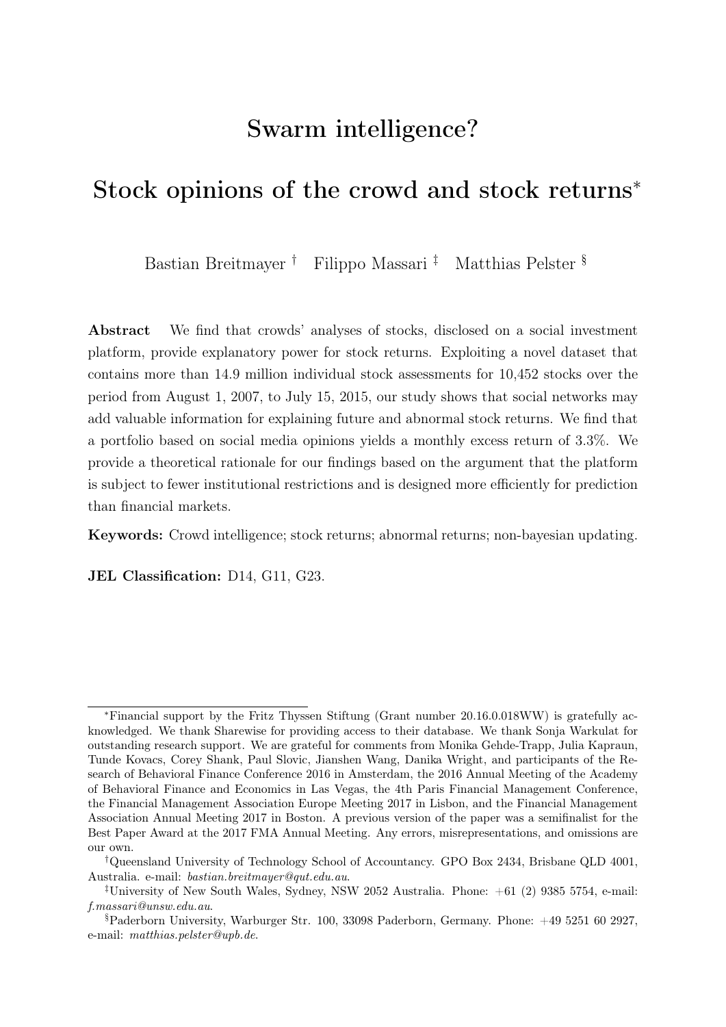# Swarm intelligence?

# Stock opinions of the crowd and stock returns*

Bastian Breitmayer † Filippo Massari ‡ Matthias Pelster §

**Abstract** We find that crowds' analyses of stocks, disclosed on a social investment platform, provide explanatory power for stock returns. Exploiting a novel dataset that contains more than 14.9 million individual stock assessments for 10,452 stocks over the period from August 1, 2007, to July 15, 2015, our study shows that social networks may add valuable information for explaining future and abnormal stock returns. We find that a portfolio based on social media opinions yields a monthly excess return of 3.3%. We provide a theoretical rationale for our findings based on the argument that the platform is subject to fewer institutional restrictions and is designed more efficiently for prediction than financial markets.

**Keywords:** Crowd intelligence; stock returns; abnormal returns; non-bayesian updating.

**JEL Classification:** D14, G11, G23.

---

*Financial support by the Fritz Thyssen Stiftung (Grant number 20.16.0.018WW) is gratefully acknowledged. We thank Sharewise for providing access to their database. We thank Sonja Warkulat for outstanding research support. We are grateful for comments from Monika Gehde-Trapp, Julia Kapraun, Tunde Kovacs, Corey Shank, Paul Slovic, Jianshen Wang, Danika Wright, and participants of the Research of Behavioral Finance Conference 2016 in Amsterdam, the 2016 Annual Meeting of the Academy of Behavioral Finance and Economics in Las Vegas, the 4th Paris Financial Management Conference, the Financial Management Association Europe Meeting 2017 in Lisbon, and the Financial Management Association Annual Meeting 2017 in Boston. A previous version of the paper was a semifinalist for the Best Paper Award at the 2017 FMA Annual Meeting. Any errors, misrepresentations, and omissions are our own.

†Queensland University of Technology School of Accountancy. GPO Box 2434, Brisbane QLD 4001, Australia. e-mail: *bastian.breitmayer@qut.edu.au*.

‡University of New South Wales, Sydney, NSW 2052 Australia. Phone: +61 (2) 9385 5754, e-mail: *f.massari@unsw.edu.au*.

§Paderborn University, Warburger Str. 100, 33098 Paderborn, Germany. Phone: +49 5251 60 2927, e-mail: *matthias.pelster@upb.de*.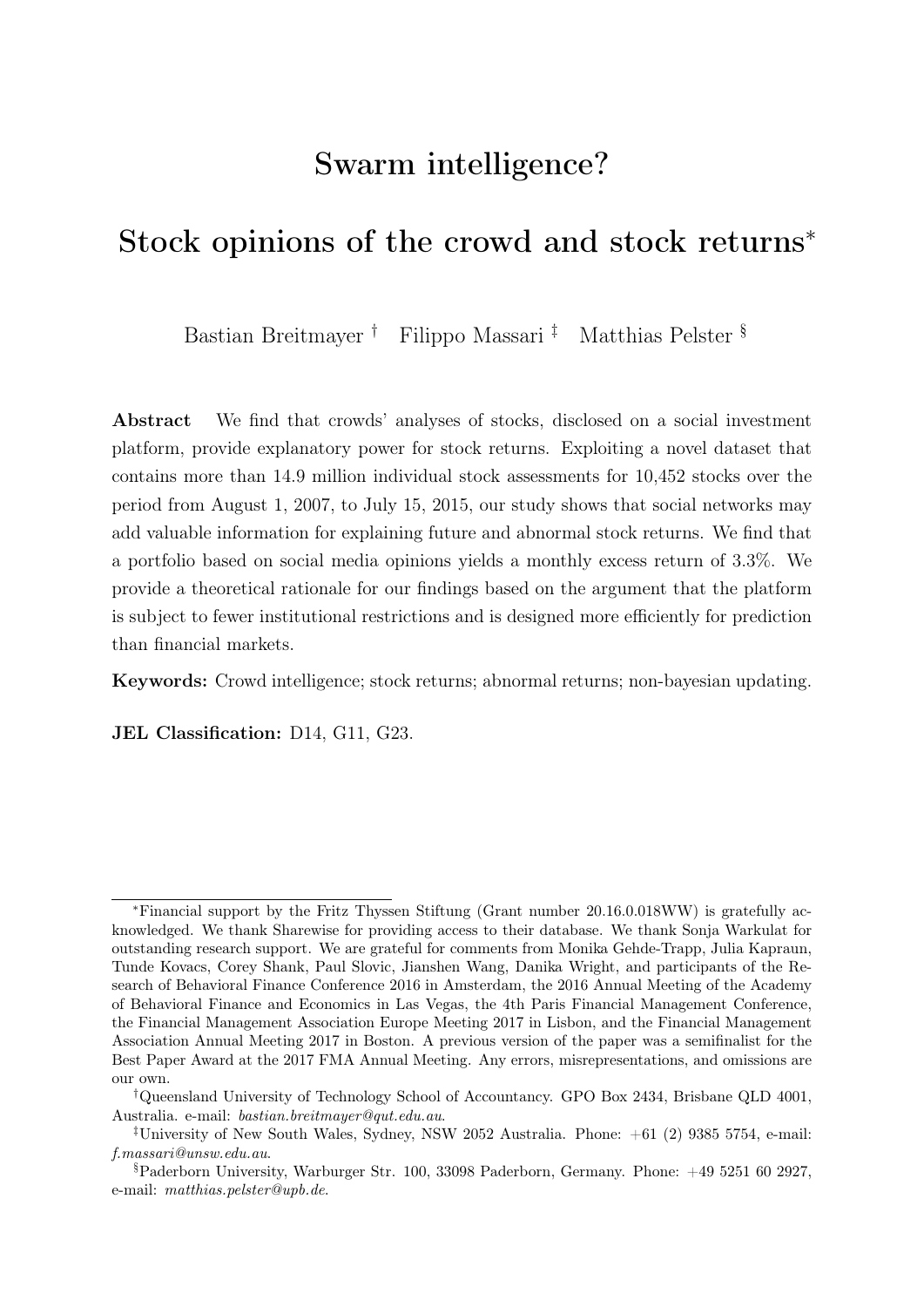# Swarm intelligence?

# Stock opinions of the crowd and stock returns*

Bastian Breitmayer [†] Filippo Massari [‡] Matthias Pelster [§]

**Abstract** We find that crowds' analyses of stocks, disclosed on a social investment platform, provide explanatory power for stock returns. Exploiting a novel dataset that contains more than 14.9 million individual stock assessments for 10,452 stocks over the period from August 1, 2007, to July 15, 2015, our study shows that social networks may add valuable information for explaining future and abnormal stock returns. We find that a portfolio based on social media opinions yields a monthly excess return of 3.3%. We provide a theoretical rationale for our findings based on the argument that the platform is subject to fewer institutional restrictions and is designed more efficiently for prediction than financial markets.

**Keywords:** Crowd intelligence; stock returns; abnormal returns; non-bayesian updating.

**JEL Classification:** D14, G11, G23.

---

*Financial support by the Fritz Thyssen Stiftung (Grant number 20.16.0.018WW) is gratefully acknowledged. We thank Sharewise for providing access to their database. We thank Sonja Warkulat for outstanding research support. We are grateful for comments from Monika Gehde-Trapp, Julia Kapraun, Tunde Kovacs, Corey Shank, Paul Slovic, Jianshen Wang, Danika Wright, and participants of the Research of Behavioral Finance Conference 2016 in Amsterdam, the 2016 Annual Meeting of the Academy of Behavioral Finance and Economics in Las Vegas, the 4th Paris Financial Management Conference, the Financial Management Association Europe Meeting 2017 in Lisbon, and the Financial Management Association Annual Meeting 2017 in Boston. A previous version of the paper was a semifinalist for the Best Paper Award at the 2017 FMA Annual Meeting. Any errors, misrepresentations, and omissions are our own.

†Queensland University of Technology School of Accountancy. GPO Box 2434, Brisbane QLD 4001, Australia. e-mail: *bastian.breitmayer@qut.edu.au*.

‡University of New South Wales, Sydney, NSW 2052 Australia. Phone: +61 (2) 9385 5754, e-mail: *f.massari@unsw.edu.au*.

§Paderborn University, Warburger Str. 100, 33098 Paderborn, Germany. Phone: +49 5251 60 2927, e-mail: *matthias.pelster@upb.de*.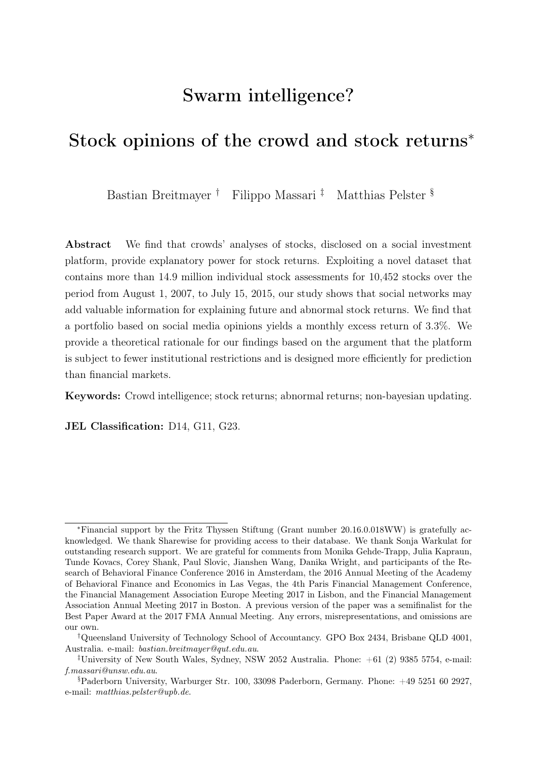# Swarm intelligence?

# Stock opinions of the crowd and stock returns*

Bastian Breitmayer † Filippo Massari ‡ Matthias Pelster §

**Abstract** We find that crowds' analyses of stocks, disclosed on a social investment platform, provide explanatory power for stock returns. Exploiting a novel dataset that contains more than 14.9 million individual stock assessments for 10,452 stocks over the period from August 1, 2007, to July 15, 2015, our study shows that social networks may add valuable information for explaining future and abnormal stock returns. We find that a portfolio based on social media opinions yields a monthly excess return of 3.3%. We provide a theoretical rationale for our findings based on the argument that the platform is subject to fewer institutional restrictions and is designed more efficiently for prediction than financial markets.

**Keywords:** Crowd intelligence; stock returns; abnormal returns; non-bayesian updating.

**JEL Classification:** D14, G11, G23.

---

*Financial support by the Fritz Thyssen Stiftung (Grant number 20.16.0.018WW) is gratefully acknowledged. We thank Sharewise for providing access to their database. We thank Sonja Warkulat for outstanding research support. We are grateful for comments from Monika Gehde-Trapp, Julia Kapraun, Tunde Kovacs, Corey Shank, Paul Slovic, Jianshen Wang, Danika Wright, and participants of the Research of Behavioral Finance Conference 2016 in Amsterdam, the 2016 Annual Meeting of the Academy of Behavioral Finance and Economics in Las Vegas, the 4th Paris Financial Management Conference, the Financial Management Association Europe Meeting 2017 in Lisbon, and the Financial Management Association Annual Meeting 2017 in Boston. A previous version of the paper was a semifinalist for the Best Paper Award at the 2017 FMA Annual Meeting. Any errors, misrepresentations, and omissions are our own.

†Queensland University of Technology School of Accountancy. GPO Box 2434, Brisbane QLD 4001, Australia. e-mail: *bastian.breitmayer@qut.edu.au*.

‡University of New South Wales, Sydney, NSW 2052 Australia. Phone: +61 (2) 9385 5754, e-mail: *f.massari@unsw.edu.au*.

§Paderborn University, Warburger Str. 100, 33098 Paderborn, Germany. Phone: +49 5251 60 2927, e-mail: *matthias.pelster@upb.de*.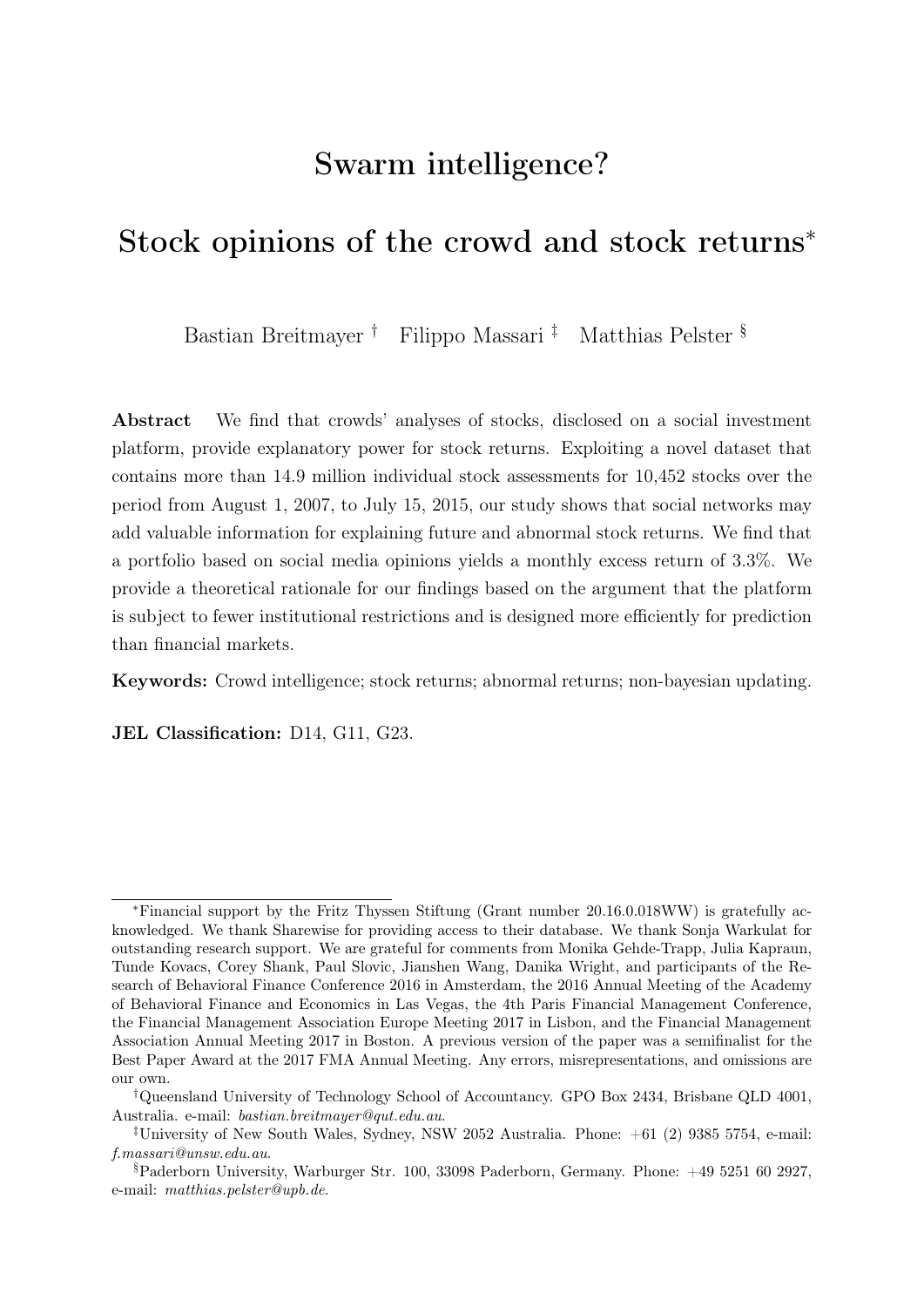# Swarm intelligence?

# Stock opinions of the crowd and stock returns*

Bastian Breitmayer † Filippo Massari ‡ Matthias Pelster §

**Abstract** We find that crowds' analyses of stocks, disclosed on a social investment platform, provide explanatory power for stock returns. Exploiting a novel dataset that contains more than 14.9 million individual stock assessments for 10,452 stocks over the period from August 1, 2007, to July 15, 2015, our study shows that social networks may add valuable information for explaining future and abnormal stock returns. We find that a portfolio based on social media opinions yields a monthly excess return of 3.3%. We provide a theoretical rationale for our findings based on the argument that the platform is subject to fewer institutional restrictions and is designed more efficiently for prediction than financial markets.

**Keywords:** Crowd intelligence; stock returns; abnormal returns; non-bayesian updating.

**JEL Classification:** D14, G11, G23.

---

*Financial support by the Fritz Thyssen Stiftung (Grant number 20.16.0.018WW) is gratefully acknowledged. We thank Sharewise for providing access to their database. We thank Sonja Warkulat for outstanding research support. We are grateful for comments from Monika Gehde-Trapp, Julia Kapraun, Tunde Kovacs, Corey Shank, Paul Slovic, Jianshen Wang, Danika Wright, and participants of the Research of Behavioral Finance Conference 2016 in Amsterdam, the 2016 Annual Meeting of the Academy of Behavioral Finance and Economics in Las Vegas, the 4th Paris Financial Management Conference, the Financial Management Association Europe Meeting 2017 in Lisbon, and the Financial Management Association Annual Meeting 2017 in Boston. A previous version of the paper was a semifinalist for the Best Paper Award at the 2017 FMA Annual Meeting. Any errors, misrepresentations, and omissions are our own.

†Queensland University of Technology School of Accountancy. GPO Box 2434, Brisbane QLD 4001, Australia. e-mail: *bastian.breitmayer@qut.edu.au*.

‡University of New South Wales, Sydney, NSW 2052 Australia. Phone: +61 (2) 9385 5754, e-mail: *f.massari@unsw.edu.au*.

§Paderborn University, Warburger Str. 100, 33098 Paderborn, Germany. Phone: +49 5251 60 2927, e-mail: *matthias.pelster@upb.de*.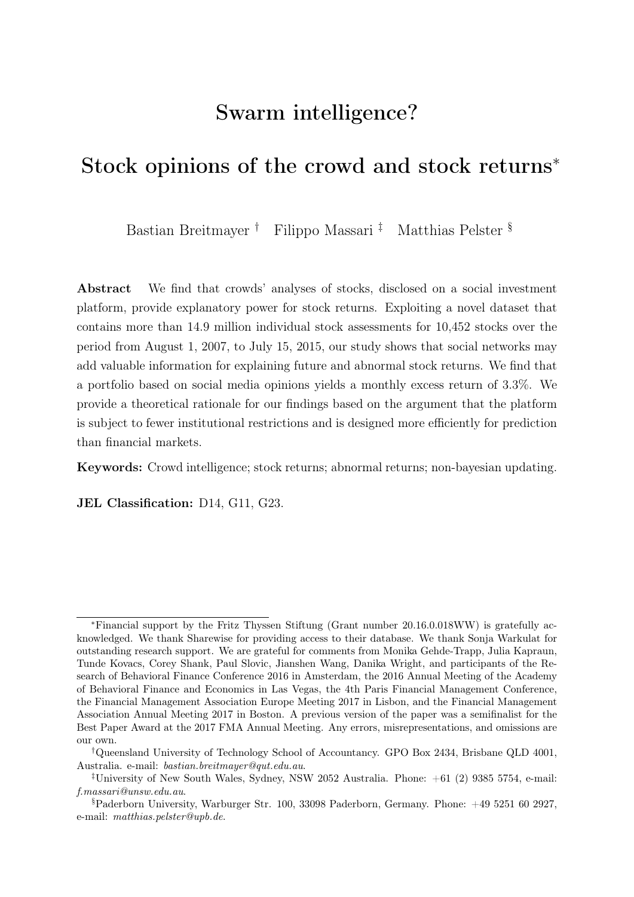# Swarm intelligence?

# Stock opinions of the crowd and stock returns*

Bastian Breitmayer † Filippo Massari ‡ Matthias Pelster §

**Abstract** We find that crowds' analyses of stocks, disclosed on a social investment platform, provide explanatory power for stock returns. Exploiting a novel dataset that contains more than 14.9 million individual stock assessments for 10,452 stocks over the period from August 1, 2007, to July 15, 2015, our study shows that social networks may add valuable information for explaining future and abnormal stock returns. We find that a portfolio based on social media opinions yields a monthly excess return of 3.3%. We provide a theoretical rationale for our findings based on the argument that the platform is subject to fewer institutional restrictions and is designed more efficiently for prediction than financial markets.

**Keywords:** Crowd intelligence; stock returns; abnormal returns; non-bayesian updating.

**JEL Classification:** D14, G11, G23.

---

*Financial support by the Fritz Thyssen Stiftung (Grant number 20.16.0.018WW) is gratefully acknowledged. We thank Sharewise for providing access to their database. We thank Sonja Warkulat for outstanding research support. We are grateful for comments from Monika Gehde-Trapp, Julia Kapraun, Tunde Kovacs, Corey Shank, Paul Slovic, Jianshen Wang, Danika Wright, and participants of the Research of Behavioral Finance Conference 2016 in Amsterdam, the 2016 Annual Meeting of the Academy of Behavioral Finance and Economics in Las Vegas, the 4th Paris Financial Management Conference, the Financial Management Association Europe Meeting 2017 in Lisbon, and the Financial Management Association Annual Meeting 2017 in Boston. A previous version of the paper was a semifinalist for the Best Paper Award at the 2017 FMA Annual Meeting. Any errors, misrepresentations, and omissions are our own.

†Queensland University of Technology School of Accountancy. GPO Box 2434, Brisbane QLD 4001, Australia. e-mail: *bastian.breitmayer@qut.edu.au*.

‡University of New South Wales, Sydney, NSW 2052 Australia. Phone: +61 (2) 9385 5754, e-mail: *f.massari@unsw.edu.au*.

§Paderborn University, Warburger Str. 100, 33098 Paderborn, Germany. Phone: +49 5251 60 2927, e-mail: *matthias.pelster@upb.de*.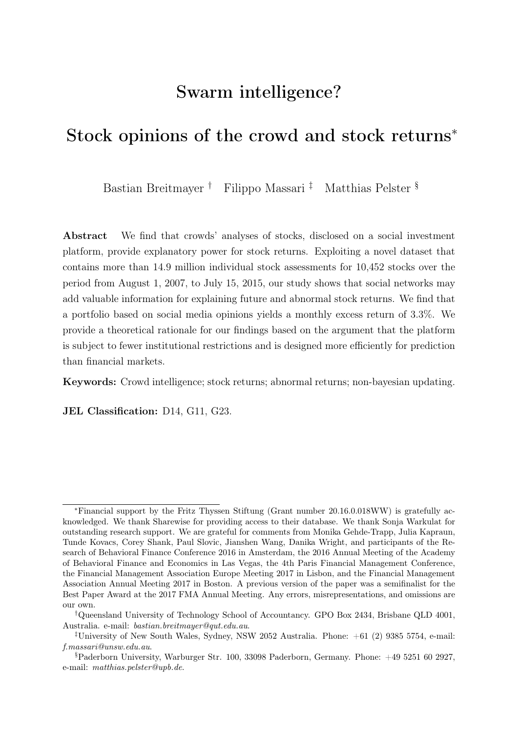# Swarm intelligence?

# Stock opinions of the crowd and stock returns*

Bastian Breitmayer † Filippo Massari ‡ Matthias Pelster §

**Abstract** We find that crowds' analyses of stocks, disclosed on a social investment platform, provide explanatory power for stock returns. Exploiting a novel dataset that contains more than 14.9 million individual stock assessments for 10,452 stocks over the period from August 1, 2007, to July 15, 2015, our study shows that social networks may add valuable information for explaining future and abnormal stock returns. We find that a portfolio based on social media opinions yields a monthly excess return of 3.3%. We provide a theoretical rationale for our findings based on the argument that the platform is subject to fewer institutional restrictions and is designed more efficiently for prediction than financial markets.

**Keywords:** Crowd intelligence; stock returns; abnormal returns; non-bayesian updating.

**JEL Classification:** D14, G11, G23.

---

*Financial support by the Fritz Thyssen Stiftung (Grant number 20.16.0.018WW) is gratefully acknowledged. We thank Sharewise for providing access to their database. We thank Sonja Warkulat for outstanding research support. We are grateful for comments from Monika Gehde-Trapp, Julia Kapraun, Tunde Kovacs, Corey Shank, Paul Slovic, Jianshen Wang, Danika Wright, and participants of the Research of Behavioral Finance Conference 2016 in Amsterdam, the 2016 Annual Meeting of the Academy of Behavioral Finance and Economics in Las Vegas, the 4th Paris Financial Management Conference, the Financial Management Association Europe Meeting 2017 in Lisbon, and the Financial Management Association Annual Meeting 2017 in Boston. A previous version of the paper was a semifinalist for the Best Paper Award at the 2017 FMA Annual Meeting. Any errors, misrepresentations, and omissions are our own.

†Queensland University of Technology School of Accountancy. GPO Box 2434, Brisbane QLD 4001, Australia. e-mail: *bastian.breitmayer@qut.edu.au*.

‡University of New South Wales, Sydney, NSW 2052 Australia. Phone: +61 (2) 9385 5754, e-mail: *f.massari@unsw.edu.au*.

§Paderborn University, Warburger Str. 100, 33098 Paderborn, Germany. Phone: +49 5251 60 2927, e-mail: *matthias.pelster@upb.de*.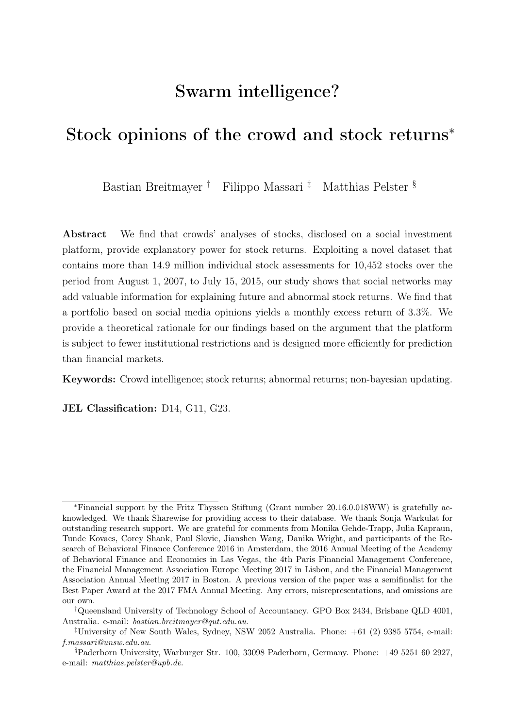# Swarm intelligence?

# Stock opinions of the crowd and stock returns*

Bastian Breitmayer [†] Filippo Massari [‡] Matthias Pelster [§]

**Abstract** We find that crowds' analyses of stocks, disclosed on a social investment platform, provide explanatory power for stock returns. Exploiting a novel dataset that contains more than 14.9 million individual stock assessments for 10,452 stocks over the period from August 1, 2007, to July 15, 2015, our study shows that social networks may add valuable information for explaining future and abnormal stock returns. We find that a portfolio based on social media opinions yields a monthly excess return of 3.3%. We provide a theoretical rationale for our findings based on the argument that the platform is subject to fewer institutional restrictions and is designed more efficiently for prediction than financial markets.

**Keywords:** Crowd intelligence; stock returns; abnormal returns; non-bayesian updating.

**JEL Classification:** D14, G11, G23.

---

*Financial support by the Fritz Thyssen Stiftung (Grant number 20.16.0.018WW) is gratefully acknowledged. We thank Sharewise for providing access to their database. We thank Sonja Warkulat for outstanding research support. We are grateful for comments from Monika Gehde-Trapp, Julia Kapraun, Tunde Kovacs, Corey Shank, Paul Slovic, Jianshen Wang, Danika Wright, and participants of the Research of Behavioral Finance Conference 2016 in Amsterdam, the 2016 Annual Meeting of the Academy of Behavioral Finance and Economics in Las Vegas, the 4th Paris Financial Management Conference, the Financial Management Association Europe Meeting 2017 in Lisbon, and the Financial Management Association Annual Meeting 2017 in Boston. A previous version of the paper was a semifinalist for the Best Paper Award at the 2017 FMA Annual Meeting. Any errors, misrepresentations, and omissions are our own.

†Queensland University of Technology School of Accountancy. GPO Box 2434, Brisbane QLD 4001, Australia. e-mail: *bastian.breitmayer@qut.edu.au*.

‡University of New South Wales, Sydney, NSW 2052 Australia. Phone: +61 (2) 9385 5754, e-mail: *f.massari@unsw.edu.au*.

§Paderborn University, Warburger Str. 100, 33098 Paderborn, Germany. Phone: +49 5251 60 2927, e-mail: *matthias.pelster@upb.de*.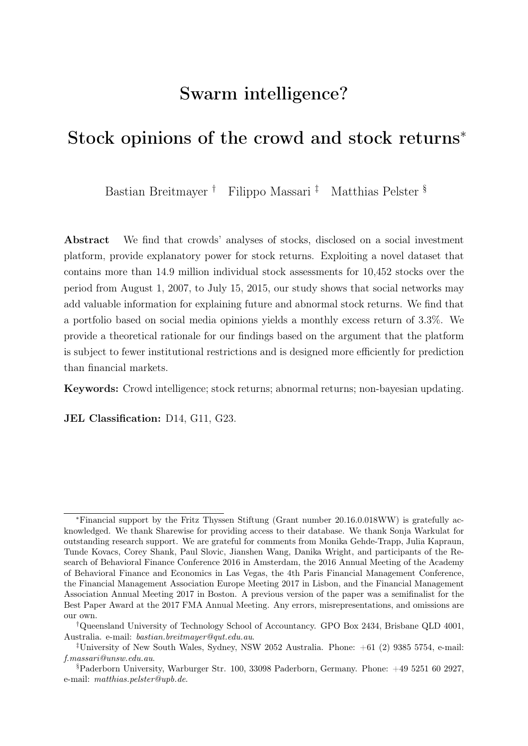# Swarm intelligence?

# Stock opinions of the crowd and stock returns*

Bastian Breitmayer † Filippo Massari ‡ Matthias Pelster §

**Abstract** We find that crowds' analyses of stocks, disclosed on a social investment platform, provide explanatory power for stock returns. Exploiting a novel dataset that contains more than 14.9 million individual stock assessments for 10,452 stocks over the period from August 1, 2007, to July 15, 2015, our study shows that social networks may add valuable information for explaining future and abnormal stock returns. We find that a portfolio based on social media opinions yields a monthly excess return of 3.3%. We provide a theoretical rationale for our findings based on the argument that the platform is subject to fewer institutional restrictions and is designed more efficiently for prediction than financial markets.

**Keywords:** Crowd intelligence; stock returns; abnormal returns; non-bayesian updating.

**JEL Classification:** D14, G11, G23.

---

*Financial support by the Fritz Thyssen Stiftung (Grant number 20.16.0.018WW) is gratefully acknowledged. We thank Sharewise for providing access to their database. We thank Sonja Warkulat for outstanding research support. We are grateful for comments from Monika Gehde-Trapp, Julia Kapraun, Tunde Kovacs, Corey Shank, Paul Slovic, Jianshen Wang, Danika Wright, and participants of the Research of Behavioral Finance Conference 2016 in Amsterdam, the 2016 Annual Meeting of the Academy of Behavioral Finance and Economics in Las Vegas, the 4th Paris Financial Management Conference, the Financial Management Association Europe Meeting 2017 in Lisbon, and the Financial Management Association Annual Meeting 2017 in Boston. A previous version of the paper was a semifinalist for the Best Paper Award at the 2017 FMA Annual Meeting. Any errors, misrepresentations, and omissions are our own.

†Queensland University of Technology School of Accountancy. GPO Box 2434, Brisbane QLD 4001, Australia. e-mail: *bastian.breitmayer@qut.edu.au*.

‡University of New South Wales, Sydney, NSW 2052 Australia. Phone: +61 (2) 9385 5754, e-mail: *f.massari@unsw.edu.au*.

§Paderborn University, Warburger Str. 100, 33098 Paderborn, Germany. Phone: +49 5251 60 2927, e-mail: *matthias.pelster@upb.de*.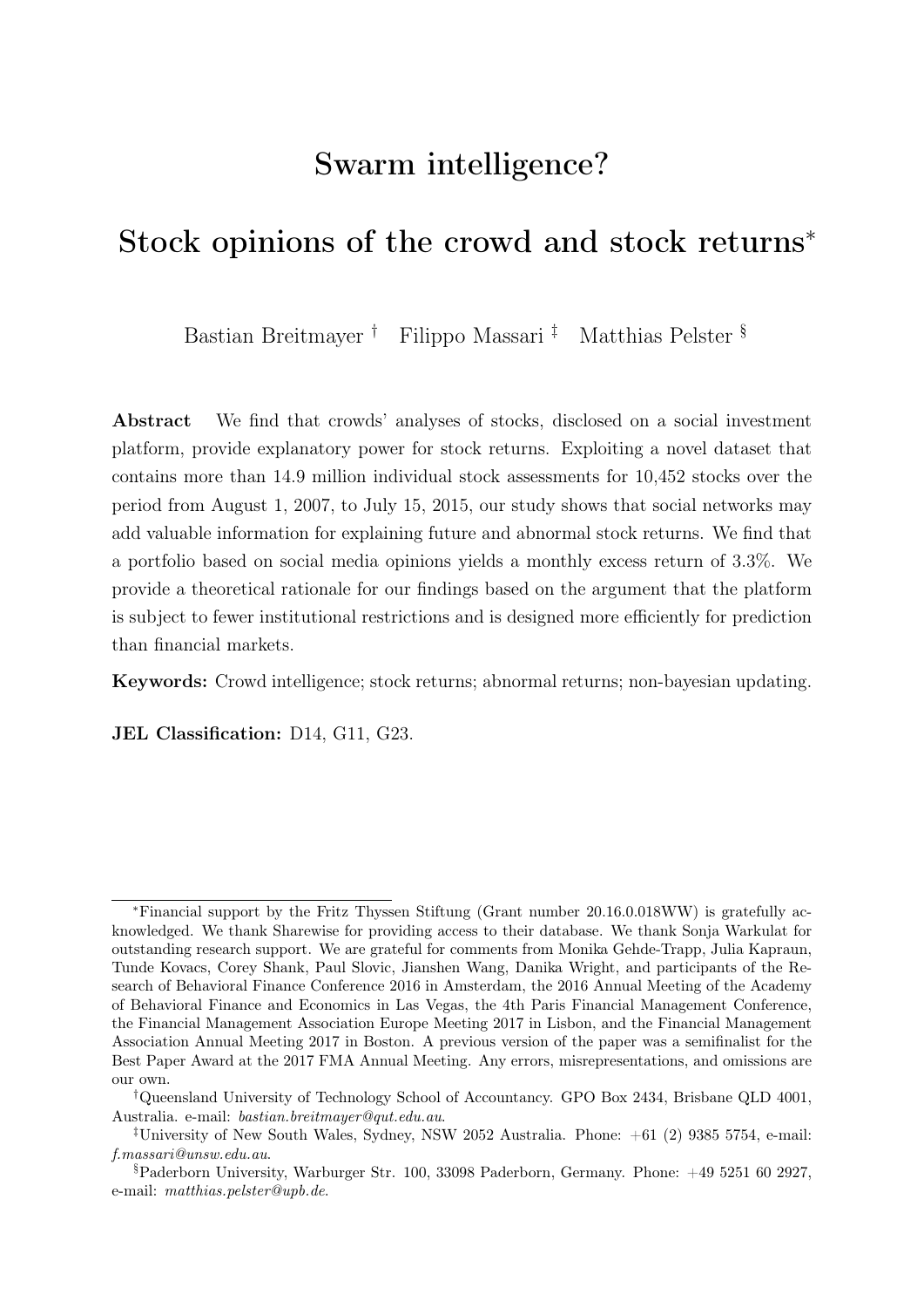# Swarm intelligence?

# Stock opinions of the crowd and stock returns*

Bastian Breitmayer † Filippo Massari ‡ Matthias Pelster §

**Abstract** We find that crowds' analyses of stocks, disclosed on a social investment platform, provide explanatory power for stock returns. Exploiting a novel dataset that contains more than 14.9 million individual stock assessments for 10,452 stocks over the period from August 1, 2007, to July 15, 2015, our study shows that social networks may add valuable information for explaining future and abnormal stock returns. We find that a portfolio based on social media opinions yields a monthly excess return of 3.3%. We provide a theoretical rationale for our findings based on the argument that the platform is subject to fewer institutional restrictions and is designed more efficiently for prediction than financial markets.

**Keywords:** Crowd intelligence; stock returns; abnormal returns; non-bayesian updating.

**JEL Classification:** D14, G11, G23.

---

*Financial support by the Fritz Thyssen Stiftung (Grant number 20.16.0.018WW) is gratefully acknowledged. We thank Sharewise for providing access to their database. We thank Sonja Warkulat for outstanding research support. We are grateful for comments from Monika Gehde-Trapp, Julia Kapraun, Tunde Kovacs, Corey Shank, Paul Slovic, Jianshen Wang, Danika Wright, and participants of the Research of Behavioral Finance Conference 2016 in Amsterdam, the 2016 Annual Meeting of the Academy of Behavioral Finance and Economics in Las Vegas, the 4th Paris Financial Management Conference, the Financial Management Association Europe Meeting 2017 in Lisbon, and the Financial Management Association Annual Meeting 2017 in Boston. A previous version of the paper was a semifinalist for the Best Paper Award at the 2017 FMA Annual Meeting. Any errors, misrepresentations, and omissions are our own.

†Queensland University of Technology School of Accountancy. GPO Box 2434, Brisbane QLD 4001, Australia. e-mail: *bastian.breitmayer@qut.edu.au*.

‡University of New South Wales, Sydney, NSW 2052 Australia. Phone: +61 (2) 9385 5754, e-mail: *f.massari@unsw.edu.au*.

§Paderborn University, Warburger Str. 100, 33098 Paderborn, Germany. Phone: +49 5251 60 2927, e-mail: *matthias.pelster@upb.de*.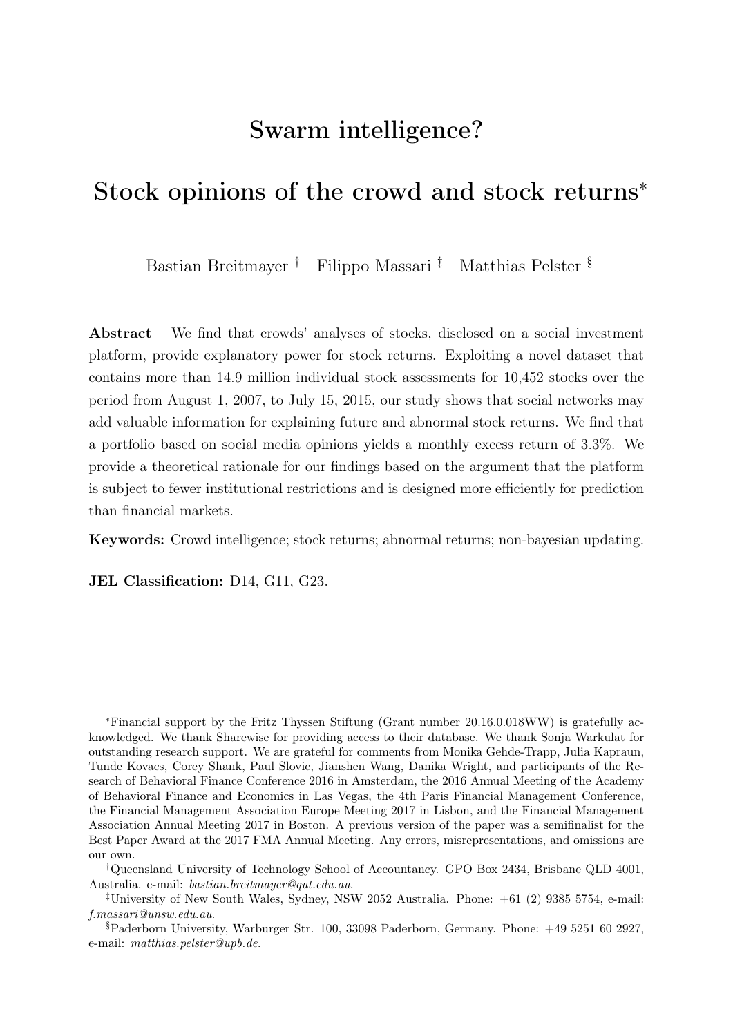# Swarm intelligence?

# Stock opinions of the crowd and stock returns*

Bastian Breitmayer † Filippo Massari ‡ Matthias Pelster §

**Abstract** We find that crowds' analyses of stocks, disclosed on a social investment platform, provide explanatory power for stock returns. Exploiting a novel dataset that contains more than 14.9 million individual stock assessments for 10,452 stocks over the period from August 1, 2007, to July 15, 2015, our study shows that social networks may add valuable information for explaining future and abnormal stock returns. We find that a portfolio based on social media opinions yields a monthly excess return of 3.3%. We provide a theoretical rationale for our findings based on the argument that the platform is subject to fewer institutional restrictions and is designed more efficiently for prediction than financial markets.

**Keywords:** Crowd intelligence; stock returns; abnormal returns; non-bayesian updating.

**JEL Classification:** D14, G11, G23.

---

*Financial support by the Fritz Thyssen Stiftung (Grant number 20.16.0.018WW) is gratefully acknowledged. We thank Sharewise for providing access to their database. We thank Sonja Warkulat for outstanding research support. We are grateful for comments from Monika Gehde-Trapp, Julia Kapraun, Tunde Kovacs, Corey Shank, Paul Slovic, Jianshen Wang, Danika Wright, and participants of the Research of Behavioral Finance Conference 2016 in Amsterdam, the 2016 Annual Meeting of the Academy of Behavioral Finance and Economics in Las Vegas, the 4th Paris Financial Management Conference, the Financial Management Association Europe Meeting 2017 in Lisbon, and the Financial Management Association Annual Meeting 2017 in Boston. A previous version of the paper was a semifinalist for the Best Paper Award at the 2017 FMA Annual Meeting. Any errors, misrepresentations, and omissions are our own.

†Queensland University of Technology School of Accountancy. GPO Box 2434, Brisbane QLD 4001, Australia. e-mail: *bastian.breitmayer@qut.edu.au*.

‡University of New South Wales, Sydney, NSW 2052 Australia. Phone: +61 (2) 9385 5754, e-mail: *f.massari@unsw.edu.au*.

§Paderborn University, Warburger Str. 100, 33098 Paderborn, Germany. Phone: +49 5251 60 2927, e-mail: *matthias.pelster@upb.de*.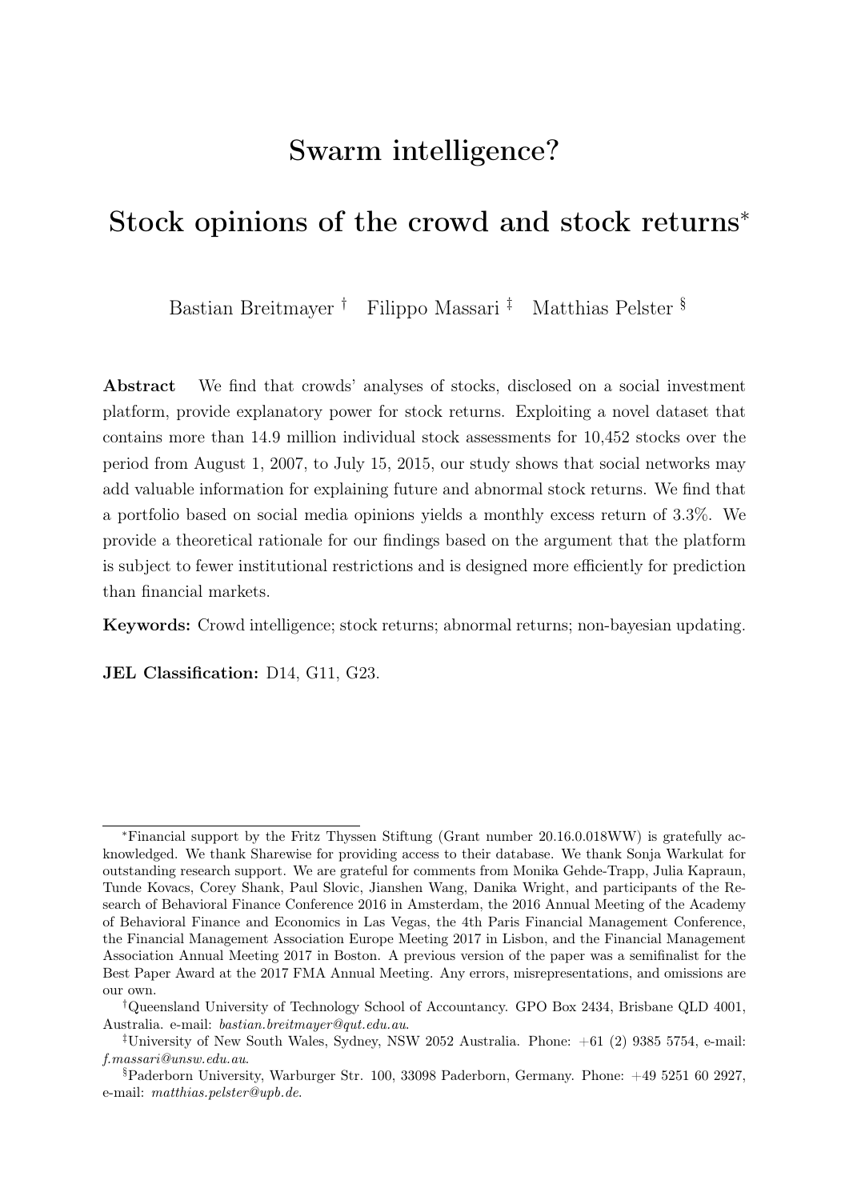# Swarm intelligence?

# Stock opinions of the crowd and stock returns*

Bastian Breitmayer † Filippo Massari ‡ Matthias Pelster §

**Abstract** We find that crowds' analyses of stocks, disclosed on a social investment platform, provide explanatory power for stock returns. Exploiting a novel dataset that contains more than 14.9 million individual stock assessments for 10,452 stocks over the period from August 1, 2007, to July 15, 2015, our study shows that social networks may add valuable information for explaining future and abnormal stock returns. We find that a portfolio based on social media opinions yields a monthly excess return of 3.3%. We provide a theoretical rationale for our findings based on the argument that the platform is subject to fewer institutional restrictions and is designed more efficiently for prediction than financial markets.

**Keywords:** Crowd intelligence; stock returns; abnormal returns; non-bayesian updating.

**JEL Classification:** D14, G11, G23.

---

*Financial support by the Fritz Thyssen Stiftung (Grant number 20.16.0.018WW) is gratefully acknowledged. We thank Sharewise for providing access to their database. We thank Sonja Warkulat for outstanding research support. We are grateful for comments from Monika Gehde-Trapp, Julia Kapraun, Tunde Kovacs, Corey Shank, Paul Slovic, Jianshen Wang, Danika Wright, and participants of the Research of Behavioral Finance Conference 2016 in Amsterdam, the 2016 Annual Meeting of the Academy of Behavioral Finance and Economics in Las Vegas, the 4th Paris Financial Management Conference, the Financial Management Association Europe Meeting 2017 in Lisbon, and the Financial Management Association Annual Meeting 2017 in Boston. A previous version of the paper was a semifinalist for the Best Paper Award at the 2017 FMA Annual Meeting. Any errors, misrepresentations, and omissions are our own.

†Queensland University of Technology School of Accountancy. GPO Box 2434, Brisbane QLD 4001, Australia. e-mail: *bastian.breitmayer@qut.edu.au*.

‡University of New South Wales, Sydney, NSW 2052 Australia. Phone: +61 (2) 9385 5754, e-mail: *f.massari@unsw.edu.au*.

§Paderborn University, Warburger Str. 100, 33098 Paderborn, Germany. Phone: +49 5251 60 2927, e-mail: *matthias.pelster@upb.de*.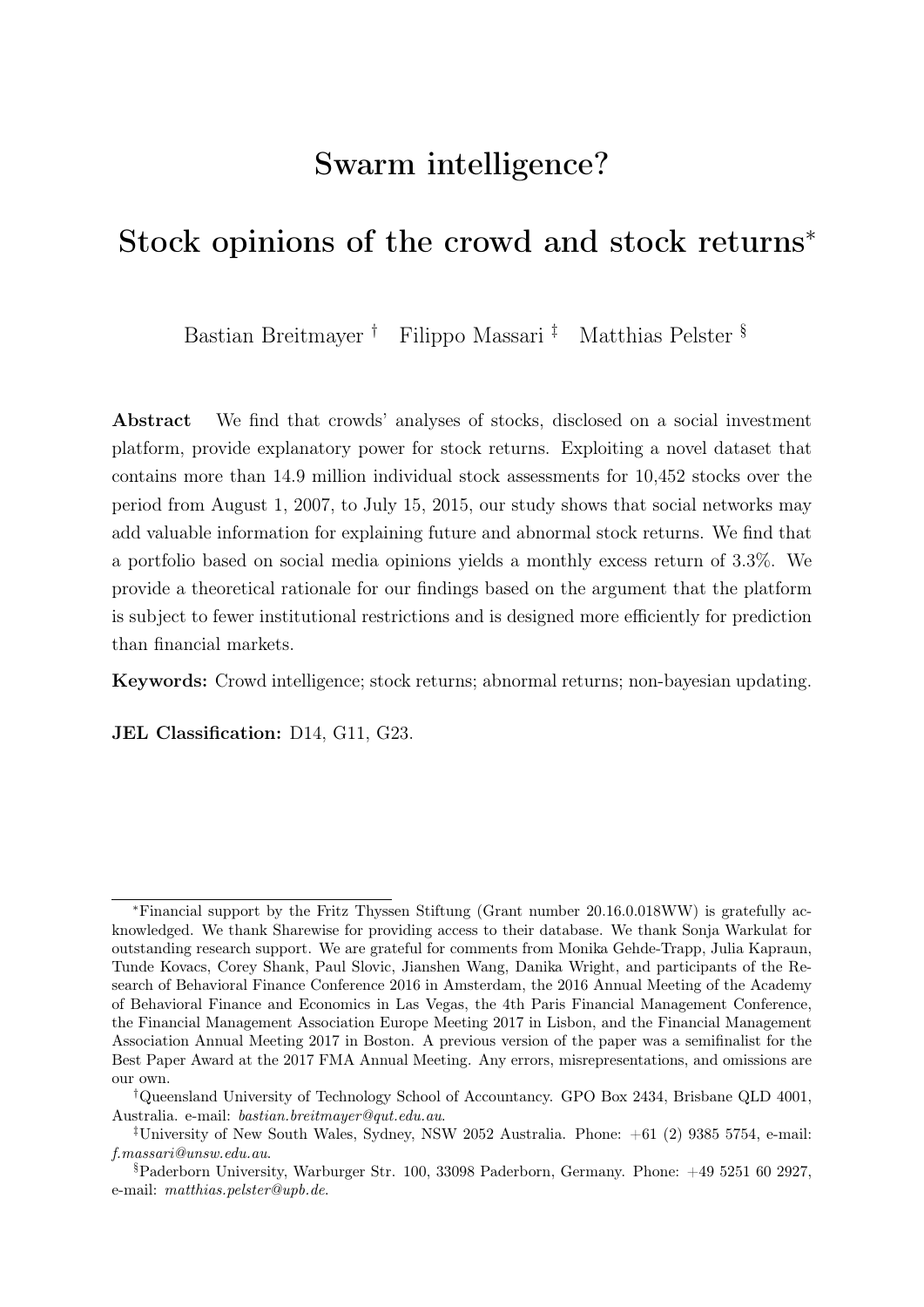# Swarm intelligence?

# Stock opinions of the crowd and stock returns*

Bastian Breitmayer † Filippo Massari ‡ Matthias Pelster §

**Abstract** We find that crowds' analyses of stocks, disclosed on a social investment platform, provide explanatory power for stock returns. Exploiting a novel dataset that contains more than 14.9 million individual stock assessments for 10,452 stocks over the period from August 1, 2007, to July 15, 2015, our study shows that social networks may add valuable information for explaining future and abnormal stock returns. We find that a portfolio based on social media opinions yields a monthly excess return of 3.3%. We provide a theoretical rationale for our findings based on the argument that the platform is subject to fewer institutional restrictions and is designed more efficiently for prediction than financial markets.

**Keywords:** Crowd intelligence; stock returns; abnormal returns; non-bayesian updating.

**JEL Classification:** D14, G11, G23.

---

*Financial support by the Fritz Thyssen Stiftung (Grant number 20.16.0.018WW) is gratefully acknowledged. We thank Sharewise for providing access to their database. We thank Sonja Warkulat for outstanding research support. We are grateful for comments from Monika Gehde-Trapp, Julia Kapraun, Tunde Kovacs, Corey Shank, Paul Slovic, Jianshen Wang, Danika Wright, and participants of the Research of Behavioral Finance Conference 2016 in Amsterdam, the 2016 Annual Meeting of the Academy of Behavioral Finance and Economics in Las Vegas, the 4th Paris Financial Management Conference, the Financial Management Association Europe Meeting 2017 in Lisbon, and the Financial Management Association Annual Meeting 2017 in Boston. A previous version of the paper was a semifinalist for the Best Paper Award at the 2017 FMA Annual Meeting. Any errors, misrepresentations, and omissions are our own.

†Queensland University of Technology School of Accountancy. GPO Box 2434, Brisbane QLD 4001, Australia. e-mail: *bastian.breitmayer@qut.edu.au*.

‡University of New South Wales, Sydney, NSW 2052 Australia. Phone: +61 (2) 9385 5754, e-mail: *f.massari@unsw.edu.au*.

§Paderborn University, Warburger Str. 100, 33098 Paderborn, Germany. Phone: +49 5251 60 2927, e-mail: *matthias.pelster@upb.de*.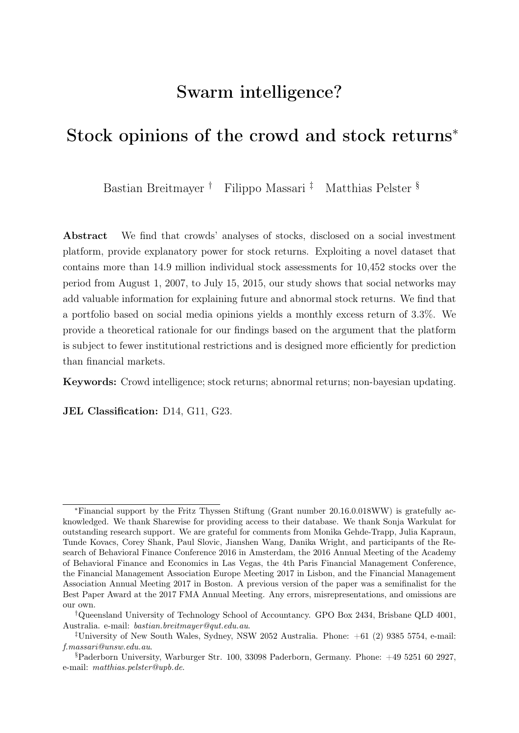# Swarm intelligence?

# Stock opinions of the crowd and stock returns*

Bastian Breitmayer † Filippo Massari ‡ Matthias Pelster §

**Abstract** We find that crowds' analyses of stocks, disclosed on a social investment platform, provide explanatory power for stock returns. Exploiting a novel dataset that contains more than 14.9 million individual stock assessments for 10,452 stocks over the period from August 1, 2007, to July 15, 2015, our study shows that social networks may add valuable information for explaining future and abnormal stock returns. We find that a portfolio based on social media opinions yields a monthly excess return of 3.3%. We provide a theoretical rationale for our findings based on the argument that the platform is subject to fewer institutional restrictions and is designed more efficiently for prediction than financial markets.

**Keywords:** Crowd intelligence; stock returns; abnormal returns; non-bayesian updating.

**JEL Classification:** D14, G11, G23.

---

*Financial support by the Fritz Thyssen Stiftung (Grant number 20.16.0.018WW) is gratefully acknowledged. We thank Sharewise for providing access to their database. We thank Sonja Warkulat for outstanding research support. We are grateful for comments from Monika Gehde-Trapp, Julia Kapraun, Tunde Kovacs, Corey Shank, Paul Slovic, Jianshen Wang, Danika Wright, and participants of the Research of Behavioral Finance Conference 2016 in Amsterdam, the 2016 Annual Meeting of the Academy of Behavioral Finance and Economics in Las Vegas, the 4th Paris Financial Management Conference, the Financial Management Association Europe Meeting 2017 in Lisbon, and the Financial Management Association Annual Meeting 2017 in Boston. A previous version of the paper was a semifinalist for the Best Paper Award at the 2017 FMA Annual Meeting. Any errors, misrepresentations, and omissions are our own.

†Queensland University of Technology School of Accountancy. GPO Box 2434, Brisbane QLD 4001, Australia. e-mail: *bastian.breitmayer@qut.edu.au*.

‡University of New South Wales, Sydney, NSW 2052 Australia. Phone: +61 (2) 9385 5754, e-mail: *f.massari@unsw.edu.au*.

§Paderborn University, Warburger Str. 100, 33098 Paderborn, Germany. Phone: +49 5251 60 2927, e-mail: *matthias.pelster@upb.de*.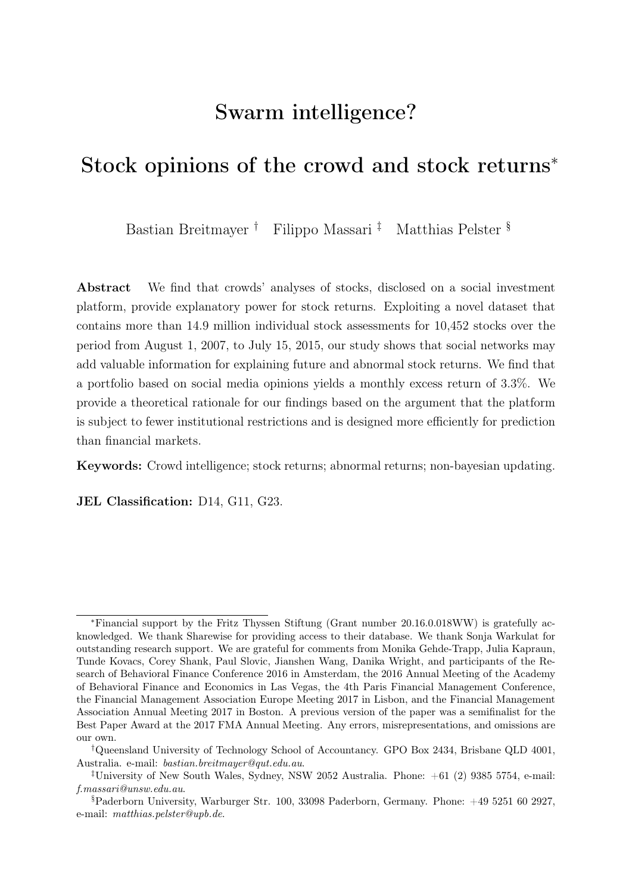# Swarm intelligence?

# Stock opinions of the crowd and stock returns*

Bastian Breitmayer † Filippo Massari ‡ Matthias Pelster §

**Abstract** We find that crowds' analyses of stocks, disclosed on a social investment platform, provide explanatory power for stock returns. Exploiting a novel dataset that contains more than 14.9 million individual stock assessments for 10,452 stocks over the period from August 1, 2007, to July 15, 2015, our study shows that social networks may add valuable information for explaining future and abnormal stock returns. We find that a portfolio based on social media opinions yields a monthly excess return of 3.3%. We provide a theoretical rationale for our findings based on the argument that the platform is subject to fewer institutional restrictions and is designed more efficiently for prediction than financial markets.

**Keywords:** Crowd intelligence; stock returns; abnormal returns; non-bayesian updating.

**JEL Classification:** D14, G11, G23.

---

*Financial support by the Fritz Thyssen Stiftung (Grant number 20.16.0.018WW) is gratefully acknowledged. We thank Sharewise for providing access to their database. We thank Sonja Warkulat for outstanding research support. We are grateful for comments from Monika Gehde-Trapp, Julia Kapraun, Tunde Kovacs, Corey Shank, Paul Slovic, Jianshen Wang, Danika Wright, and participants of the Research of Behavioral Finance Conference 2016 in Amsterdam, the 2016 Annual Meeting of the Academy of Behavioral Finance and Economics in Las Vegas, the 4th Paris Financial Management Conference, the Financial Management Association Europe Meeting 2017 in Lisbon, and the Financial Management Association Annual Meeting 2017 in Boston. A previous version of the paper was a semifinalist for the Best Paper Award at the 2017 FMA Annual Meeting. Any errors, misrepresentations, and omissions are our own.

†Queensland University of Technology School of Accountancy. GPO Box 2434, Brisbane QLD 4001, Australia. e-mail: *bastian.breitmayer@qut.edu.au*.

‡University of New South Wales, Sydney, NSW 2052 Australia. Phone: +61 (2) 9385 5754, e-mail: *f.massari@unsw.edu.au*.

§Paderborn University, Warburger Str. 100, 33098 Paderborn, Germany. Phone: +49 5251 60 2927, e-mail: *matthias.pelster@upb.de*.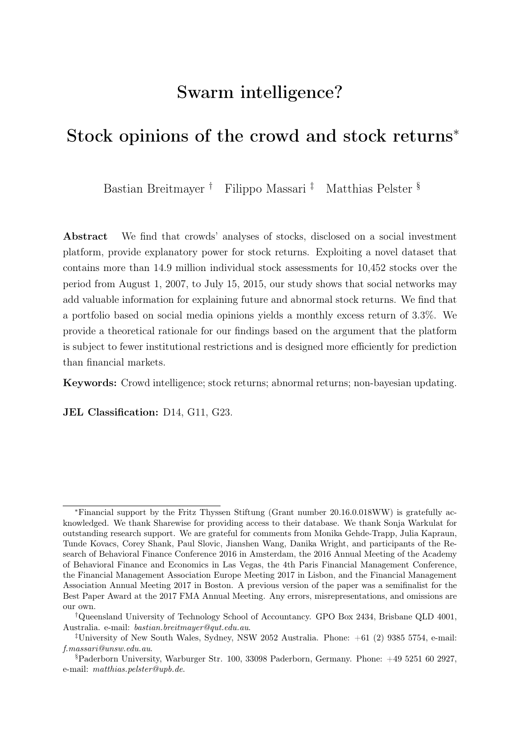# Swarm intelligence?

# Stock opinions of the crowd and stock returns*

Bastian Breitmayer † Filippo Massari ‡ Matthias Pelster §

**Abstract** We find that crowds' analyses of stocks, disclosed on a social investment platform, provide explanatory power for stock returns. Exploiting a novel dataset that contains more than 14.9 million individual stock assessments for 10,452 stocks over the period from August 1, 2007, to July 15, 2015, our study shows that social networks may add valuable information for explaining future and abnormal stock returns. We find that a portfolio based on social media opinions yields a monthly excess return of 3.3%. We provide a theoretical rationale for our findings based on the argument that the platform is subject to fewer institutional restrictions and is designed more efficiently for prediction than financial markets.

**Keywords:** Crowd intelligence; stock returns; abnormal returns; non-bayesian updating.

**JEL Classification:** D14, G11, G23.

---

*Financial support by the Fritz Thyssen Stiftung (Grant number 20.16.0.018WW) is gratefully acknowledged. We thank Sharewise for providing access to their database. We thank Sonja Warkulat for outstanding research support. We are grateful for comments from Monika Gehde-Trapp, Julia Kapraun, Tunde Kovacs, Corey Shank, Paul Slovic, Jianshen Wang, Danika Wright, and participants of the Research of Behavioral Finance Conference 2016 in Amsterdam, the 2016 Annual Meeting of the Academy of Behavioral Finance and Economics in Las Vegas, the 4th Paris Financial Management Conference, the Financial Management Association Europe Meeting 2017 in Lisbon, and the Financial Management Association Annual Meeting 2017 in Boston. A previous version of the paper was a semifinalist for the Best Paper Award at the 2017 FMA Annual Meeting. Any errors, misrepresentations, and omissions are our own.

†Queensland University of Technology School of Accountancy. GPO Box 2434, Brisbane QLD 4001, Australia. e-mail: *bastian.breitmayer@qut.edu.au*.

‡University of New South Wales, Sydney, NSW 2052 Australia. Phone: +61 (2) 9385 5754, e-mail: *f.massari@unsw.edu.au*.

§Paderborn University, Warburger Str. 100, 33098 Paderborn, Germany. Phone: +49 5251 60 2927, e-mail: *matthias.pelster@upb.de*.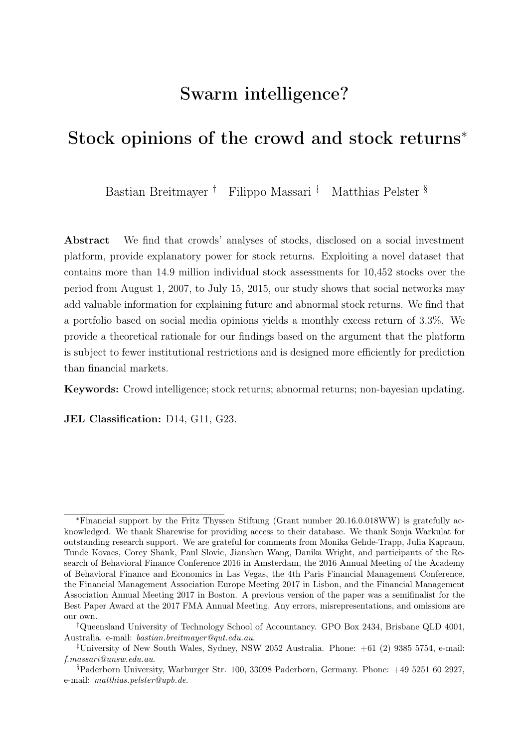# Swarm intelligence?

# Stock opinions of the crowd and stock returns*

Bastian Breitmayer † Filippo Massari ‡ Matthias Pelster §

**Abstract** We find that crowds' analyses of stocks, disclosed on a social investment platform, provide explanatory power for stock returns. Exploiting a novel dataset that contains more than 14.9 million individual stock assessments for 10,452 stocks over the period from August 1, 2007, to July 15, 2015, our study shows that social networks may add valuable information for explaining future and abnormal stock returns. We find that a portfolio based on social media opinions yields a monthly excess return of 3.3%. We provide a theoretical rationale for our findings based on the argument that the platform is subject to fewer institutional restrictions and is designed more efficiently for prediction than financial markets.

**Keywords:** Crowd intelligence; stock returns; abnormal returns; non-bayesian updating.

**JEL Classification:** D14, G11, G23.

---

*Financial support by the Fritz Thyssen Stiftung (Grant number 20.16.0.018WW) is gratefully acknowledged. We thank Sharewise for providing access to their database. We thank Sonja Warkulat for outstanding research support. We are grateful for comments from Monika Gehde-Trapp, Julia Kapraun, Tunde Kovacs, Corey Shank, Paul Slovic, Jianshen Wang, Danika Wright, and participants of the Research of Behavioral Finance Conference 2016 in Amsterdam, the 2016 Annual Meeting of the Academy of Behavioral Finance and Economics in Las Vegas, the 4th Paris Financial Management Conference, the Financial Management Association Europe Meeting 2017 in Lisbon, and the Financial Management Association Annual Meeting 2017 in Boston. A previous version of the paper was a semifinalist for the Best Paper Award at the 2017 FMA Annual Meeting. Any errors, misrepresentations, and omissions are our own.

†Queensland University of Technology School of Accountancy. GPO Box 2434, Brisbane QLD 4001, Australia. e-mail: *bastian.breitmayer@qut.edu.au*.

‡University of New South Wales, Sydney, NSW 2052 Australia. Phone: +61 (2) 9385 5754, e-mail: *f.massari@unsw.edu.au*.

§Paderborn University, Warburger Str. 100, 33098 Paderborn, Germany. Phone: +49 5251 60 2927, e-mail: *matthias.pelster@upb.de*.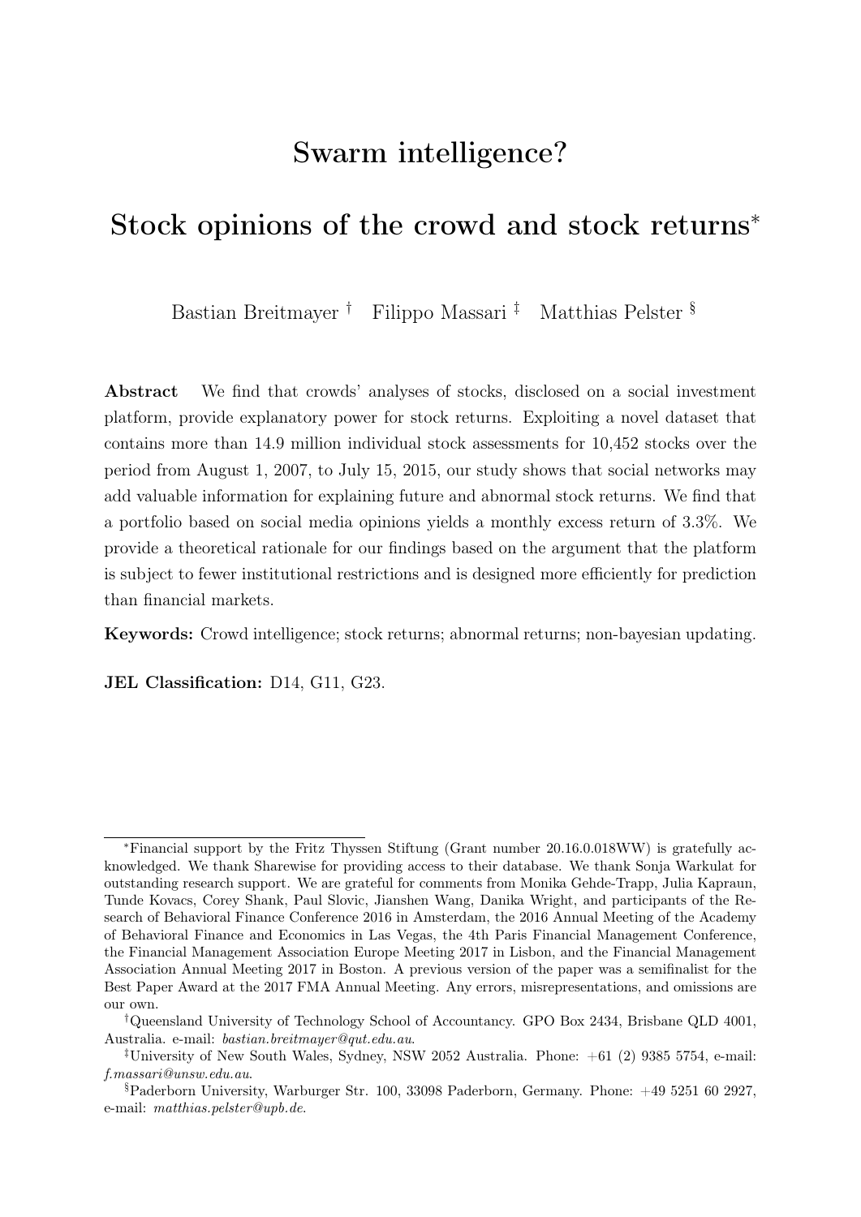# Swarm intelligence?

# Stock opinions of the crowd and stock returns*

Bastian Breitmayer † Filippo Massari ‡ Matthias Pelster §

**Abstract** We find that crowds' analyses of stocks, disclosed on a social investment platform, provide explanatory power for stock returns. Exploiting a novel dataset that contains more than 14.9 million individual stock assessments for 10,452 stocks over the period from August 1, 2007, to July 15, 2015, our study shows that social networks may add valuable information for explaining future and abnormal stock returns. We find that a portfolio based on social media opinions yields a monthly excess return of 3.3%. We provide a theoretical rationale for our findings based on the argument that the platform is subject to fewer institutional restrictions and is designed more efficiently for prediction than financial markets.

**Keywords:** Crowd intelligence; stock returns; abnormal returns; non-bayesian updating.

**JEL Classification:** D14, G11, G23.

---

*Financial support by the Fritz Thyssen Stiftung (Grant number 20.16.0.018WW) is gratefully acknowledged. We thank Sharewise for providing access to their database. We thank Sonja Warkulat for outstanding research support. We are grateful for comments from Monika Gehde-Trapp, Julia Kapraun, Tunde Kovacs, Corey Shank, Paul Slovic, Jianshen Wang, Danika Wright, and participants of the Research of Behavioral Finance Conference 2016 in Amsterdam, the 2016 Annual Meeting of the Academy of Behavioral Finance and Economics in Las Vegas, the 4th Paris Financial Management Conference, the Financial Management Association Europe Meeting 2017 in Lisbon, and the Financial Management Association Annual Meeting 2017 in Boston. A previous version of the paper was a semifinalist for the Best Paper Award at the 2017 FMA Annual Meeting. Any errors, misrepresentations, and omissions are our own.

†Queensland University of Technology School of Accountancy. GPO Box 2434, Brisbane QLD 4001, Australia. e-mail: *bastian.breitmayer@qut.edu.au*.

‡University of New South Wales, Sydney, NSW 2052 Australia. Phone: +61 (2) 9385 5754, e-mail: *f.massari@unsw.edu.au*.

§Paderborn University, Warburger Str. 100, 33098 Paderborn, Germany. Phone: +49 5251 60 2927, e-mail: *matthias.pelster@upb.de*.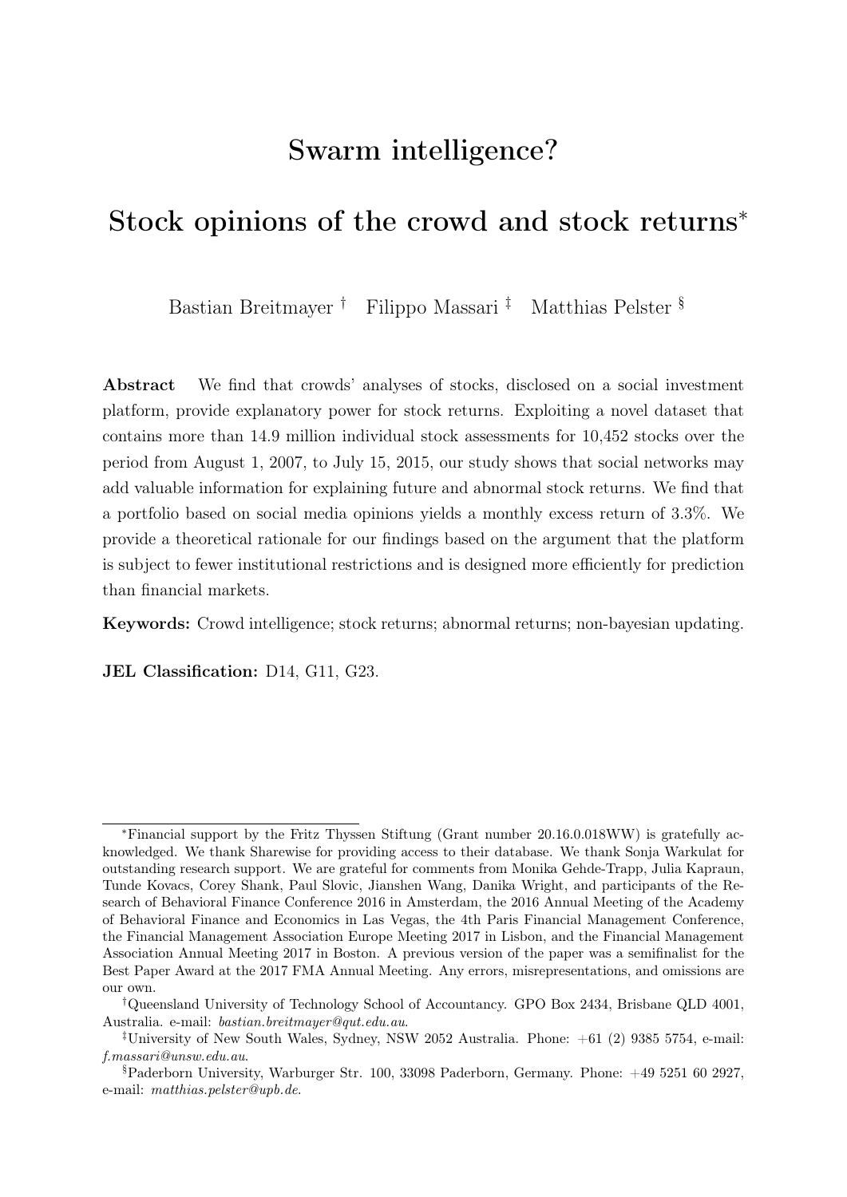# Swarm intelligence?

# Stock opinions of the crowd and stock returns*

Bastian Breitmayer † Filippo Massari ‡ Matthias Pelster §

**Abstract** We find that crowds' analyses of stocks, disclosed on a social investment platform, provide explanatory power for stock returns. Exploiting a novel dataset that contains more than 14.9 million individual stock assessments for 10,452 stocks over the period from August 1, 2007, to July 15, 2015, our study shows that social networks may add valuable information for explaining future and abnormal stock returns. We find that a portfolio based on social media opinions yields a monthly excess return of 3.3%. We provide a theoretical rationale for our findings based on the argument that the platform is subject to fewer institutional restrictions and is designed more efficiently for prediction than financial markets.

**Keywords:** Crowd intelligence; stock returns; abnormal returns; non-bayesian updating.

**JEL Classification:** D14, G11, G23.

---

*Financial support by the Fritz Thyssen Stiftung (Grant number 20.16.0.018WW) is gratefully acknowledged. We thank Sharewise for providing access to their database. We thank Sonja Warkulat for outstanding research support. We are grateful for comments from Monika Gehde-Trapp, Julia Kapraun, Tunde Kovacs, Corey Shank, Paul Slovic, Jianshen Wang, Danika Wright, and participants of the Research of Behavioral Finance Conference 2016 in Amsterdam, the 2016 Annual Meeting of the Academy of Behavioral Finance and Economics in Las Vegas, the 4th Paris Financial Management Conference, the Financial Management Association Europe Meeting 2017 in Lisbon, and the Financial Management Association Annual Meeting 2017 in Boston. A previous version of the paper was a semifinalist for the Best Paper Award at the 2017 FMA Annual Meeting. Any errors, misrepresentations, and omissions are our own.

†Queensland University of Technology School of Accountancy. GPO Box 2434, Brisbane QLD 4001, Australia. e-mail: *bastian.breitmayer@qut.edu.au*.

‡University of New South Wales, Sydney, NSW 2052 Australia. Phone: +61 (2) 9385 5754, e-mail: *f.massari@unsw.edu.au*.

§Paderborn University, Warburger Str. 100, 33098 Paderborn, Germany. Phone: +49 5251 60 2927, e-mail: *matthias.pelster@upb.de*.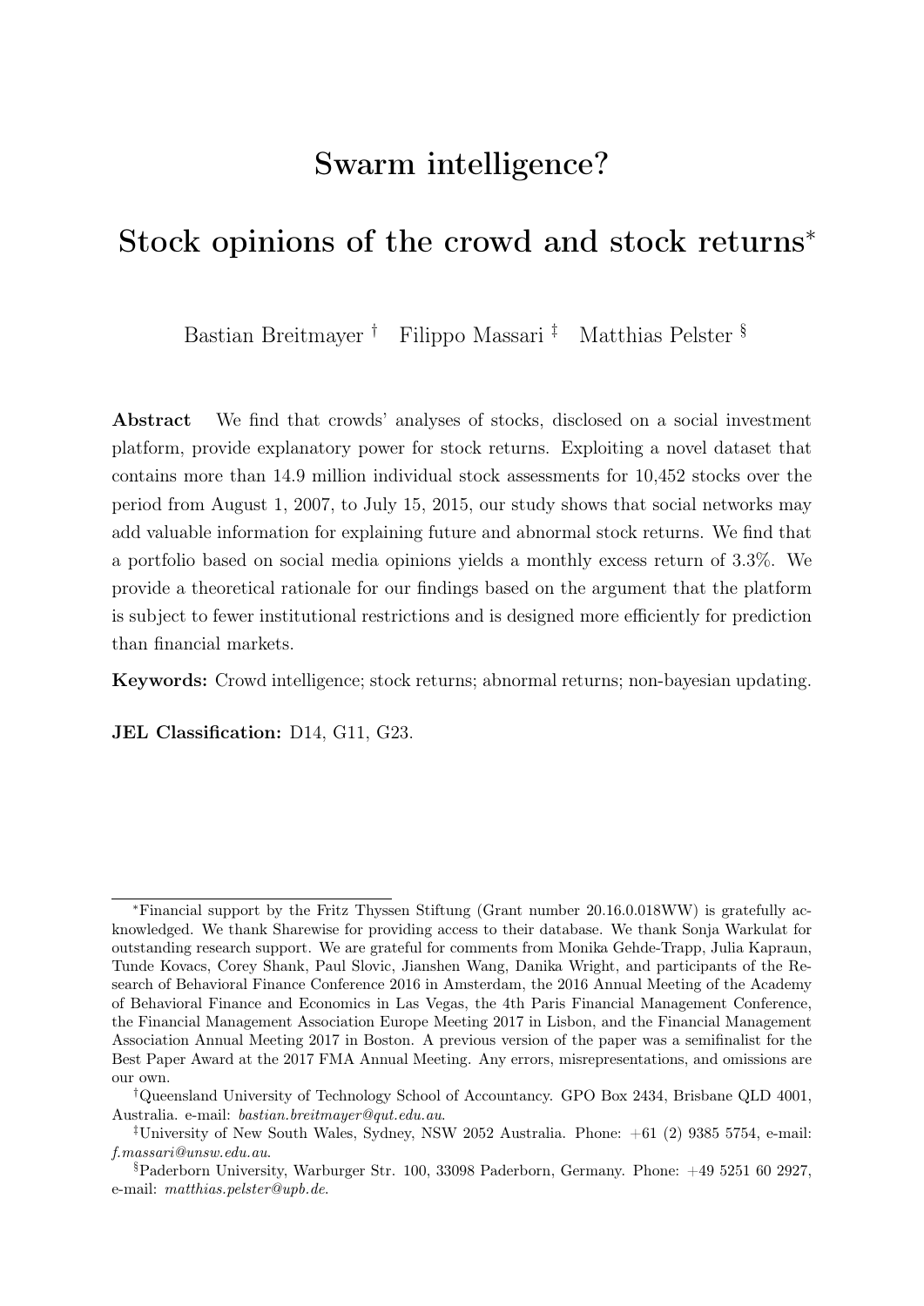# Swarm intelligence?

# Stock opinions of the crowd and stock returns*

Bastian Breitmayer † Filippo Massari ‡ Matthias Pelster §

**Abstract** We find that crowds' analyses of stocks, disclosed on a social investment platform, provide explanatory power for stock returns. Exploiting a novel dataset that contains more than 14.9 million individual stock assessments for 10,452 stocks over the period from August 1, 2007, to July 15, 2015, our study shows that social networks may add valuable information for explaining future and abnormal stock returns. We find that a portfolio based on social media opinions yields a monthly excess return of 3.3%. We provide a theoretical rationale for our findings based on the argument that the platform is subject to fewer institutional restrictions and is designed more efficiently for prediction than financial markets.

**Keywords:** Crowd intelligence; stock returns; abnormal returns; non-bayesian updating.

**JEL Classification:** D14, G11, G23.

---

*Financial support by the Fritz Thyssen Stiftung (Grant number 20.16.0.018WW) is gratefully acknowledged. We thank Sharewise for providing access to their database. We thank Sonja Warkulat for outstanding research support. We are grateful for comments from Monika Gehde-Trapp, Julia Kapraun, Tunde Kovacs, Corey Shank, Paul Slovic, Jianshen Wang, Danika Wright, and participants of the Research of Behavioral Finance Conference 2016 in Amsterdam, the 2016 Annual Meeting of the Academy of Behavioral Finance and Economics in Las Vegas, the 4th Paris Financial Management Conference, the Financial Management Association Europe Meeting 2017 in Lisbon, and the Financial Management Association Annual Meeting 2017 in Boston. A previous version of the paper was a semifinalist for the Best Paper Award at the 2017 FMA Annual Meeting. Any errors, misrepresentations, and omissions are our own.

†Queensland University of Technology School of Accountancy. GPO Box 2434, Brisbane QLD 4001, Australia. e-mail: *bastian.breitmayer@qut.edu.au*.

‡University of New South Wales, Sydney, NSW 2052 Australia. Phone: +61 (2) 9385 5754, e-mail: *f.massari@unsw.edu.au*.

§Paderborn University, Warburger Str. 100, 33098 Paderborn, Germany. Phone: +49 5251 60 2927, e-mail: *matthias.pelster@upb.de*.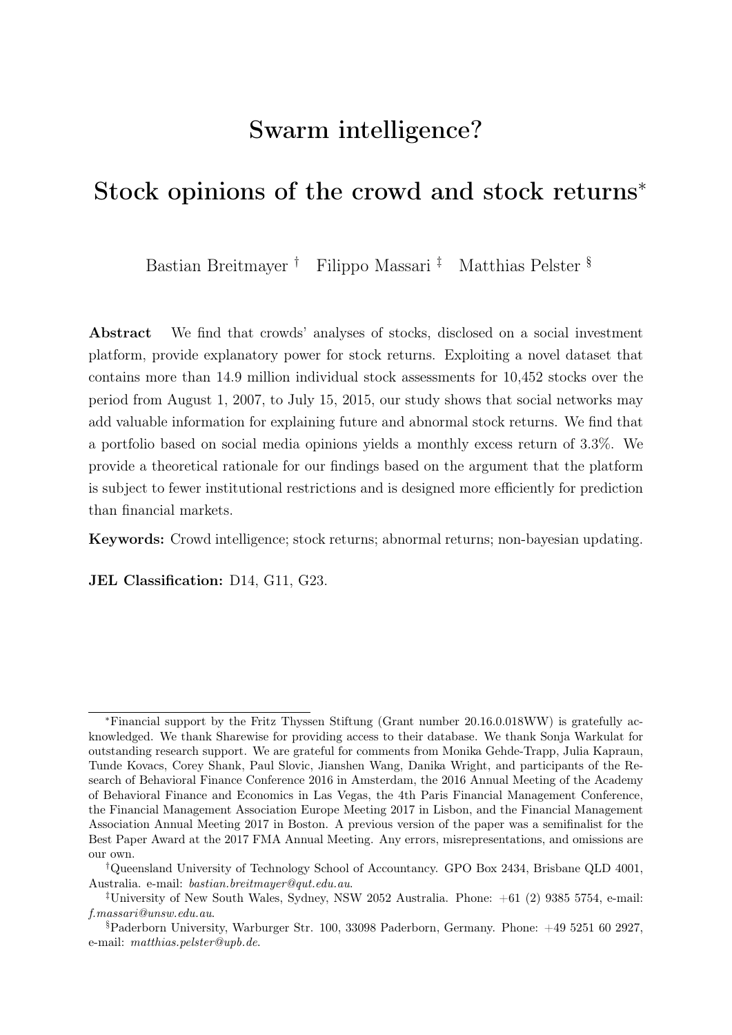# Swarm intelligence?

# Stock opinions of the crowd and stock returns*

Bastian Breitmayer † Filippo Massari ‡ Matthias Pelster §

**Abstract** We find that crowds' analyses of stocks, disclosed on a social investment platform, provide explanatory power for stock returns. Exploiting a novel dataset that contains more than 14.9 million individual stock assessments for 10,452 stocks over the period from August 1, 2007, to July 15, 2015, our study shows that social networks may add valuable information for explaining future and abnormal stock returns. We find that a portfolio based on social media opinions yields a monthly excess return of 3.3%. We provide a theoretical rationale for our findings based on the argument that the platform is subject to fewer institutional restrictions and is designed more efficiently for prediction than financial markets.

**Keywords:** Crowd intelligence; stock returns; abnormal returns; non-bayesian updating.

**JEL Classification:** D14, G11, G23.

---

*Financial support by the Fritz Thyssen Stiftung (Grant number 20.16.0.018WW) is gratefully acknowledged. We thank Sharewise for providing access to their database. We thank Sonja Warkulat for outstanding research support. We are grateful for comments from Monika Gehde-Trapp, Julia Kapraun, Tunde Kovacs, Corey Shank, Paul Slovic, Jianshen Wang, Danika Wright, and participants of the Research of Behavioral Finance Conference 2016 in Amsterdam, the 2016 Annual Meeting of the Academy of Behavioral Finance and Economics in Las Vegas, the 4th Paris Financial Management Conference, the Financial Management Association Europe Meeting 2017 in Lisbon, and the Financial Management Association Annual Meeting 2017 in Boston. A previous version of the paper was a semifinalist for the Best Paper Award at the 2017 FMA Annual Meeting. Any errors, misrepresentations, and omissions are our own.

†Queensland University of Technology School of Accountancy. GPO Box 2434, Brisbane QLD 4001, Australia. e-mail: *bastian.breitmayer@qut.edu.au*.

‡University of New South Wales, Sydney, NSW 2052 Australia. Phone: +61 (2) 9385 5754, e-mail: *f.massari@unsw.edu.au*.

§Paderborn University, Warburger Str. 100, 33098 Paderborn, Germany. Phone: +49 5251 60 2927, e-mail: *matthias.pelster@upb.de*.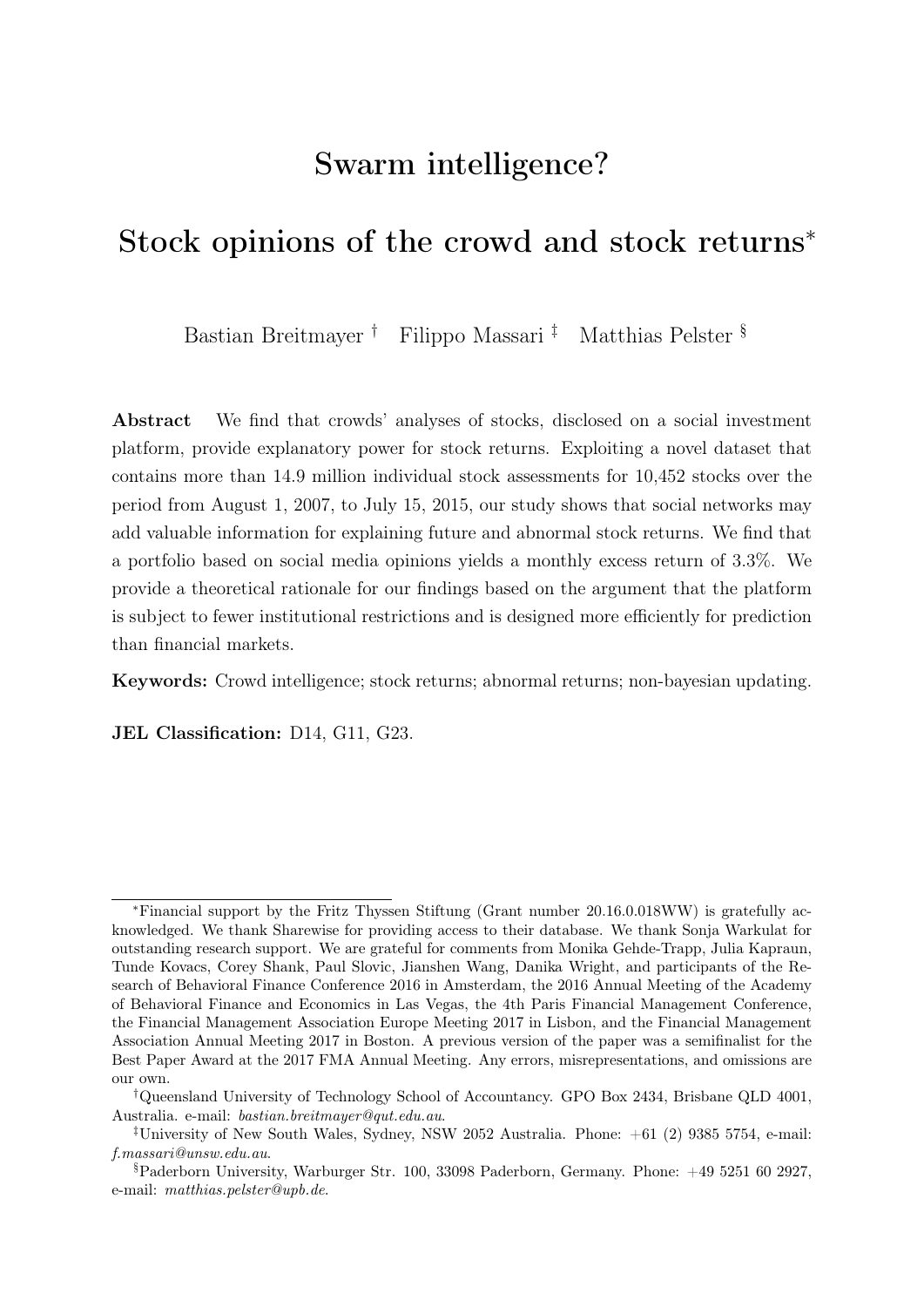# Swarm intelligence?

# Stock opinions of the crowd and stock returns*

Bastian Breitmayer † Filippo Massari ‡ Matthias Pelster §

**Abstract** We find that crowds' analyses of stocks, disclosed on a social investment platform, provide explanatory power for stock returns. Exploiting a novel dataset that contains more than 14.9 million individual stock assessments for 10,452 stocks over the period from August 1, 2007, to July 15, 2015, our study shows that social networks may add valuable information for explaining future and abnormal stock returns. We find that a portfolio based on social media opinions yields a monthly excess return of 3.3%. We provide a theoretical rationale for our findings based on the argument that the platform is subject to fewer institutional restrictions and is designed more efficiently for prediction than financial markets.

**Keywords:** Crowd intelligence; stock returns; abnormal returns; non-bayesian updating.

**JEL Classification:** D14, G11, G23.

---

*Financial support by the Fritz Thyssen Stiftung (Grant number 20.16.0.018WW) is gratefully acknowledged. We thank Sharewise for providing access to their database. We thank Sonja Warkulat for outstanding research support. We are grateful for comments from Monika Gehde-Trapp, Julia Kapraun, Tunde Kovacs, Corey Shank, Paul Slovic, Jianshen Wang, Danika Wright, and participants of the Research of Behavioral Finance Conference 2016 in Amsterdam, the 2016 Annual Meeting of the Academy of Behavioral Finance and Economics in Las Vegas, the 4th Paris Financial Management Conference, the Financial Management Association Europe Meeting 2017 in Lisbon, and the Financial Management Association Annual Meeting 2017 in Boston. A previous version of the paper was a semifinalist for the Best Paper Award at the 2017 FMA Annual Meeting. Any errors, misrepresentations, and omissions are our own.

†Queensland University of Technology School of Accountancy. GPO Box 2434, Brisbane QLD 4001, Australia. e-mail: *bastian.breitmayer@qut.edu.au*.

‡University of New South Wales, Sydney, NSW 2052 Australia. Phone: +61 (2) 9385 5754, e-mail: *f.massari@unsw.edu.au*.

§Paderborn University, Warburger Str. 100, 33098 Paderborn, Germany. Phone: +49 5251 60 2927, e-mail: *matthias.pelster@upb.de*.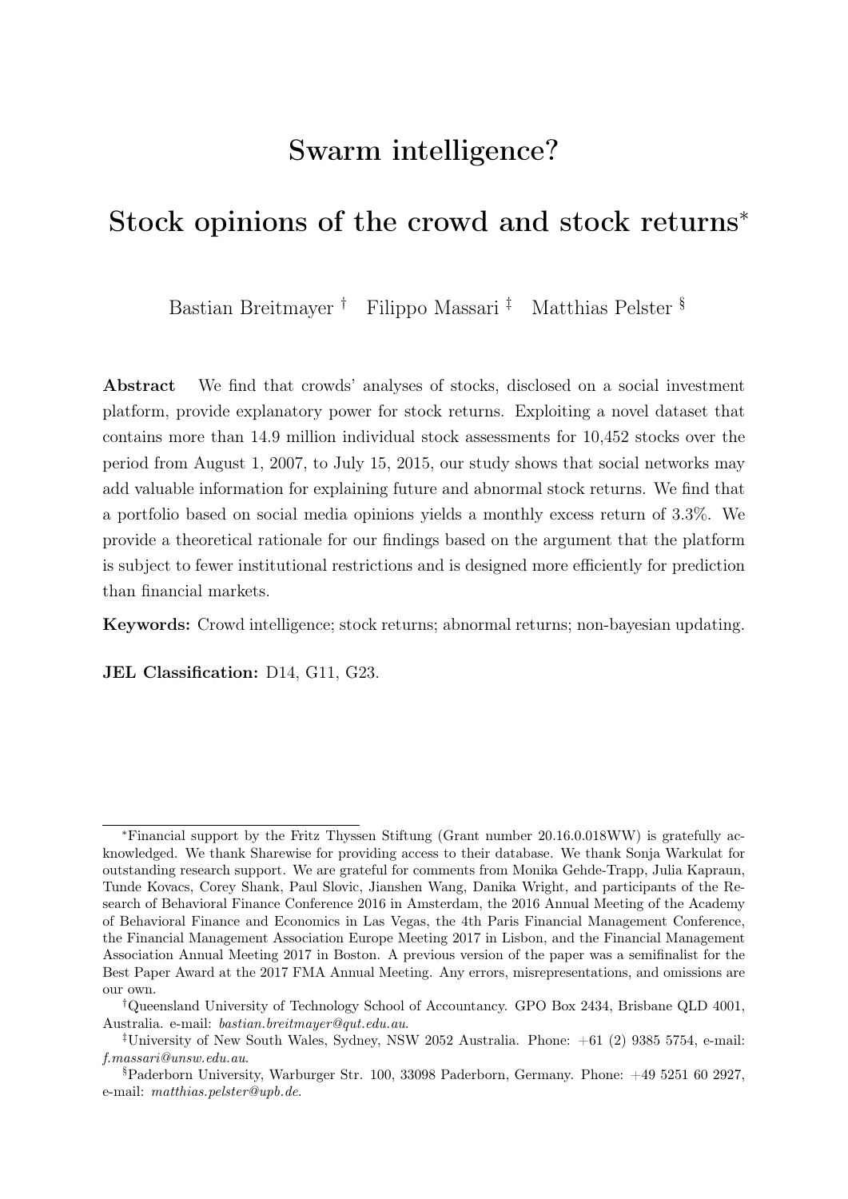# Swarm intelligence?

# Stock opinions of the crowd and stock returns*

Bastian Breitmayer † Filippo Massari ‡ Matthias Pelster §

**Abstract** We find that crowds' analyses of stocks, disclosed on a social investment platform, provide explanatory power for stock returns. Exploiting a novel dataset that contains more than 14.9 million individual stock assessments for 10,452 stocks over the period from August 1, 2007, to July 15, 2015, our study shows that social networks may add valuable information for explaining future and abnormal stock returns. We find that a portfolio based on social media opinions yields a monthly excess return of 3.3%. We provide a theoretical rationale for our findings based on the argument that the platform is subject to fewer institutional restrictions and is designed more efficiently for prediction than financial markets.

**Keywords:** Crowd intelligence; stock returns; abnormal returns; non-bayesian updating.

**JEL Classification:** D14, G11, G23.

---

*Financial support by the Fritz Thyssen Stiftung (Grant number 20.16.0.018WW) is gratefully acknowledged. We thank Sharewise for providing access to their database. We thank Sonja Warkulat for outstanding research support. We are grateful for comments from Monika Gehde-Trapp, Julia Kapraun, Tunde Kovacs, Corey Shank, Paul Slovic, Jianshen Wang, Danika Wright, and participants of the Research of Behavioral Finance Conference 2016 in Amsterdam, the 2016 Annual Meeting of the Academy of Behavioral Finance and Economics in Las Vegas, the 4th Paris Financial Management Conference, the Financial Management Association Europe Meeting 2017 in Lisbon, and the Financial Management Association Annual Meeting 2017 in Boston. A previous version of the paper was a semifinalist for the Best Paper Award at the 2017 FMA Annual Meeting. Any errors, misrepresentations, and omissions are our own.

†Queensland University of Technology School of Accountancy. GPO Box 2434, Brisbane QLD 4001, Australia. e-mail: *bastian.breitmayer@qut.edu.au*.

‡University of New South Wales, Sydney, NSW 2052 Australia. Phone: +61 (2) 9385 5754, e-mail: *f.massari@unsw.edu.au*.

§Paderborn University, Warburger Str. 100, 33098 Paderborn, Germany. Phone: +49 5251 60 2927, e-mail: *matthias.pelster@upb.de*.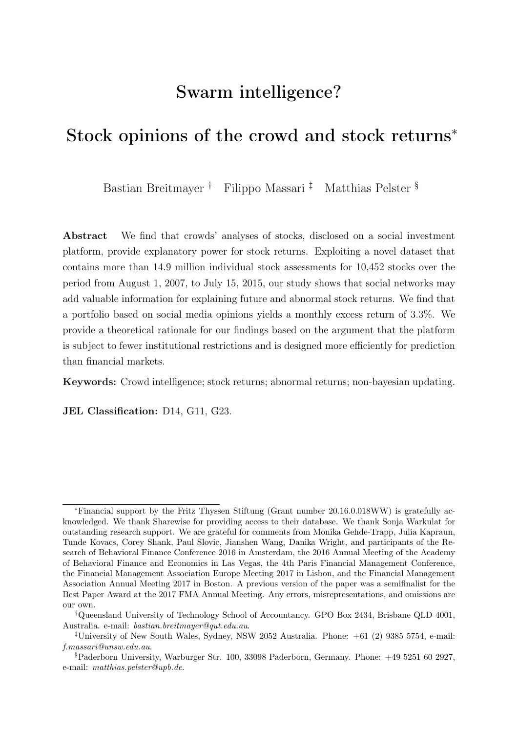# Swarm intelligence?

# Stock opinions of the crowd and stock returns*

Bastian Breitmayer † Filippo Massari ‡ Matthias Pelster §

**Abstract** We find that crowds' analyses of stocks, disclosed on a social investment platform, provide explanatory power for stock returns. Exploiting a novel dataset that contains more than 14.9 million individual stock assessments for 10,452 stocks over the period from August 1, 2007, to July 15, 2015, our study shows that social networks may add valuable information for explaining future and abnormal stock returns. We find that a portfolio based on social media opinions yields a monthly excess return of 3.3%. We provide a theoretical rationale for our findings based on the argument that the platform is subject to fewer institutional restrictions and is designed more efficiently for prediction than financial markets.

**Keywords:** Crowd intelligence; stock returns; abnormal returns; non-bayesian updating.

**JEL Classification:** D14, G11, G23.

---

*Financial support by the Fritz Thyssen Stiftung (Grant number 20.16.0.018WW) is gratefully acknowledged. We thank Sharewise for providing access to their database. We thank Sonja Warkulat for outstanding research support. We are grateful for comments from Monika Gehde-Trapp, Julia Kapraun, Tunde Kovacs, Corey Shank, Paul Slovic, Jianshen Wang, Danika Wright, and participants of the Research of Behavioral Finance Conference 2016 in Amsterdam, the 2016 Annual Meeting of the Academy of Behavioral Finance and Economics in Las Vegas, the 4th Paris Financial Management Conference, the Financial Management Association Europe Meeting 2017 in Lisbon, and the Financial Management Association Annual Meeting 2017 in Boston. A previous version of the paper was a semifinalist for the Best Paper Award at the 2017 FMA Annual Meeting. Any errors, misrepresentations, and omissions are our own.

†Queensland University of Technology School of Accountancy. GPO Box 2434, Brisbane QLD 4001, Australia. e-mail: *bastian.breitmayer@qut.edu.au*.

‡University of New South Wales, Sydney, NSW 2052 Australia. Phone: +61 (2) 9385 5754, e-mail: *f.massari@unsw.edu.au*.

§Paderborn University, Warburger Str. 100, 33098 Paderborn, Germany. Phone: +49 5251 60 2927, e-mail: *matthias.pelster@upb.de*.